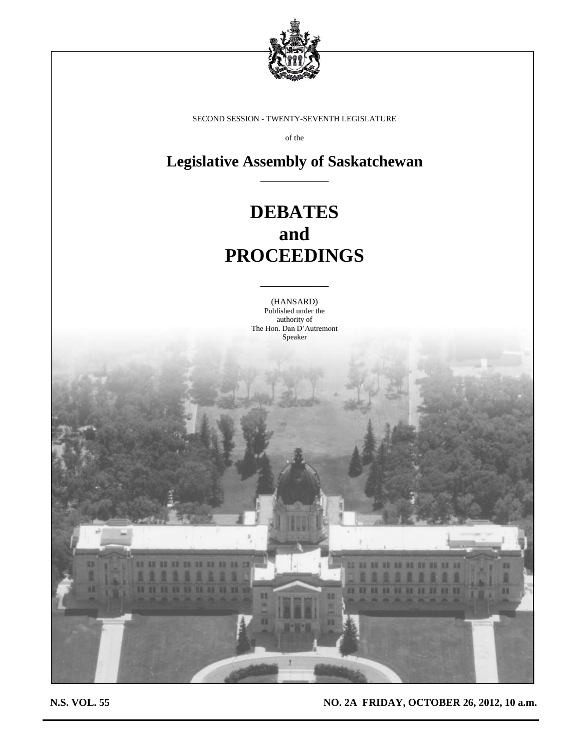SECOND SESSION - TWENTY-SEVENTH LEGISLATURE

of the

# Legislative Assembly of Saskatchewan

# DEBATES and PROCEEDINGS

(HANSARD)
Published under the
authority of
The Hon. Dan D'Autremont
Speaker

**N.S. VOL. 55** **NO. 2A FRIDAY, OCTOBER 26, 2012, 10 a.m.**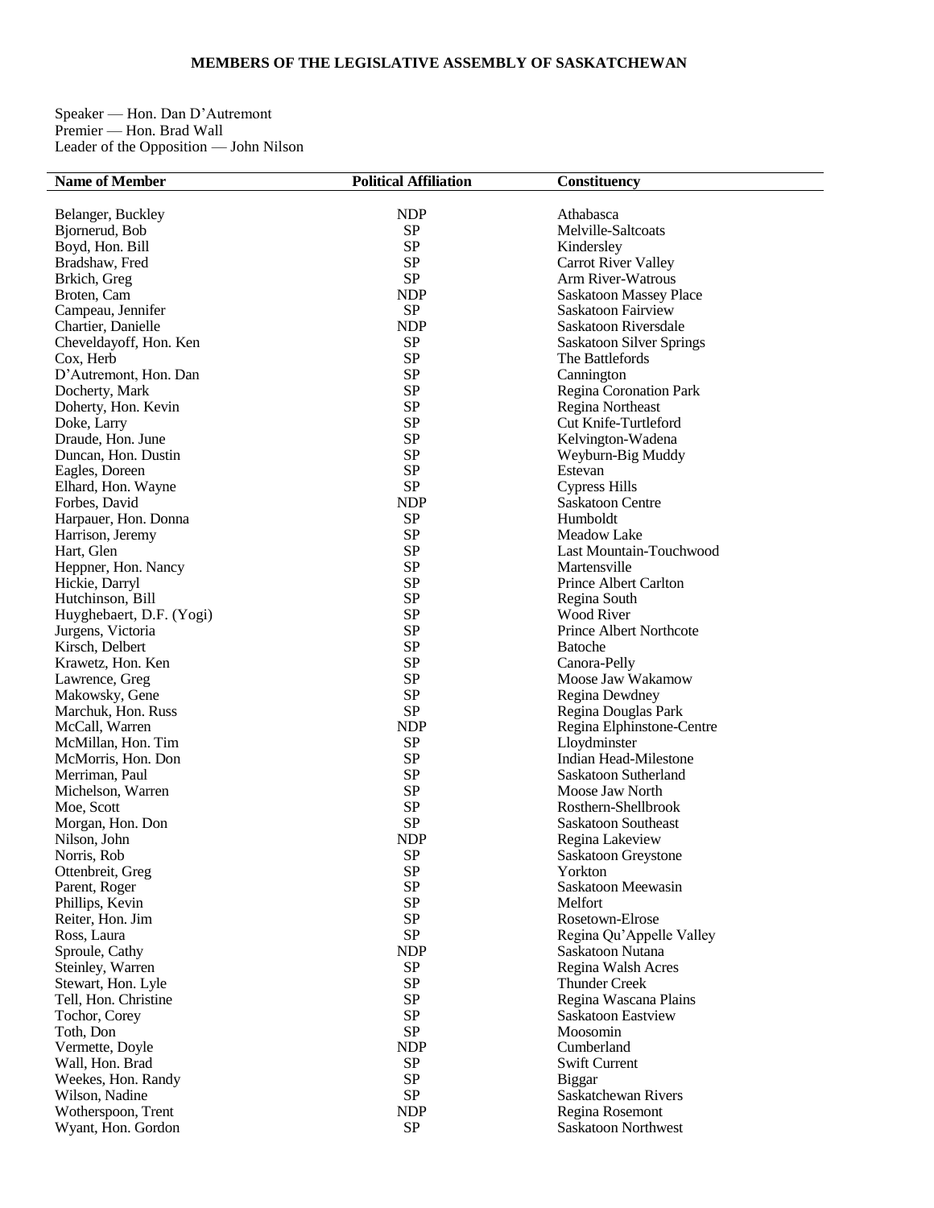# MEMBERS OF THE LEGISLATIVE ASSEMBLY OF SASKATCHEWAN

Speaker — Hon. Dan D'Autremont
Premier — Hon. Brad Wall
Leader of the Opposition — John Nilson

| Name of Member | Political Affiliation | Constituency |
|---|---|---|
| Belanger, Buckley | NDP | Athabasca |
| Bjornerud, Bob | SP | Melville-Saltcoats |
| Boyd, Hon. Bill | SP | Kindersley |
| Bradshaw, Fred | SP | Carrot River Valley |
| Brkich, Greg | SP | Arm River-Watrous |
| Broten, Cam | NDP | Saskatoon Massey Place |
| Campeau, Jennifer | SP | Saskatoon Fairview |
| Chartier, Danielle | NDP | Saskatoon Riversdale |
| Cheveldayoff, Hon. Ken | SP | Saskatoon Silver Springs |
| Cox, Herb | SP | The Battlefords |
| D'Autremont, Hon. Dan | SP | Cannington |
| Docherty, Mark | SP | Regina Coronation Park |
| Doherty, Hon. Kevin | SP | Regina Northeast |
| Doke, Larry | SP | Cut Knife-Turtleford |
| Draude, Hon. June | SP | Kelvington-Wadena |
| Duncan, Hon. Dustin | SP | Weyburn-Big Muddy |
| Eagles, Doreen | SP | Estevan |
| Elhard, Hon. Wayne | SP | Cypress Hills |
| Forbes, David | NDP | Saskatoon Centre |
| Harpauer, Hon. Donna | SP | Humboldt |
| Harrison, Jeremy | SP | Meadow Lake |
| Hart, Glen | SP | Last Mountain-Touchwood |
| Heppner, Hon. Nancy | SP | Martensville |
| Hickie, Darryl | SP | Prince Albert Carlton |
| Hutchinson, Bill | SP | Regina South |
| Huyghebaert, D.F. (Yogi) | SP | Wood River |
| Jurgens, Victoria | SP | Prince Albert Northcote |
| Kirsch, Delbert | SP | Batoche |
| Krawetz, Hon. Ken | SP | Canora-Pelly |
| Lawrence, Greg | SP | Moose Jaw Wakamow |
| Makowsky, Gene | SP | Regina Dewdney |
| Marchuk, Hon. Russ | SP | Regina Douglas Park |
| McCall, Warren | NDP | Regina Elphinstone-Centre |
| McMillan, Hon. Tim | SP | Lloydminster |
| McMorris, Hon. Don | SP | Indian Head-Milestone |
| Merriman, Paul | SP | Saskatoon Sutherland |
| Michelson, Warren | SP | Moose Jaw North |
| Moe, Scott | SP | Rosthern-Shellbrook |
| Morgan, Hon. Don | SP | Saskatoon Southeast |
| Nilson, John | NDP | Regina Lakeview |
| Norris, Rob | SP | Saskatoon Greystone |
| Ottenbreit, Greg | SP | Yorkton |
| Parent, Roger | SP | Saskatoon Meewasin |
| Phillips, Kevin | SP | Melfort |
| Reiter, Hon. Jim | SP | Rosetown-Elrose |
| Ross, Laura | SP | Regina Qu'Appelle Valley |
| Sproule, Cathy | NDP | Saskatoon Nutana |
| Steinley, Warren | SP | Regina Walsh Acres |
| Stewart, Hon. Lyle | SP | Thunder Creek |
| Tell, Hon. Christine | SP | Regina Wascana Plains |
| Tochor, Corey | SP | Saskatoon Eastview |
| Toth, Don | SP | Moosomin |
| Vermette, Doyle | NDP | Cumberland |
| Wall, Hon. Brad | SP | Swift Current |
| Weekes, Hon. Randy | SP | Biggar |
| Wilson, Nadine | SP | Saskatchewan Rivers |
| Wotherspoon, Trent | NDP | Regina Rosemont |
| Wyant, Hon. Gordon | SP | Saskatoon Northwest |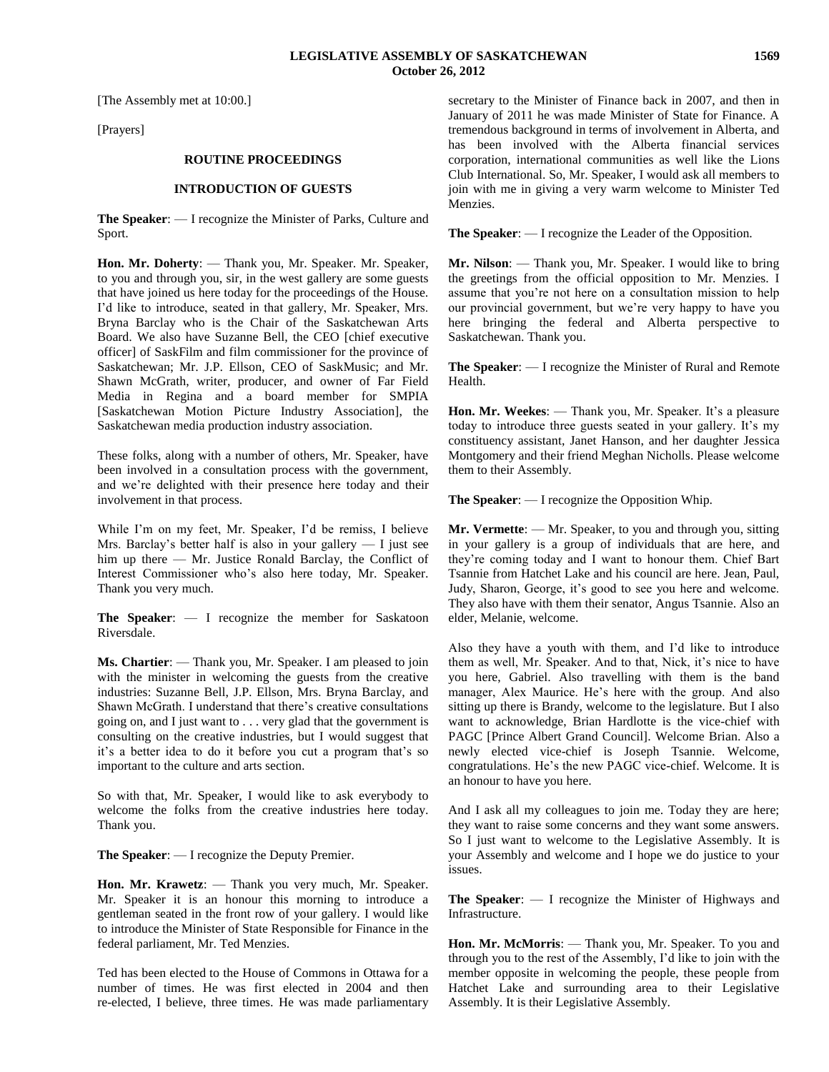[The Assembly met at 10:00.]

[Prayers]

## ROUTINE PROCEEDINGS

### INTRODUCTION OF GUESTS

**The Speaker**: — I recognize the Minister of Parks, Culture and Sport.

**Hon. Mr. Doherty**: — Thank you, Mr. Speaker. Mr. Speaker, to you and through you, sir, in the west gallery are some guests that have joined us here today for the proceedings of the House. I'd like to introduce, seated in that gallery, Mr. Speaker, Mrs. Bryna Barclay who is the Chair of the Saskatchewan Arts Board. We also have Suzanne Bell, the CEO [chief executive officer] of SaskFilm and film commissioner for the province of Saskatchewan; Mr. J.P. Ellson, CEO of SaskMusic; and Mr. Shawn McGrath, writer, producer, and owner of Far Field Media in Regina and a board member for SMPIA [Saskatchewan Motion Picture Industry Association], the Saskatchewan media production industry association.

These folks, along with a number of others, Mr. Speaker, have been involved in a consultation process with the government, and we're delighted with their presence here today and their involvement in that process.

While I'm on my feet, Mr. Speaker, I'd be remiss, I believe Mrs. Barclay's better half is also in your gallery — I just see him up there — Mr. Justice Ronald Barclay, the Conflict of Interest Commissioner who's also here today, Mr. Speaker. Thank you very much.

**The Speaker**: — I recognize the member for Saskatoon Riversdale.

**Ms. Chartier**: — Thank you, Mr. Speaker. I am pleased to join with the minister in welcoming the guests from the creative industries: Suzanne Bell, J.P. Ellson, Mrs. Bryna Barclay, and Shawn McGrath. I understand that there's creative consultations going on, and I just want to . . . very glad that the government is consulting on the creative industries, but I would suggest that it's a better idea to do it before you cut a program that's so important to the culture and arts section.

So with that, Mr. Speaker, I would like to ask everybody to welcome the folks from the creative industries here today. Thank you.

**The Speaker**: — I recognize the Deputy Premier.

**Hon. Mr. Krawetz**: — Thank you very much, Mr. Speaker. Mr. Speaker it is an honour this morning to introduce a gentleman seated in the front row of your gallery. I would like to introduce the Minister of State Responsible for Finance in the federal parliament, Mr. Ted Menzies.

Ted has been elected to the House of Commons in Ottawa for a number of times. He was first elected in 2004 and then re-elected, I believe, three times. He was made parliamentary secretary to the Minister of Finance back in 2007, and then in January of 2011 he was made Minister of State for Finance. A tremendous background in terms of involvement in Alberta, and has been involved with the Alberta financial services corporation, international communities as well like the Lions Club International. So, Mr. Speaker, I would ask all members to join with me in giving a very warm welcome to Minister Ted Menzies.

**The Speaker**: — I recognize the Leader of the Opposition.

**Mr. Nilson**: — Thank you, Mr. Speaker. I would like to bring the greetings from the official opposition to Mr. Menzies. I assume that you're not here on a consultation mission to help our provincial government, but we're very happy to have you here bringing the federal and Alberta perspective to Saskatchewan. Thank you.

**The Speaker**: — I recognize the Minister of Rural and Remote Health.

**Hon. Mr. Weekes**: — Thank you, Mr. Speaker. It's a pleasure today to introduce three guests seated in your gallery. It's my constituency assistant, Janet Hanson, and her daughter Jessica Montgomery and their friend Meghan Nicholls. Please welcome them to their Assembly.

**The Speaker**: — I recognize the Opposition Whip.

**Mr. Vermette**: — Mr. Speaker, to you and through you, sitting in your gallery is a group of individuals that are here, and they're coming today and I want to honour them. Chief Bart Tsannie from Hatchet Lake and his council are here. Jean, Paul, Judy, Sharon, George, it's good to see you here and welcome. They also have with them their senator, Angus Tsannie. Also an elder, Melanie, welcome.

Also they have a youth with them, and I'd like to introduce them as well, Mr. Speaker. And to that, Nick, it's nice to have you here, Gabriel. Also travelling with them is the band manager, Alex Maurice. He's here with the group. And also sitting up there is Brandy, welcome to the legislature. But I also want to acknowledge, Brian Hardlotte is the vice-chief with PAGC [Prince Albert Grand Council]. Welcome Brian. Also a newly elected vice-chief is Joseph Tsannie. Welcome, congratulations. He's the new PAGC vice-chief. Welcome. It is an honour to have you here.

And I ask all my colleagues to join me. Today they are here; they want to raise some concerns and they want some answers. So I just want to welcome to the Legislative Assembly. It is your Assembly and welcome and I hope we do justice to your issues.

**The Speaker**: — I recognize the Minister of Highways and Infrastructure.

**Hon. Mr. McMorris**: — Thank you, Mr. Speaker. To you and through you to the rest of the Assembly, I'd like to join with the member opposite in welcoming the people, these people from Hatchet Lake and surrounding area to their Legislative Assembly. It is their Legislative Assembly.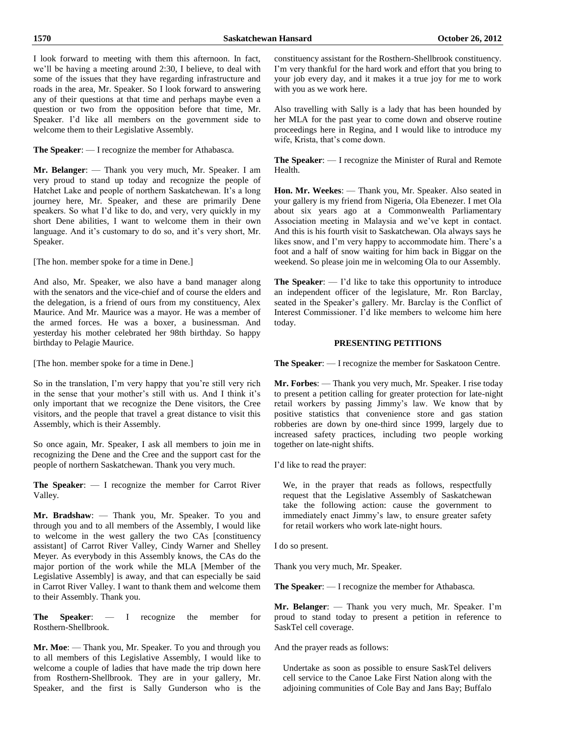I look forward to meeting with them this afternoon. In fact, we'll be having a meeting around 2:30, I believe, to deal with some of the issues that they have regarding infrastructure and roads in the area, Mr. Speaker. So I look forward to answering any of their questions at that time and perhaps maybe even a question or two from the opposition before that time, Mr. Speaker. I'd like all members on the government side to welcome them to their Legislative Assembly.

**The Speaker**: — I recognize the member for Athabasca.

**Mr. Belanger**: — Thank you very much, Mr. Speaker. I am very proud to stand up today and recognize the people of Hatchet Lake and people of northern Saskatchewan. It's a long journey here, Mr. Speaker, and these are primarily Dene speakers. So what I'd like to do, and very, very quickly in my short Dene abilities, I want to welcome them in their own language. And it's customary to do so, and it's very short, Mr. Speaker.

[The hon. member spoke for a time in Dene.]

And also, Mr. Speaker, we also have a band manager along with the senators and the vice-chief and of course the elders and the delegation, is a friend of ours from my constituency, Alex Maurice. And Mr. Maurice was a mayor. He was a member of the armed forces. He was a boxer, a businessman. And yesterday his mother celebrated her 98th birthday. So happy birthday to Pelagie Maurice.

[The hon. member spoke for a time in Dene.]

So in the translation, I'm very happy that you're still very rich in the sense that your mother's still with us. And I think it's only important that we recognize the Dene visitors, the Cree visitors, and the people that travel a great distance to visit this Assembly, which is their Assembly.

So once again, Mr. Speaker, I ask all members to join me in recognizing the Dene and the Cree and the support cast for the people of northern Saskatchewan. Thank you very much.

**The Speaker**: — I recognize the member for Carrot River Valley.

**Mr. Bradshaw**: — Thank you, Mr. Speaker. To you and through you and to all members of the Assembly, I would like to welcome in the west gallery the two CAs [constituency assistant] of Carrot River Valley, Cindy Warner and Shelley Meyer. As everybody in this Assembly knows, the CAs do the major portion of the work while the MLA [Member of the Legislative Assembly] is away, and that can especially be said in Carrot River Valley. I want to thank them and welcome them to their Assembly. Thank you.

**The Speaker**: — I recognize the member for Rosthern-Shellbrook.

**Mr. Moe**: — Thank you, Mr. Speaker. To you and through you to all members of this Legislative Assembly, I would like to welcome a couple of ladies that have made the trip down here from Rosthern-Shellbrook. They are in your gallery, Mr. Speaker, and the first is Sally Gunderson who is the constituency assistant for the Rosthern-Shellbrook constituency. I'm very thankful for the hard work and effort that you bring to your job every day, and it makes it a true joy for me to work with you as we work here.

Also travelling with Sally is a lady that has been hounded by her MLA for the past year to come down and observe routine proceedings here in Regina, and I would like to introduce my wife, Krista, that's come down.

**The Speaker**: — I recognize the Minister of Rural and Remote Health.

**Hon. Mr. Weekes**: — Thank you, Mr. Speaker. Also seated in your gallery is my friend from Nigeria, Ola Ebenezer. I met Ola about six years ago at a Commonwealth Parliamentary Association meeting in Malaysia and we've kept in contact. And this is his fourth visit to Saskatchewan. Ola always says he likes snow, and I'm very happy to accommodate him. There's a foot and a half of snow waiting for him back in Biggar on the weekend. So please join me in welcoming Ola to our Assembly.

**The Speaker**: — I'd like to take this opportunity to introduce an independent officer of the legislature, Mr. Ron Barclay, seated in the Speaker's gallery. Mr. Barclay is the Conflict of Interest Commissioner. I'd like members to welcome him here today.

## PRESENTING PETITIONS

**The Speaker**: — I recognize the member for Saskatoon Centre.

**Mr. Forbes**: — Thank you very much, Mr. Speaker. I rise today to present a petition calling for greater protection for late-night retail workers by passing Jimmy's law. We know that by positive statistics that convenience store and gas station robberies are down by one-third since 1999, largely due to increased safety practices, including two people working together on late-night shifts.

I'd like to read the prayer:

> We, in the prayer that reads as follows, respectfully request that the Legislative Assembly of Saskatchewan take the following action: cause the government to immediately enact Jimmy's law, to ensure greater safety for retail workers who work late-night hours.

I do so present.

Thank you very much, Mr. Speaker.

**The Speaker**: — I recognize the member for Athabasca.

**Mr. Belanger**: — Thank you very much, Mr. Speaker. I'm proud to stand today to present a petition in reference to SaskTel cell coverage.

And the prayer reads as follows:

> Undertake as soon as possible to ensure SaskTel delivers cell service to the Canoe Lake First Nation along with the adjoining communities of Cole Bay and Jans Bay; Buffalo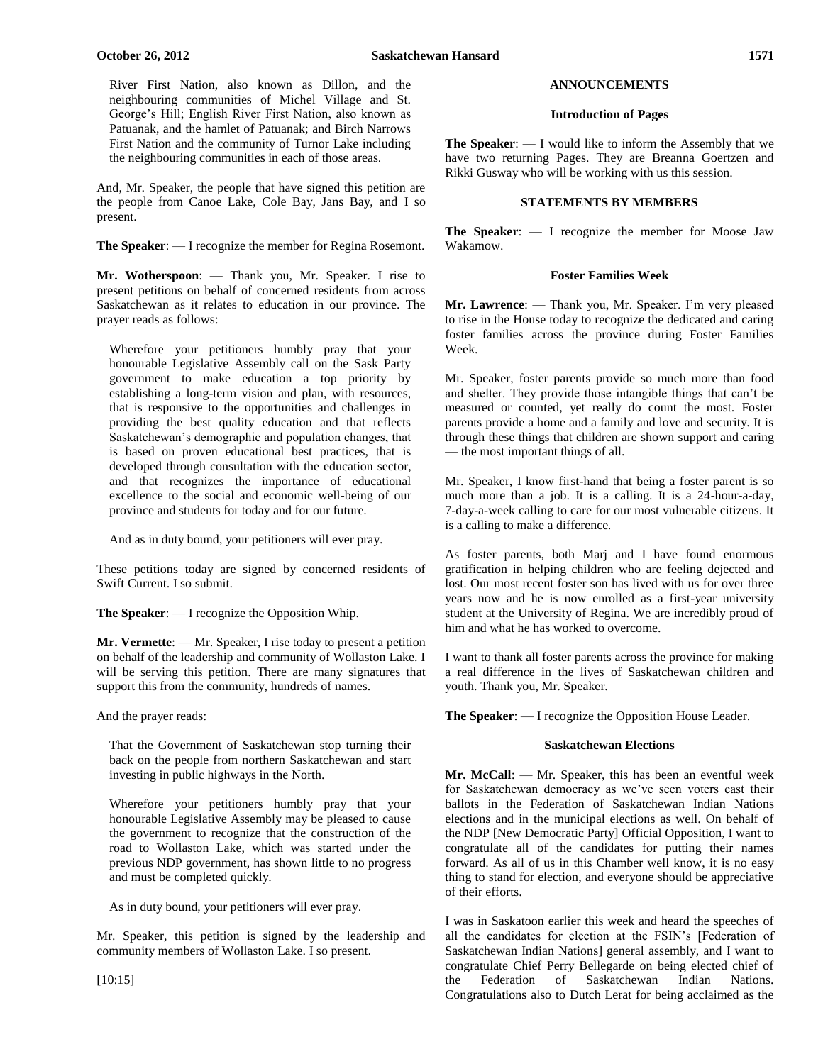River First Nation, also known as Dillon, and the neighbouring communities of Michel Village and St. George's Hill; English River First Nation, also known as Patuanak, and the hamlet of Patuanak; and Birch Narrows First Nation and the community of Turnor Lake including the neighbouring communities in each of those areas.

And, Mr. Speaker, the people that have signed this petition are the people from Canoe Lake, Cole Bay, Jans Bay, and I so present.

**The Speaker**: — I recognize the member for Regina Rosemont.

**Mr. Wotherspoon**: — Thank you, Mr. Speaker. I rise to present petitions on behalf of concerned residents from across Saskatchewan as it relates to education in our province. The prayer reads as follows:

> Wherefore your petitioners humbly pray that your honourable Legislative Assembly call on the Sask Party government to make education a top priority by establishing a long-term vision and plan, with resources, that is responsive to the opportunities and challenges in providing the best quality education and that reflects Saskatchewan's demographic and population changes, that is based on proven educational best practices, that is developed through consultation with the education sector, and that recognizes the importance of educational excellence to the social and economic well-being of our province and students for today and for our future.
>
> And as in duty bound, your petitioners will ever pray.

These petitions today are signed by concerned residents of Swift Current. I so submit.

**The Speaker**: — I recognize the Opposition Whip.

**Mr. Vermette**: — Mr. Speaker, I rise today to present a petition on behalf of the leadership and community of Wollaston Lake. I will be serving this petition. There are many signatures that support this from the community, hundreds of names.

And the prayer reads:

> That the Government of Saskatchewan stop turning their back on the people from northern Saskatchewan and start investing in public highways in the North.
>
> Wherefore your petitioners humbly pray that your honourable Legislative Assembly may be pleased to cause the government to recognize that the construction of the road to Wollaston Lake, which was started under the previous NDP government, has shown little to no progress and must be completed quickly.
>
> As in duty bound, your petitioners will ever pray.

Mr. Speaker, this petition is signed by the leadership and community members of Wollaston Lake. I so present.

[10:15]

## ANNOUNCEMENTS

### Introduction of Pages

**The Speaker**: — I would like to inform the Assembly that we have two returning Pages. They are Breanna Goertzen and Rikki Gusway who will be working with us this session.

## STATEMENTS BY MEMBERS

**The Speaker**: — I recognize the member for Moose Jaw Wakamow.

### Foster Families Week

**Mr. Lawrence**: — Thank you, Mr. Speaker. I'm very pleased to rise in the House today to recognize the dedicated and caring foster families across the province during Foster Families Week.

Mr. Speaker, foster parents provide so much more than food and shelter. They provide those intangible things that can't be measured or counted, yet really do count the most. Foster parents provide a home and a family and love and security. It is through these things that children are shown support and caring — the most important things of all.

Mr. Speaker, I know first-hand that being a foster parent is so much more than a job. It is a calling. It is a 24-hour-a-day, 7-day-a-week calling to care for our most vulnerable citizens. It is a calling to make a difference.

As foster parents, both Marj and I have found enormous gratification in helping children who are feeling dejected and lost. Our most recent foster son has lived with us for over three years now and he is now enrolled as a first-year university student at the University of Regina. We are incredibly proud of him and what he has worked to overcome.

I want to thank all foster parents across the province for making a real difference in the lives of Saskatchewan children and youth. Thank you, Mr. Speaker.

**The Speaker**: — I recognize the Opposition House Leader.

### Saskatchewan Elections

**Mr. McCall**: — Mr. Speaker, this has been an eventful week for Saskatchewan democracy as we've seen voters cast their ballots in the Federation of Saskatchewan Indian Nations elections and in the municipal elections as well. On behalf of the NDP [New Democratic Party] Official Opposition, I want to congratulate all of the candidates for putting their names forward. As all of us in this Chamber well know, it is no easy thing to stand for election, and everyone should be appreciative of their efforts.

I was in Saskatoon earlier this week and heard the speeches of all the candidates for election at the FSIN's [Federation of Saskatchewan Indian Nations] general assembly, and I want to congratulate Chief Perry Bellegarde on being elected chief of the Federation of Saskatchewan Indian Nations. Congratulations also to Dutch Lerat for being acclaimed as the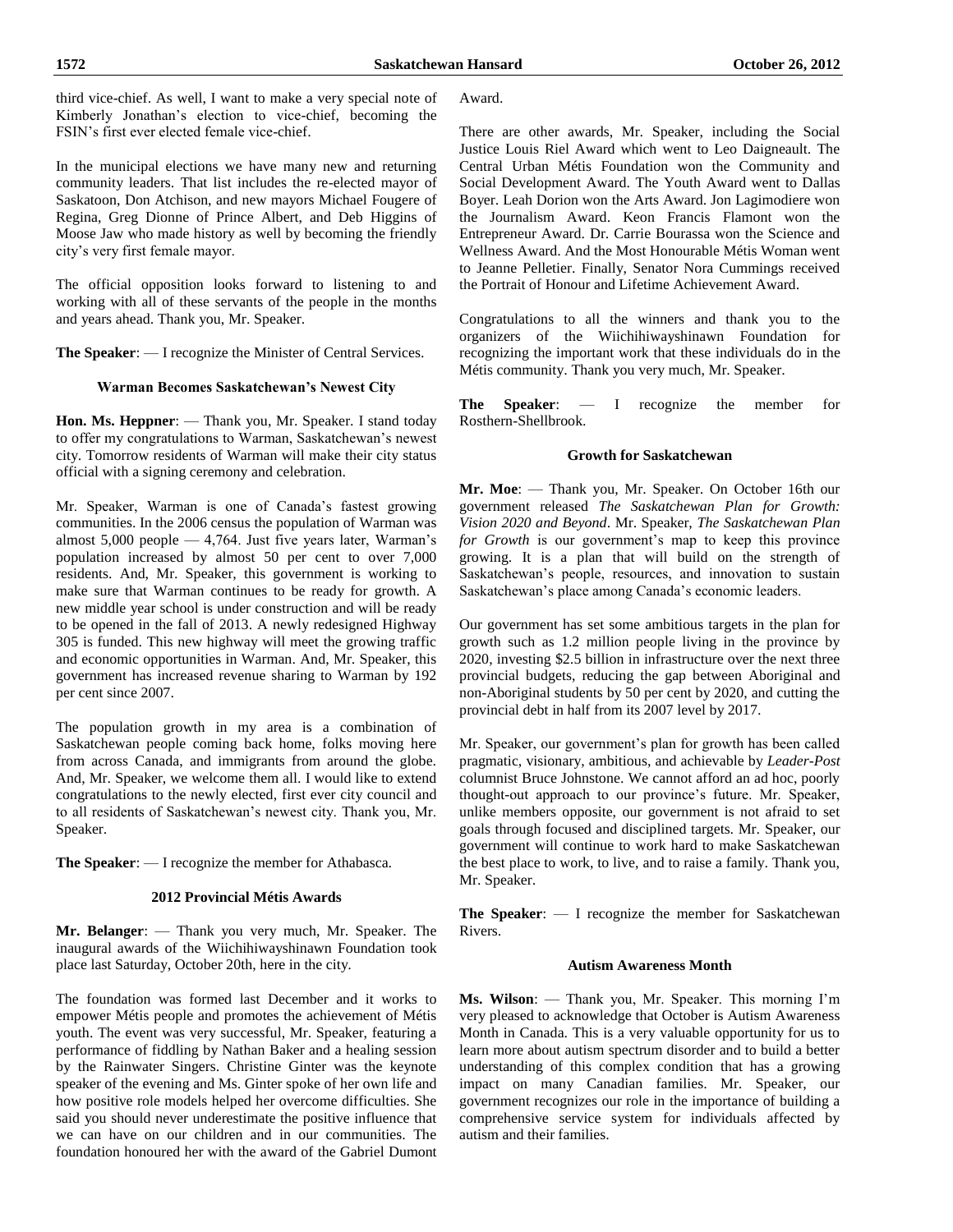third vice-chief. As well, I want to make a very special note of Kimberly Jonathan's election to vice-chief, becoming the FSIN's first ever elected female vice-chief.

In the municipal elections we have many new and returning community leaders. That list includes the re-elected mayor of Saskatoon, Don Atchison, and new mayors Michael Fougere of Regina, Greg Dionne of Prince Albert, and Deb Higgins of Moose Jaw who made history as well by becoming the friendly city's very first female mayor.

The official opposition looks forward to listening to and working with all of these servants of the people in the months and years ahead. Thank you, Mr. Speaker.

**The Speaker**: — I recognize the Minister of Central Services.

### Warman Becomes Saskatchewan's Newest City

**Hon. Ms. Heppner**: — Thank you, Mr. Speaker. I stand today to offer my congratulations to Warman, Saskatchewan's newest city. Tomorrow residents of Warman will make their city status official with a signing ceremony and celebration.

Mr. Speaker, Warman is one of Canada's fastest growing communities. In the 2006 census the population of Warman was almost 5,000 people — 4,764. Just five years later, Warman's population increased by almost 50 per cent to over 7,000 residents. And, Mr. Speaker, this government is working to make sure that Warman continues to be ready for growth. A new middle year school is under construction and will be ready to be opened in the fall of 2013. A newly redesigned Highway 305 is funded. This new highway will meet the growing traffic and economic opportunities in Warman. And, Mr. Speaker, this government has increased revenue sharing to Warman by 192 per cent since 2007.

The population growth in my area is a combination of Saskatchewan people coming back home, folks moving here from across Canada, and immigrants from around the globe. And, Mr. Speaker, we welcome them all. I would like to extend congratulations to the newly elected, first ever city council and to all residents of Saskatchewan's newest city. Thank you, Mr. Speaker.

**The Speaker**: — I recognize the member for Athabasca.

### 2012 Provincial Métis Awards

**Mr. Belanger**: — Thank you very much, Mr. Speaker. The inaugural awards of the Wiichihiwayshinawn Foundation took place last Saturday, October 20th, here in the city.

The foundation was formed last December and it works to empower Métis people and promotes the achievement of Métis youth. The event was very successful, Mr. Speaker, featuring a performance of fiddling by Nathan Baker and a healing session by the Rainwater Singers. Christine Ginter was the keynote speaker of the evening and Ms. Ginter spoke of her own life and how positive role models helped her overcome difficulties. She said you should never underestimate the positive influence that we can have on our children and in our communities. The foundation honoured her with the award of the Gabriel Dumont Award.

There are other awards, Mr. Speaker, including the Social Justice Louis Riel Award which went to Leo Daigneault. The Central Urban Métis Foundation won the Community and Social Development Award. The Youth Award went to Dallas Boyer. Leah Dorion won the Arts Award. Jon Lagimodiere won the Journalism Award. Keon Francis Flamont won the Entrepreneur Award. Dr. Carrie Bourassa won the Science and Wellness Award. And the Most Honourable Métis Woman went to Jeanne Pelletier. Finally, Senator Nora Cummings received the Portrait of Honour and Lifetime Achievement Award.

Congratulations to all the winners and thank you to the organizers of the Wiichihiwayshinawn Foundation for recognizing the important work that these individuals do in the Métis community. Thank you very much, Mr. Speaker.

**The Speaker**: — I recognize the member for Rosthern-Shellbrook.

### Growth for Saskatchewan

**Mr. Moe**: — Thank you, Mr. Speaker. On October 16th our government released *The Saskatchewan Plan for Growth: Vision 2020 and Beyond*. Mr. Speaker, *The Saskatchewan Plan for Growth* is our government's map to keep this province growing. It is a plan that will build on the strength of Saskatchewan's people, resources, and innovation to sustain Saskatchewan's place among Canada's economic leaders.

Our government has set some ambitious targets in the plan for growth such as 1.2 million people living in the province by 2020, investing $2.5 billion in infrastructure over the next three provincial budgets, reducing the gap between Aboriginal and non-Aboriginal students by 50 per cent by 2020, and cutting the provincial debt in half from its 2007 level by 2017.

Mr. Speaker, our government's plan for growth has been called pragmatic, visionary, ambitious, and achievable by *Leader-Post* columnist Bruce Johnstone. We cannot afford an ad hoc, poorly thought-out approach to our province's future. Mr. Speaker, unlike members opposite, our government is not afraid to set goals through focused and disciplined targets. Mr. Speaker, our government will continue to work hard to make Saskatchewan the best place to work, to live, and to raise a family. Thank you, Mr. Speaker.

**The Speaker**: — I recognize the member for Saskatchewan Rivers.

### Autism Awareness Month

**Ms. Wilson**: — Thank you, Mr. Speaker. This morning I'm very pleased to acknowledge that October is Autism Awareness Month in Canada. This is a very valuable opportunity for us to learn more about autism spectrum disorder and to build a better understanding of this complex condition that has a growing impact on many Canadian families. Mr. Speaker, our government recognizes our role in the importance of building a comprehensive service system for individuals affected by autism and their families.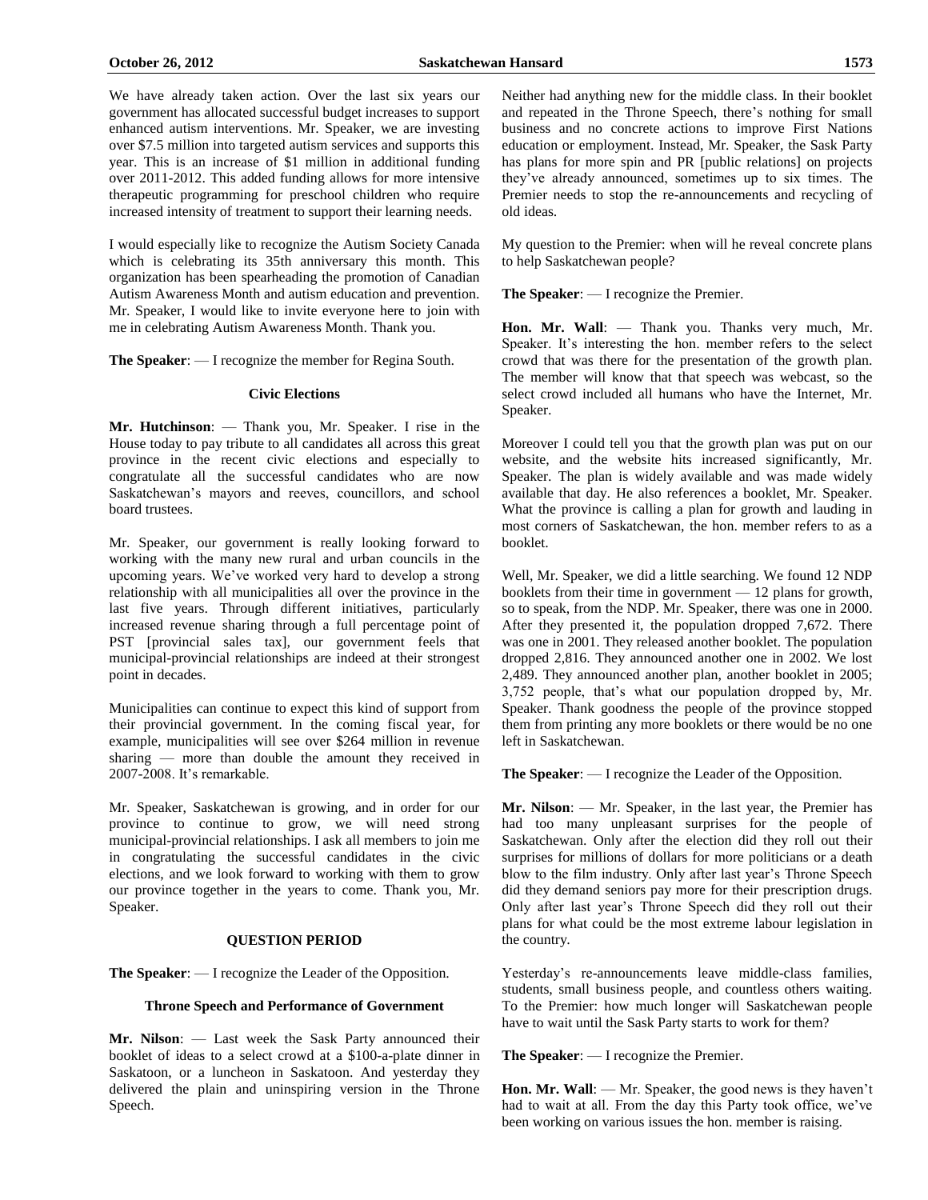We have already taken action. Over the last six years our government has allocated successful budget increases to support enhanced autism interventions. Mr. Speaker, we are investing over $7.5 million into targeted autism services and supports this year. This is an increase of $1 million in additional funding over 2011-2012. This added funding allows for more intensive therapeutic programming for preschool children who require increased intensity of treatment to support their learning needs.

I would especially like to recognize the Autism Society Canada which is celebrating its 35th anniversary this month. This organization has been spearheading the promotion of Canadian Autism Awareness Month and autism education and prevention. Mr. Speaker, I would like to invite everyone here to join with me in celebrating Autism Awareness Month. Thank you.

**The Speaker**: — I recognize the member for Regina South.

### Civic Elections

**Mr. Hutchinson**: — Thank you, Mr. Speaker. I rise in the House today to pay tribute to all candidates all across this great province in the recent civic elections and especially to congratulate all the successful candidates who are now Saskatchewan's mayors and reeves, councillors, and school board trustees.

Mr. Speaker, our government is really looking forward to working with the many new rural and urban councils in the upcoming years. We've worked very hard to develop a strong relationship with all municipalities all over the province in the last five years. Through different initiatives, particularly increased revenue sharing through a full percentage point of PST [provincial sales tax], our government feels that municipal-provincial relationships are indeed at their strongest point in decades.

Municipalities can continue to expect this kind of support from their provincial government. In the coming fiscal year, for example, municipalities will see over $264 million in revenue sharing — more than double the amount they received in 2007-2008. It's remarkable.

Mr. Speaker, Saskatchewan is growing, and in order for our province to continue to grow, we will need strong municipal-provincial relationships. I ask all members to join me in congratulating the successful candidates in the civic elections, and we look forward to working with them to grow our province together in the years to come. Thank you, Mr. Speaker.

## QUESTION PERIOD

**The Speaker**: — I recognize the Leader of the Opposition.

### Throne Speech and Performance of Government

**Mr. Nilson**: — Last week the Sask Party announced their booklet of ideas to a select crowd at a $100-a-plate dinner in Saskatoon, or a luncheon in Saskatoon. And yesterday they delivered the plain and uninspiring version in the Throne Speech.

Neither had anything new for the middle class. In their booklet and repeated in the Throne Speech, there's nothing for small business and no concrete actions to improve First Nations education or employment. Instead, Mr. Speaker, the Sask Party has plans for more spin and PR [public relations] on projects they've already announced, sometimes up to six times. The Premier needs to stop the re-announcements and recycling of old ideas.

My question to the Premier: when will he reveal concrete plans to help Saskatchewan people?

**The Speaker**: — I recognize the Premier.

**Hon. Mr. Wall**: — Thank you. Thanks very much, Mr. Speaker. It's interesting the hon. member refers to the select crowd that was there for the presentation of the growth plan. The member will know that that speech was webcast, so the select crowd included all humans who have the Internet, Mr. Speaker.

Moreover I could tell you that the growth plan was put on our website, and the website hits increased significantly, Mr. Speaker. The plan is widely available and was made widely available that day. He also references a booklet, Mr. Speaker. What the province is calling a plan for growth and lauding in most corners of Saskatchewan, the hon. member refers to as a booklet.

Well, Mr. Speaker, we did a little searching. We found 12 NDP booklets from their time in government — 12 plans for growth, so to speak, from the NDP. Mr. Speaker, there was one in 2000. After they presented it, the population dropped 7,672. There was one in 2001. They released another booklet. The population dropped 2,816. They announced another one in 2002. We lost 2,489. They announced another plan, another booklet in 2005; 3,752 people, that's what our population dropped by, Mr. Speaker. Thank goodness the people of the province stopped them from printing any more booklets or there would be no one left in Saskatchewan.

**The Speaker**: — I recognize the Leader of the Opposition.

**Mr. Nilson**: — Mr. Speaker, in the last year, the Premier has had too many unpleasant surprises for the people of Saskatchewan. Only after the election did they roll out their surprises for millions of dollars for more politicians or a death blow to the film industry. Only after last year's Throne Speech did they demand seniors pay more for their prescription drugs. Only after last year's Throne Speech did they roll out their plans for what could be the most extreme labour legislation in the country.

Yesterday's re-announcements leave middle-class families, students, small business people, and countless others waiting. To the Premier: how much longer will Saskatchewan people have to wait until the Sask Party starts to work for them?

**The Speaker**: — I recognize the Premier.

**Hon. Mr. Wall**: — Mr. Speaker, the good news is they haven't had to wait at all. From the day this Party took office, we've been working on various issues the hon. member is raising.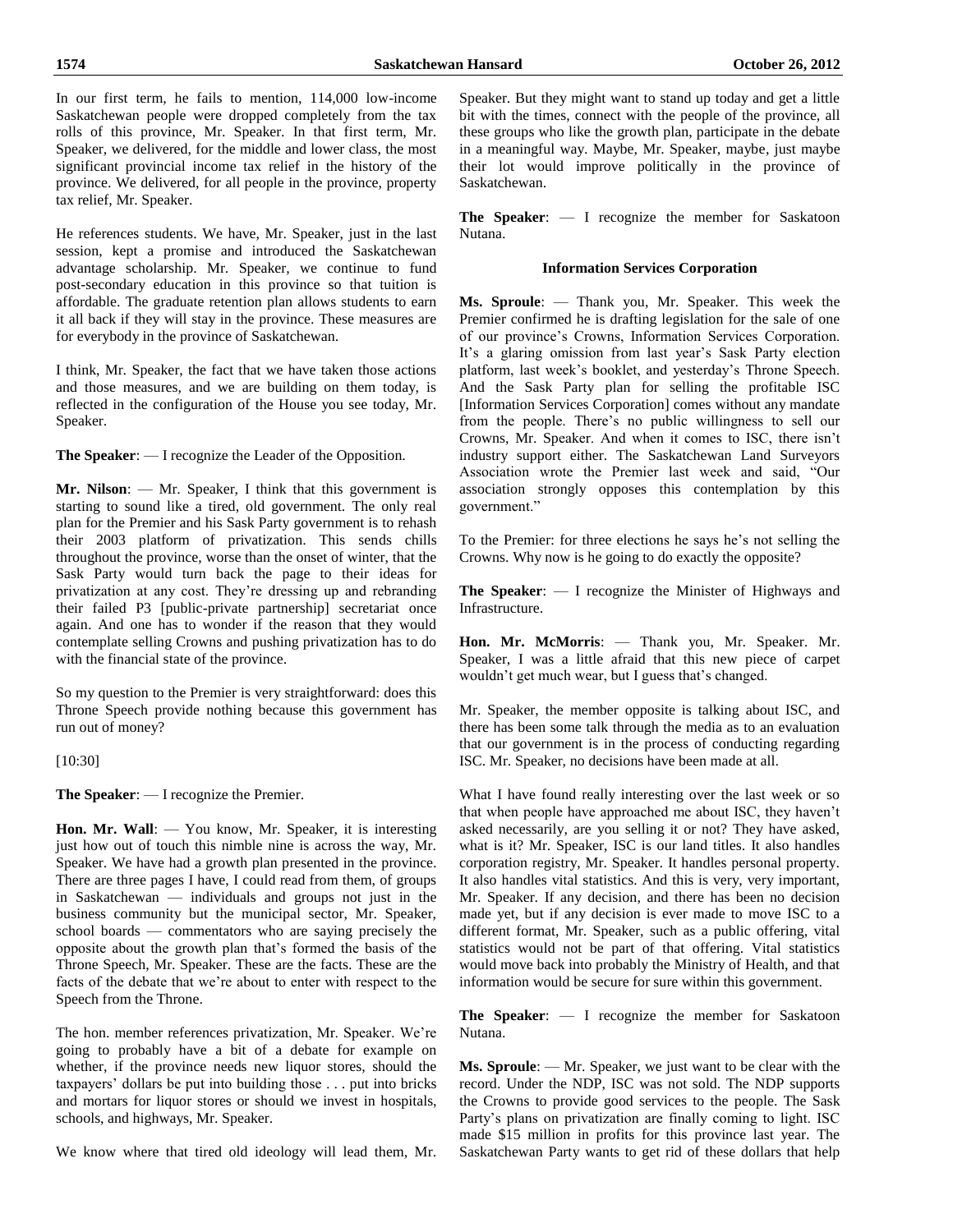In our first term, he fails to mention, 114,000 low-income Saskatchewan people were dropped completely from the tax rolls of this province, Mr. Speaker. In that first term, Mr. Speaker, we delivered, for the middle and lower class, the most significant provincial income tax relief in the history of the province. We delivered, for all people in the province, property tax relief, Mr. Speaker.

He references students. We have, Mr. Speaker, just in the last session, kept a promise and introduced the Saskatchewan advantage scholarship. Mr. Speaker, we continue to fund post-secondary education in this province so that tuition is affordable. The graduate retention plan allows students to earn it all back if they will stay in the province. These measures are for everybody in the province of Saskatchewan.

I think, Mr. Speaker, the fact that we have taken those actions and those measures, and we are building on them today, is reflected in the configuration of the House you see today, Mr. Speaker.

**The Speaker**: — I recognize the Leader of the Opposition.

**Mr. Nilson**: — Mr. Speaker, I think that this government is starting to sound like a tired, old government. The only real plan for the Premier and his Sask Party government is to rehash their 2003 platform of privatization. This sends chills throughout the province, worse than the onset of winter, that the Sask Party would turn back the page to their ideas for privatization at any cost. They're dressing up and rebranding their failed P3 [public-private partnership] secretariat once again. And one has to wonder if the reason that they would contemplate selling Crowns and pushing privatization has to do with the financial state of the province.

So my question to the Premier is very straightforward: does this Throne Speech provide nothing because this government has run out of money?

[10:30]

**The Speaker**: — I recognize the Premier.

**Hon. Mr. Wall**: — You know, Mr. Speaker, it is interesting just how out of touch this nimble nine is across the way, Mr. Speaker. We have had a growth plan presented in the province. There are three pages I have, I could read from them, of groups in Saskatchewan — individuals and groups not just in the business community but the municipal sector, Mr. Speaker, school boards — commentators who are saying precisely the opposite about the growth plan that's formed the basis of the Throne Speech, Mr. Speaker. These are the facts. These are the facts of the debate that we're about to enter with respect to the Speech from the Throne.

The hon. member references privatization, Mr. Speaker. We're going to probably have a bit of a debate for example on whether, if the province needs new liquor stores, should the taxpayers' dollars be put into building those . . . put into bricks and mortars for liquor stores or should we invest in hospitals, schools, and highways, Mr. Speaker.

We know where that tired old ideology will lead them, Mr. Speaker. But they might want to stand up today and get a little bit with the times, connect with the people of the province, all these groups who like the growth plan, participate in the debate in a meaningful way. Maybe, Mr. Speaker, maybe, just maybe their lot would improve politically in the province of Saskatchewan.

**The Speaker**: — I recognize the member for Saskatoon Nutana.

### Information Services Corporation

**Ms. Sproule**: — Thank you, Mr. Speaker. This week the Premier confirmed he is drafting legislation for the sale of one of our province's Crowns, Information Services Corporation. It's a glaring omission from last year's Sask Party election platform, last week's booklet, and yesterday's Throne Speech. And the Sask Party plan for selling the profitable ISC [Information Services Corporation] comes without any mandate from the people. There's no public willingness to sell our Crowns, Mr. Speaker. And when it comes to ISC, there isn't industry support either. The Saskatchewan Land Surveyors Association wrote the Premier last week and said, "Our association strongly opposes this contemplation by this government."

To the Premier: for three elections he says he's not selling the Crowns. Why now is he going to do exactly the opposite?

**The Speaker**: — I recognize the Minister of Highways and Infrastructure.

**Hon. Mr. McMorris**: — Thank you, Mr. Speaker. Mr. Speaker, I was a little afraid that this new piece of carpet wouldn't get much wear, but I guess that's changed.

Mr. Speaker, the member opposite is talking about ISC, and there has been some talk through the media as to an evaluation that our government is in the process of conducting regarding ISC. Mr. Speaker, no decisions have been made at all.

What I have found really interesting over the last week or so that when people have approached me about ISC, they haven't asked necessarily, are you selling it or not? They have asked, what is it? Mr. Speaker, ISC is our land titles. It also handles corporation registry, Mr. Speaker. It handles personal property. It also handles vital statistics. And this is very, very important, Mr. Speaker. If any decision, and there has been no decision made yet, but if any decision is ever made to move ISC to a different format, Mr. Speaker, such as a public offering, vital statistics would not be part of that offering. Vital statistics would move back into probably the Ministry of Health, and that information would be secure for sure within this government.

**The Speaker**: — I recognize the member for Saskatoon Nutana.

**Ms. Sproule**: — Mr. Speaker, we just want to be clear with the record. Under the NDP, ISC was not sold. The NDP supports the Crowns to provide good services to the people. The Sask Party's plans on privatization are finally coming to light. ISC made $15 million in profits for this province last year. The Saskatchewan Party wants to get rid of these dollars that help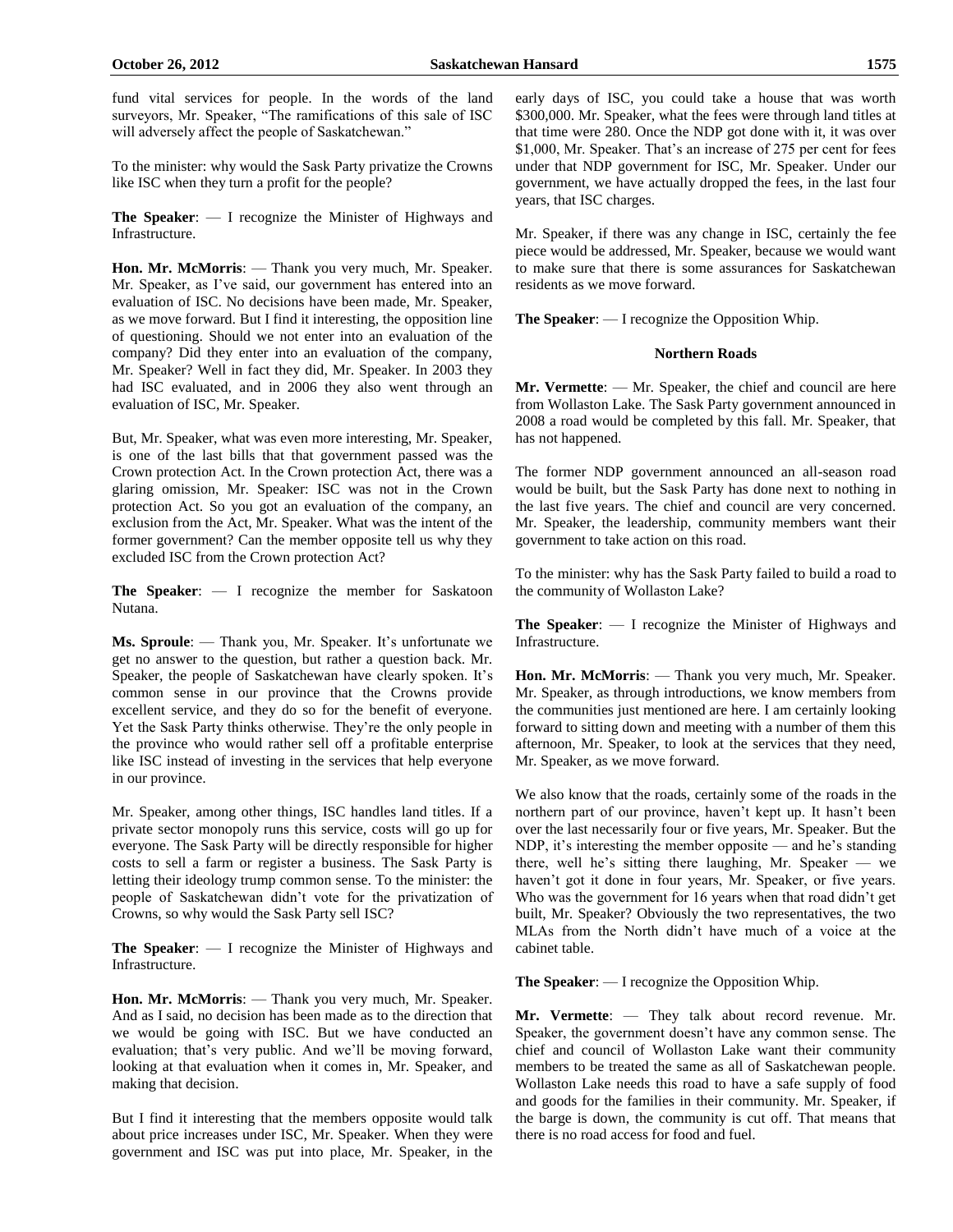fund vital services for people. In the words of the land surveyors, Mr. Speaker, "The ramifications of this sale of ISC will adversely affect the people of Saskatchewan."

To the minister: why would the Sask Party privatize the Crowns like ISC when they turn a profit for the people?

**The Speaker**: — I recognize the Minister of Highways and Infrastructure.

**Hon. Mr. McMorris**: — Thank you very much, Mr. Speaker. Mr. Speaker, as I've said, our government has entered into an evaluation of ISC. No decisions have been made, Mr. Speaker, as we move forward. But I find it interesting, the opposition line of questioning. Should we not enter into an evaluation of the company? Did they enter into an evaluation of the company, Mr. Speaker? Well in fact they did, Mr. Speaker. In 2003 they had ISC evaluated, and in 2006 they also went through an evaluation of ISC, Mr. Speaker.

But, Mr. Speaker, what was even more interesting, Mr. Speaker, is one of the last bills that that government passed was the Crown protection Act. In the Crown protection Act, there was a glaring omission, Mr. Speaker: ISC was not in the Crown protection Act. So you got an evaluation of the company, an exclusion from the Act, Mr. Speaker. What was the intent of the former government? Can the member opposite tell us why they excluded ISC from the Crown protection Act?

**The Speaker**: — I recognize the member for Saskatoon Nutana.

**Ms. Sproule**: — Thank you, Mr. Speaker. It's unfortunate we get no answer to the question, but rather a question back. Mr. Speaker, the people of Saskatchewan have clearly spoken. It's common sense in our province that the Crowns provide excellent service, and they do so for the benefit of everyone. Yet the Sask Party thinks otherwise. They're the only people in the province who would rather sell off a profitable enterprise like ISC instead of investing in the services that help everyone in our province.

Mr. Speaker, among other things, ISC handles land titles. If a private sector monopoly runs this service, costs will go up for everyone. The Sask Party will be directly responsible for higher costs to sell a farm or register a business. The Sask Party is letting their ideology trump common sense. To the minister: the people of Saskatchewan didn't vote for the privatization of Crowns, so why would the Sask Party sell ISC?

**The Speaker**: — I recognize the Minister of Highways and Infrastructure.

**Hon. Mr. McMorris**: — Thank you very much, Mr. Speaker. And as I said, no decision has been made as to the direction that we would be going with ISC. But we have conducted an evaluation; that's very public. And we'll be moving forward, looking at that evaluation when it comes in, Mr. Speaker, and making that decision.

But I find it interesting that the members opposite would talk about price increases under ISC, Mr. Speaker. When they were government and ISC was put into place, Mr. Speaker, in the early days of ISC, you could take a house that was worth $300,000. Mr. Speaker, what the fees were through land titles at that time were 280. Once the NDP got done with it, it was over $1,000, Mr. Speaker. That's an increase of 275 per cent for fees under that NDP government for ISC, Mr. Speaker. Under our government, we have actually dropped the fees, in the last four years, that ISC charges.

Mr. Speaker, if there was any change in ISC, certainly the fee piece would be addressed, Mr. Speaker, because we would want to make sure that there is some assurances for Saskatchewan residents as we move forward.

**The Speaker**: — I recognize the Opposition Whip.

## Northern Roads

**Mr. Vermette**: — Mr. Speaker, the chief and council are here from Wollaston Lake. The Sask Party government announced in 2008 a road would be completed by this fall. Mr. Speaker, that has not happened.

The former NDP government announced an all-season road would be built, but the Sask Party has done next to nothing in the last five years. The chief and council are very concerned. Mr. Speaker, the leadership, community members want their government to take action on this road.

To the minister: why has the Sask Party failed to build a road to the community of Wollaston Lake?

**The Speaker**: — I recognize the Minister of Highways and Infrastructure.

**Hon. Mr. McMorris**: — Thank you very much, Mr. Speaker. Mr. Speaker, as through introductions, we know members from the communities just mentioned are here. I am certainly looking forward to sitting down and meeting with a number of them this afternoon, Mr. Speaker, to look at the services that they need, Mr. Speaker, as we move forward.

We also know that the roads, certainly some of the roads in the northern part of our province, haven't kept up. It hasn't been over the last necessarily four or five years, Mr. Speaker. But the NDP, it's interesting the member opposite — and he's standing there, well he's sitting there laughing, Mr. Speaker — we haven't got it done in four years, Mr. Speaker, or five years. Who was the government for 16 years when that road didn't get built, Mr. Speaker? Obviously the two representatives, the two MLAs from the North didn't have much of a voice at the cabinet table.

**The Speaker**: — I recognize the Opposition Whip.

**Mr. Vermette**: — They talk about record revenue. Mr. Speaker, the government doesn't have any common sense. The chief and council of Wollaston Lake want their community members to be treated the same as all of Saskatchewan people. Wollaston Lake needs this road to have a safe supply of food and goods for the families in their community. Mr. Speaker, if the barge is down, the community is cut off. That means that there is no road access for food and fuel.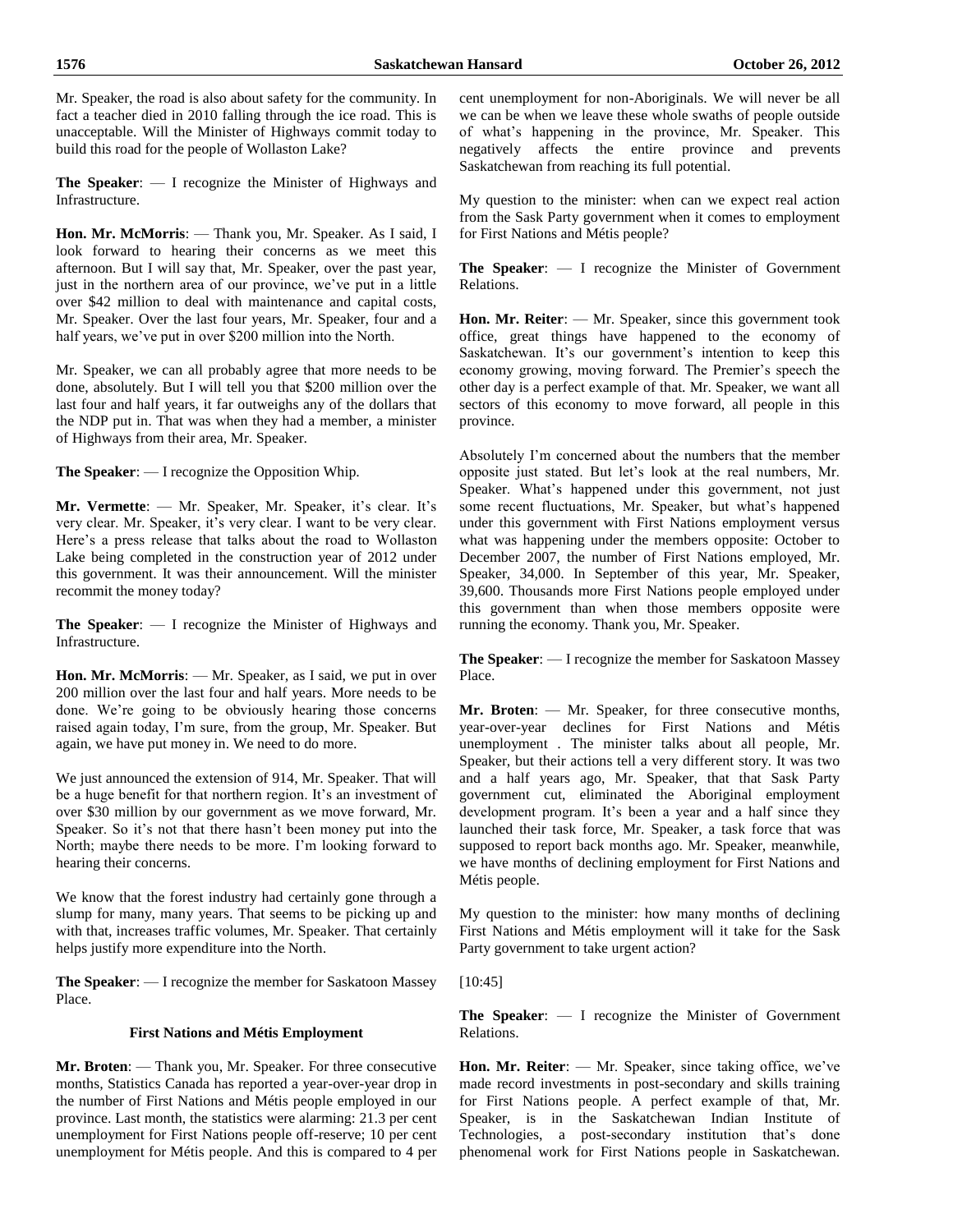Mr. Speaker, the road is also about safety for the community. In fact a teacher died in 2010 falling through the ice road. This is unacceptable. Will the Minister of Highways commit today to build this road for the people of Wollaston Lake?

**The Speaker**: — I recognize the Minister of Highways and Infrastructure.

**Hon. Mr. McMorris**: — Thank you, Mr. Speaker. As I said, I look forward to hearing their concerns as we meet this afternoon. But I will say that, Mr. Speaker, over the past year, just in the northern area of our province, we've put in a little over $42 million to deal with maintenance and capital costs, Mr. Speaker. Over the last four years, Mr. Speaker, four and a half years, we've put in over $200 million into the North.

Mr. Speaker, we can all probably agree that more needs to be done, absolutely. But I will tell you that $200 million over the last four and half years, it far outweighs any of the dollars that the NDP put in. That was when they had a member, a minister of Highways from their area, Mr. Speaker.

**The Speaker**: — I recognize the Opposition Whip.

**Mr. Vermette**: — Mr. Speaker, Mr. Speaker, it's clear. It's very clear. Mr. Speaker, it's very clear. I want to be very clear. Here's a press release that talks about the road to Wollaston Lake being completed in the construction year of 2012 under this government. It was their announcement. Will the minister recommit the money today?

**The Speaker**: — I recognize the Minister of Highways and Infrastructure.

**Hon. Mr. McMorris**: — Mr. Speaker, as I said, we put in over 200 million over the last four and half years. More needs to be done. We're going to be obviously hearing those concerns raised again today, I'm sure, from the group, Mr. Speaker. But again, we have put money in. We need to do more.

We just announced the extension of 914, Mr. Speaker. That will be a huge benefit for that northern region. It's an investment of over $30 million by our government as we move forward, Mr. Speaker. So it's not that there hasn't been money put into the North; maybe there needs to be more. I'm looking forward to hearing their concerns.

We know that the forest industry had certainly gone through a slump for many, many years. That seems to be picking up and with that, increases traffic volumes, Mr. Speaker. That certainly helps justify more expenditure into the North.

**The Speaker**: — I recognize the member for Saskatoon Massey Place.

### First Nations and Métis Employment

**Mr. Broten**: — Thank you, Mr. Speaker. For three consecutive months, Statistics Canada has reported a year-over-year drop in the number of First Nations and Métis people employed in our province. Last month, the statistics were alarming: 21.3 per cent unemployment for First Nations people off-reserve; 10 per cent unemployment for Métis people. And this is compared to 4 per cent unemployment for non-Aboriginals. We will never be all we can be when we leave these whole swaths of people outside of what's happening in the province, Mr. Speaker. This negatively affects the entire province and prevents Saskatchewan from reaching its full potential.

My question to the minister: when can we expect real action from the Sask Party government when it comes to employment for First Nations and Métis people?

**The Speaker**: — I recognize the Minister of Government Relations.

**Hon. Mr. Reiter**: — Mr. Speaker, since this government took office, great things have happened to the economy of Saskatchewan. It's our government's intention to keep this economy growing, moving forward. The Premier's speech the other day is a perfect example of that. Mr. Speaker, we want all sectors of this economy to move forward, all people in this province.

Absolutely I'm concerned about the numbers that the member opposite just stated. But let's look at the real numbers, Mr. Speaker. What's happened under this government, not just some recent fluctuations, Mr. Speaker, but what's happened under this government with First Nations employment versus what was happening under the members opposite: October to December 2007, the number of First Nations employed, Mr. Speaker, 34,000. In September of this year, Mr. Speaker, 39,600. Thousands more First Nations people employed under this government than when those members opposite were running the economy. Thank you, Mr. Speaker.

**The Speaker**: — I recognize the member for Saskatoon Massey Place.

**Mr. Broten**: — Mr. Speaker, for three consecutive months, year-over-year declines for First Nations and Métis unemployment . The minister talks about all people, Mr. Speaker, but their actions tell a very different story. It was two and a half years ago, Mr. Speaker, that that Sask Party government cut, eliminated the Aboriginal employment development program. It's been a year and a half since they launched their task force, Mr. Speaker, a task force that was supposed to report back months ago. Mr. Speaker, meanwhile, we have months of declining employment for First Nations and Métis people.

My question to the minister: how many months of declining First Nations and Métis employment will it take for the Sask Party government to take urgent action?

[10:45]

**The Speaker**: — I recognize the Minister of Government Relations.

**Hon. Mr. Reiter**: — Mr. Speaker, since taking office, we've made record investments in post-secondary and skills training for First Nations people. A perfect example of that, Mr. Speaker, is in the Saskatchewan Indian Institute of Technologies, a post-secondary institution that's done phenomenal work for First Nations people in Saskatchewan.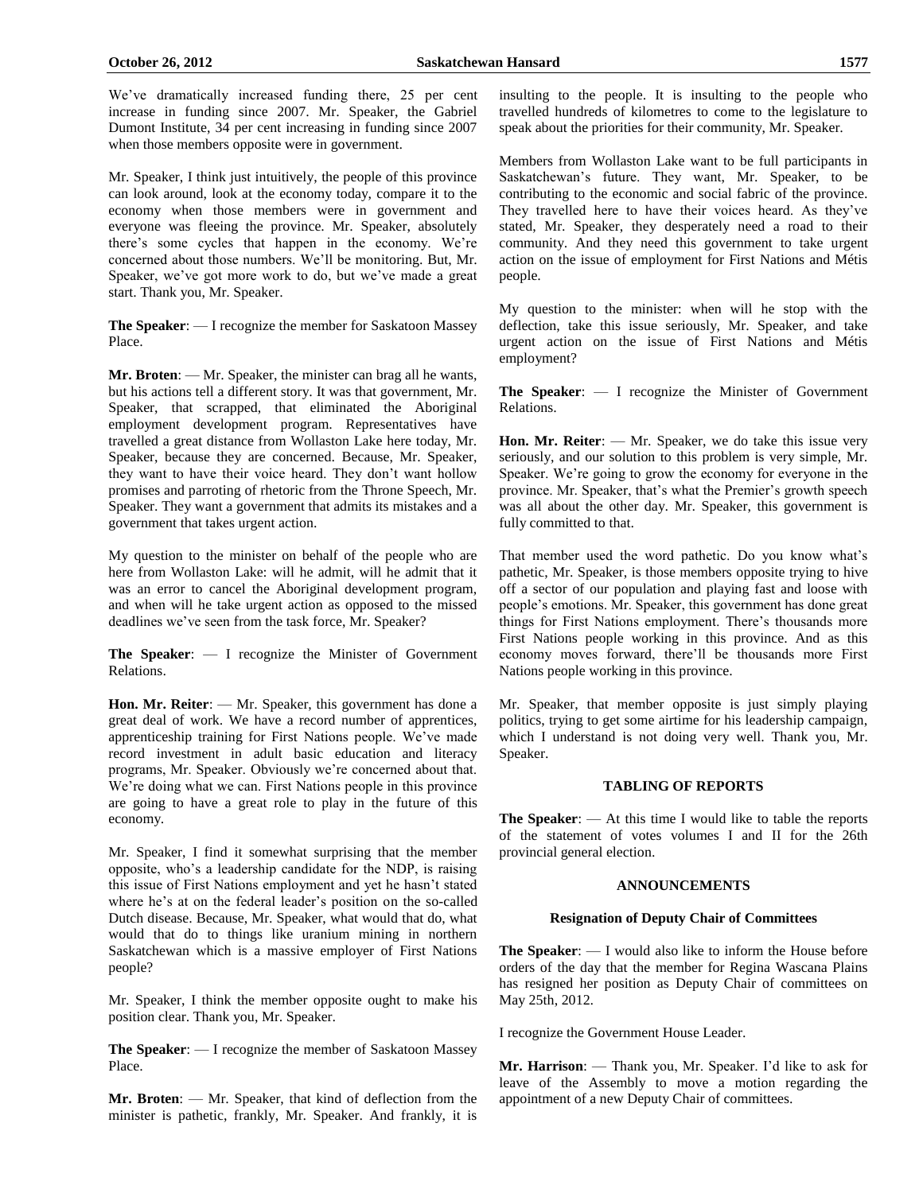We've dramatically increased funding there, 25 per cent increase in funding since 2007. Mr. Speaker, the Gabriel Dumont Institute, 34 per cent increasing in funding since 2007 when those members opposite were in government.

Mr. Speaker, I think just intuitively, the people of this province can look around, look at the economy today, compare it to the economy when those members were in government and everyone was fleeing the province. Mr. Speaker, absolutely there's some cycles that happen in the economy. We're concerned about those numbers. We'll be monitoring. But, Mr. Speaker, we've got more work to do, but we've made a great start. Thank you, Mr. Speaker.

**The Speaker**: — I recognize the member for Saskatoon Massey Place.

**Mr. Broten**: — Mr. Speaker, the minister can brag all he wants, but his actions tell a different story. It was that government, Mr. Speaker, that scrapped, that eliminated the Aboriginal employment development program. Representatives have travelled a great distance from Wollaston Lake here today, Mr. Speaker, because they are concerned. Because, Mr. Speaker, they want to have their voice heard. They don't want hollow promises and parroting of rhetoric from the Throne Speech, Mr. Speaker. They want a government that admits its mistakes and a government that takes urgent action.

My question to the minister on behalf of the people who are here from Wollaston Lake: will he admit, will he admit that it was an error to cancel the Aboriginal development program, and when will he take urgent action as opposed to the missed deadlines we've seen from the task force, Mr. Speaker?

**The Speaker**: — I recognize the Minister of Government Relations.

**Hon. Mr. Reiter**: — Mr. Speaker, this government has done a great deal of work. We have a record number of apprentices, apprenticeship training for First Nations people. We've made record investment in adult basic education and literacy programs, Mr. Speaker. Obviously we're concerned about that. We're doing what we can. First Nations people in this province are going to have a great role to play in the future of this economy.

Mr. Speaker, I find it somewhat surprising that the member opposite, who's a leadership candidate for the NDP, is raising this issue of First Nations employment and yet he hasn't stated where he's at on the federal leader's position on the so-called Dutch disease. Because, Mr. Speaker, what would that do, what would that do to things like uranium mining in northern Saskatchewan which is a massive employer of First Nations people?

Mr. Speaker, I think the member opposite ought to make his position clear. Thank you, Mr. Speaker.

**The Speaker**: — I recognize the member of Saskatoon Massey Place.

**Mr. Broten**: — Mr. Speaker, that kind of deflection from the minister is pathetic, frankly, Mr. Speaker. And frankly, it is insulting to the people. It is insulting to the people who travelled hundreds of kilometres to come to the legislature to speak about the priorities for their community, Mr. Speaker.

Members from Wollaston Lake want to be full participants in Saskatchewan's future. They want, Mr. Speaker, to be contributing to the economic and social fabric of the province. They travelled here to have their voices heard. As they've stated, Mr. Speaker, they desperately need a road to their community. And they need this government to take urgent action on the issue of employment for First Nations and Métis people.

My question to the minister: when will he stop with the deflection, take this issue seriously, Mr. Speaker, and take urgent action on the issue of First Nations and Métis employment?

**The Speaker**: — I recognize the Minister of Government Relations.

**Hon. Mr. Reiter**: — Mr. Speaker, we do take this issue very seriously, and our solution to this problem is very simple, Mr. Speaker. We're going to grow the economy for everyone in the province. Mr. Speaker, that's what the Premier's growth speech was all about the other day. Mr. Speaker, this government is fully committed to that.

That member used the word pathetic. Do you know what's pathetic, Mr. Speaker, is those members opposite trying to hive off a sector of our population and playing fast and loose with people's emotions. Mr. Speaker, this government has done great things for First Nations employment. There's thousands more First Nations people working in this province. And as this economy moves forward, there'll be thousands more First Nations people working in this province.

Mr. Speaker, that member opposite is just simply playing politics, trying to get some airtime for his leadership campaign, which I understand is not doing very well. Thank you, Mr. Speaker.

## TABLING OF REPORTS

**The Speaker**: — At this time I would like to table the reports of the statement of votes volumes I and II for the 26th provincial general election.

## ANNOUNCEMENTS

### Resignation of Deputy Chair of Committees

**The Speaker**: — I would also like to inform the House before orders of the day that the member for Regina Wascana Plains has resigned her position as Deputy Chair of committees on May 25th, 2012.

I recognize the Government House Leader.

**Mr. Harrison**: — Thank you, Mr. Speaker. I'd like to ask for leave of the Assembly to move a motion regarding the appointment of a new Deputy Chair of committees.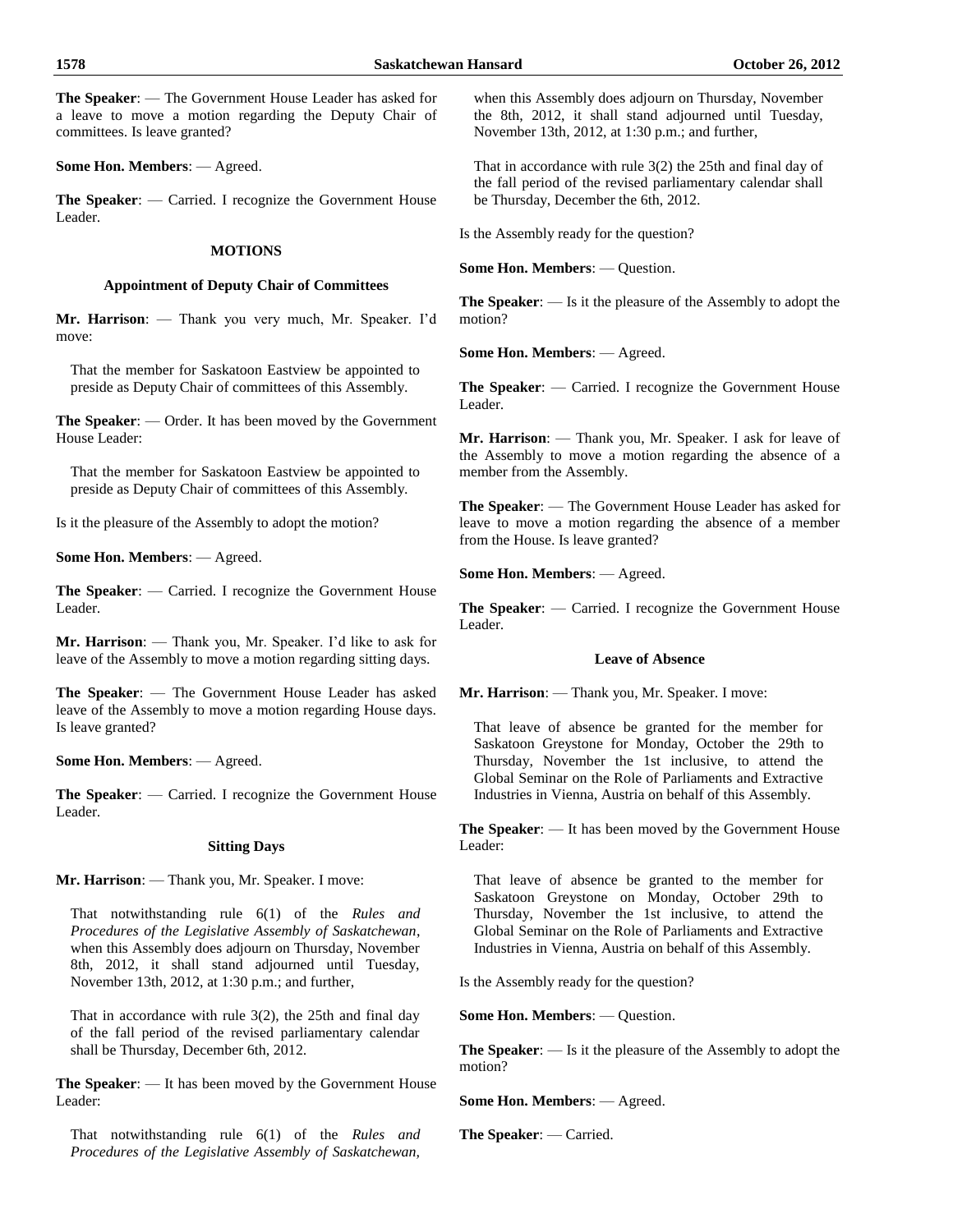**The Speaker**: — The Government House Leader has asked for a leave to move a motion regarding the Deputy Chair of committees. Is leave granted?

**Some Hon. Members**: — Agreed.

**The Speaker**: — Carried. I recognize the Government House Leader.

## MOTIONS

### Appointment of Deputy Chair of Committees

**Mr. Harrison**: — Thank you very much, Mr. Speaker. I'd move:

> That the member for Saskatoon Eastview be appointed to preside as Deputy Chair of committees of this Assembly.

**The Speaker**: — Order. It has been moved by the Government House Leader:

> That the member for Saskatoon Eastview be appointed to preside as Deputy Chair of committees of this Assembly.

Is it the pleasure of the Assembly to adopt the motion?

**Some Hon. Members**: — Agreed.

**The Speaker**: — Carried. I recognize the Government House Leader.

**Mr. Harrison**: — Thank you, Mr. Speaker. I'd like to ask for leave of the Assembly to move a motion regarding sitting days.

**The Speaker**: — The Government House Leader has asked leave of the Assembly to move a motion regarding House days. Is leave granted?

**Some Hon. Members**: — Agreed.

**The Speaker**: — Carried. I recognize the Government House Leader.

### Sitting Days

**Mr. Harrison**: — Thank you, Mr. Speaker. I move:

> That notwithstanding rule 6(1) of the *Rules and Procedures of the Legislative Assembly of Saskatchewan*, when this Assembly does adjourn on Thursday, November 8th, 2012, it shall stand adjourned until Tuesday, November 13th, 2012, at 1:30 p.m.; and further,
>
> That in accordance with rule 3(2), the 25th and final day of the fall period of the revised parliamentary calendar shall be Thursday, December 6th, 2012.

**The Speaker**: — It has been moved by the Government House Leader:

> That notwithstanding rule 6(1) of the *Rules and Procedures of the Legislative Assembly of Saskatchewan*, when this Assembly does adjourn on Thursday, November the 8th, 2012, it shall stand adjourned until Tuesday, November 13th, 2012, at 1:30 p.m.; and further,
>
> That in accordance with rule 3(2) the 25th and final day of the fall period of the revised parliamentary calendar shall be Thursday, December the 6th, 2012.

Is the Assembly ready for the question?

**Some Hon. Members**: — Question.

**The Speaker**: — Is it the pleasure of the Assembly to adopt the motion?

**Some Hon. Members**: — Agreed.

**The Speaker**: — Carried. I recognize the Government House Leader.

**Mr. Harrison**: — Thank you, Mr. Speaker. I ask for leave of the Assembly to move a motion regarding the absence of a member from the Assembly.

**The Speaker**: — The Government House Leader has asked for leave to move a motion regarding the absence of a member from the House. Is leave granted?

**Some Hon. Members**: — Agreed.

**The Speaker**: — Carried. I recognize the Government House Leader.

### Leave of Absence

**Mr. Harrison**: — Thank you, Mr. Speaker. I move:

> That leave of absence be granted for the member for Saskatoon Greystone for Monday, October the 29th to Thursday, November the 1st inclusive, to attend the Global Seminar on the Role of Parliaments and Extractive Industries in Vienna, Austria on behalf of this Assembly.

**The Speaker**: — It has been moved by the Government House Leader:

> That leave of absence be granted to the member for Saskatoon Greystone on Monday, October 29th to Thursday, November the 1st inclusive, to attend the Global Seminar on the Role of Parliaments and Extractive Industries in Vienna, Austria on behalf of this Assembly.

Is the Assembly ready for the question?

**Some Hon. Members**: — Question.

**The Speaker**: — Is it the pleasure of the Assembly to adopt the motion?

**Some Hon. Members**: — Agreed.

**The Speaker**: — Carried.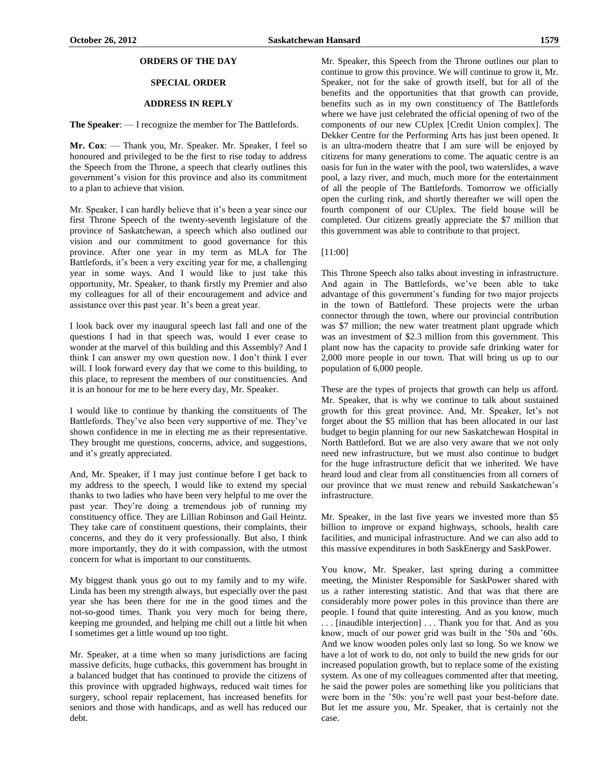## ORDERS OF THE DAY

### SPECIAL ORDER

### ADDRESS IN REPLY

**The Speaker**: — I recognize the member for The Battlefords.

**Mr. Cox**: — Thank you, Mr. Speaker. Mr. Speaker, I feel so honoured and privileged to be the first to rise today to address the Speech from the Throne, a speech that clearly outlines this government's vision for this province and also its commitment to a plan to achieve that vision.

Mr. Speaker, I can hardly believe that it's been a year since our first Throne Speech of the twenty-seventh legislature of the province of Saskatchewan, a speech which also outlined our vision and our commitment to good governance for this province. After one year in my term as MLA for The Battlefords, it's been a very exciting year for me, a challenging year in some ways. And I would like to just take this opportunity, Mr. Speaker, to thank firstly my Premier and also my colleagues for all of their encouragement and advice and assistance over this past year. It's been a great year.

I look back over my inaugural speech last fall and one of the questions I had in that speech was, would I ever cease to wonder at the marvel of this building and this Assembly? And I think I can answer my own question now. I don't think I ever will. I look forward every day that we come to this building, to this place, to represent the members of our constituencies. And it is an honour for me to be here every day, Mr. Speaker.

I would like to continue by thanking the constituents of The Battlefords. They've also been very supportive of me. They've shown confidence in me in electing me as their representative. They brought me questions, concerns, advice, and suggestions, and it's greatly appreciated.

And, Mr. Speaker, if I may just continue before I get back to my address to the speech, I would like to extend my special thanks to two ladies who have been very helpful to me over the past year. They're doing a tremendous job of running my constituency office. They are Lillian Robinson and Gail Heintz. They take care of constituent questions, their complaints, their concerns, and they do it very professionally. But also, I think more importantly, they do it with compassion, with the utmost concern for what is important to our constituents.

My biggest thank yous go out to my family and to my wife. Linda has been my strength always, but especially over the past year she has been there for me in the good times and the not-so-good times. Thank you very much for being there, keeping me grounded, and helping me chill out a little bit when I sometimes get a little wound up too tight.

Mr. Speaker, at a time when so many jurisdictions are facing massive deficits, huge cutbacks, this government has brought in a balanced budget that has continued to provide the citizens of this province with upgraded highways, reduced wait times for surgery, school repair replacement, has increased benefits for seniors and those with handicaps, and as well has reduced our debt.

Mr. Speaker, this Speech from the Throne outlines our plan to continue to grow this province. We will continue to grow it, Mr. Speaker, not for the sake of growth itself, but for all of the benefits and the opportunities that that growth can provide, benefits such as in my own constituency of The Battlefords where we have just celebrated the official opening of two of the components of our new CUplex [Credit Union complex]. The Dekker Centre for the Performing Arts has just been opened. It is an ultra-modern theatre that I am sure will be enjoyed by citizens for many generations to come. The aquatic centre is an oasis for fun in the water with the pool, two waterslides, a wave pool, a lazy river, and much, much more for the entertainment of all the people of The Battlefords. Tomorrow we officially open the curling rink, and shortly thereafter we will open the fourth component of our CUplex. The field house will be completed. Our citizens greatly appreciate the $7 million that this government was able to contribute to that project.

[11:00]

This Throne Speech also talks about investing in infrastructure. And again in The Battlefords, we've been able to take advantage of this government's funding for two major projects in the town of Battleford. These projects were the urban connector through the town, where our provincial contribution was $7 million; the new water treatment plant upgrade which was an investment of $2.3 million from this government. This plant now has the capacity to provide safe drinking water for 2,000 more people in our town. That will bring us up to our population of 6,000 people.

These are the types of projects that growth can help us afford. Mr. Speaker, that is why we continue to talk about sustained growth for this great province. And, Mr. Speaker, let's not forget about the $5 million that has been allocated in our last budget to begin planning for our new Saskatchewan Hospital in North Battleford. But we are also very aware that we not only need new infrastructure, but we must also continue to budget for the huge infrastructure deficit that we inherited. We have heard loud and clear from all constituencies from all corners of our province that we must renew and rebuild Saskatchewan's infrastructure.

Mr. Speaker, in the last five years we invested more than $5 billion to improve or expand highways, schools, health care facilities, and municipal infrastructure. And we can also add to this massive expenditures in both SaskEnergy and SaskPower.

You know, Mr. Speaker, last spring during a committee meeting, the Minister Responsible for SaskPower shared with us a rather interesting statistic. And that was that there are considerably more power poles in this province than there are people. I found that quite interesting. And as you know, much . . . [inaudible interjection] . . . Thank you for that. And as you know, much of our power grid was built in the '50s and '60s. And we know wooden poles only last so long. So we know we have a lot of work to do, not only to build the new grids for our increased population growth, but to replace some of the existing system. As one of my colleagues commented after that meeting, he said the power poles are something like you politicians that were born in the '50s: you're well past your best-before date. But let me assure you, Mr. Speaker, that is certainly not the case.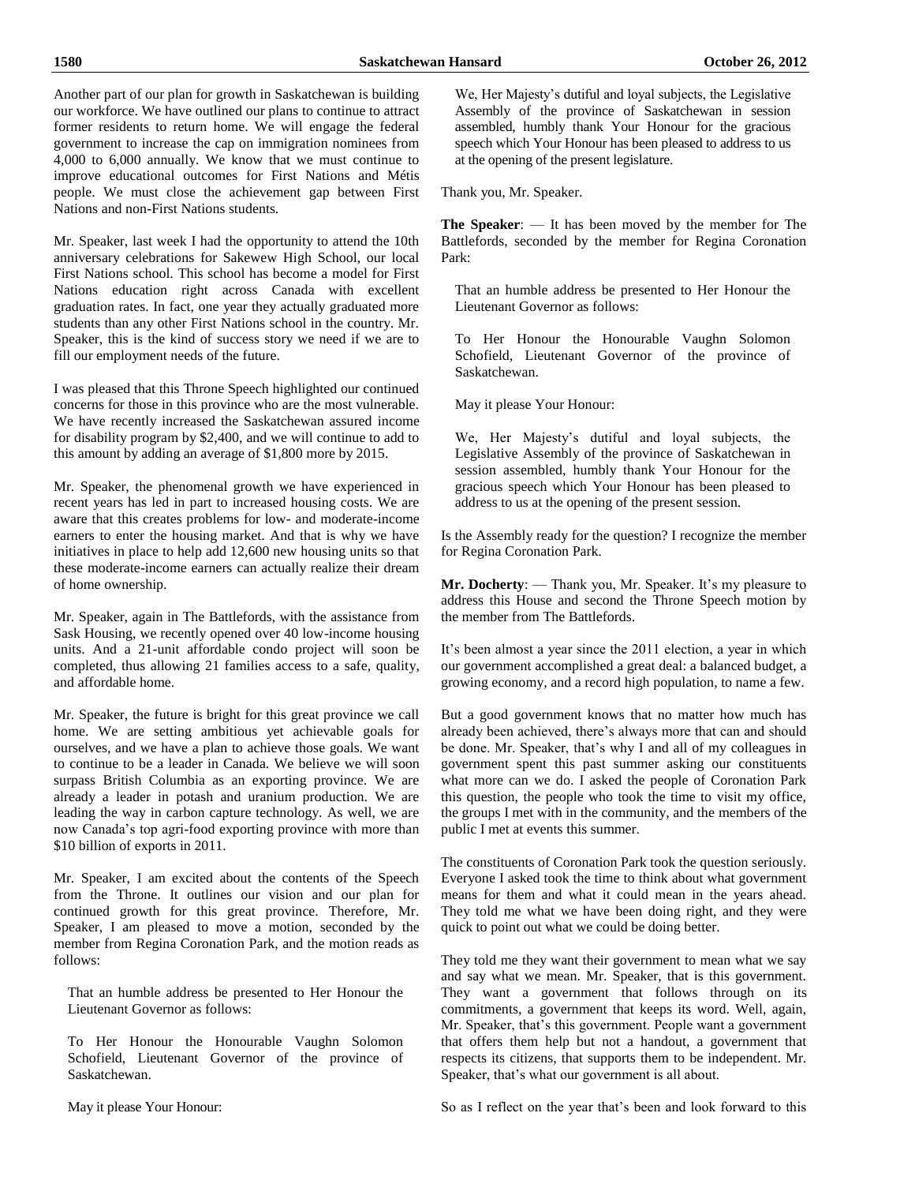Another part of our plan for growth in Saskatchewan is building our workforce. We have outlined our plans to continue to attract former residents to return home. We will engage the federal government to increase the cap on immigration nominees from 4,000 to 6,000 annually. We know that we must continue to improve educational outcomes for First Nations and Métis people. We must close the achievement gap between First Nations and non-First Nations students.

Mr. Speaker, last week I had the opportunity to attend the 10th anniversary celebrations for Sakewew High School, our local First Nations school. This school has become a model for First Nations education right across Canada with excellent graduation rates. In fact, one year they actually graduated more students than any other First Nations school in the country. Mr. Speaker, this is the kind of success story we need if we are to fill our employment needs of the future.

I was pleased that this Throne Speech highlighted our continued concerns for those in this province who are the most vulnerable. We have recently increased the Saskatchewan assured income for disability program by $2,400, and we will continue to add to this amount by adding an average of $1,800 more by 2015.

Mr. Speaker, the phenomenal growth we have experienced in recent years has led in part to increased housing costs. We are aware that this creates problems for low- and moderate-income earners to enter the housing market. And that is why we have initiatives in place to help add 12,600 new housing units so that these moderate-income earners can actually realize their dream of home ownership.

Mr. Speaker, again in The Battlefords, with the assistance from Sask Housing, we recently opened over 40 low-income housing units. And a 21-unit affordable condo project will soon be completed, thus allowing 21 families access to a safe, quality, and affordable home.

Mr. Speaker, the future is bright for this great province we call home. We are setting ambitious yet achievable goals for ourselves, and we have a plan to achieve those goals. We want to continue to be a leader in Canada. We believe we will soon surpass British Columbia as an exporting province. We are already a leader in potash and uranium production. We are leading the way in carbon capture technology. As well, we are now Canada's top agri-food exporting province with more than $10 billion of exports in 2011.

Mr. Speaker, I am excited about the contents of the Speech from the Throne. It outlines our vision and our plan for continued growth for this great province. Therefore, Mr. Speaker, I am pleased to move a motion, seconded by the member from Regina Coronation Park, and the motion reads as follows:

> That an humble address be presented to Her Honour the Lieutenant Governor as follows:
>
> To Her Honour the Honourable Vaughn Solomon Schofield, Lieutenant Governor of the province of Saskatchewan.
>
> May it please Your Honour:
>
> We, Her Majesty's dutiful and loyal subjects, the Legislative Assembly of the province of Saskatchewan in session assembled, humbly thank Your Honour for the gracious speech which Your Honour has been pleased to address to us at the opening of the present legislature.

Thank you, Mr. Speaker.

**The Speaker**: — It has been moved by the member for The Battlefords, seconded by the member for Regina Coronation Park:

> That an humble address be presented to Her Honour the Lieutenant Governor as follows:
>
> To Her Honour the Honourable Vaughn Solomon Schofield, Lieutenant Governor of the province of Saskatchewan.
>
> May it please Your Honour:
>
> We, Her Majesty's dutiful and loyal subjects, the Legislative Assembly of the province of Saskatchewan in session assembled, humbly thank Your Honour for the gracious speech which Your Honour has been pleased to address to us at the opening of the present session.

Is the Assembly ready for the question? I recognize the member for Regina Coronation Park.

**Mr. Docherty**: — Thank you, Mr. Speaker. It's my pleasure to address this House and second the Throne Speech motion by the member from The Battlefords.

It's been almost a year since the 2011 election, a year in which our government accomplished a great deal: a balanced budget, a growing economy, and a record high population, to name a few.

But a good government knows that no matter how much has already been achieved, there's always more that can and should be done. Mr. Speaker, that's why I and all of my colleagues in government spent this past summer asking our constituents what more can we do. I asked the people of Coronation Park this question, the people who took the time to visit my office, the groups I met with in the community, and the members of the public I met at events this summer.

The constituents of Coronation Park took the question seriously. Everyone I asked took the time to think about what government means for them and what it could mean in the years ahead. They told me what we have been doing right, and they were quick to point out what we could be doing better.

They told me they want their government to mean what we say and say what we mean. Mr. Speaker, that is this government. They want a government that follows through on its commitments, a government that keeps its word. Well, again, Mr. Speaker, that's this government. People want a government that offers them help but not a handout, a government that respects its citizens, that supports them to be independent. Mr. Speaker, that's what our government is all about.

So as I reflect on the year that's been and look forward to this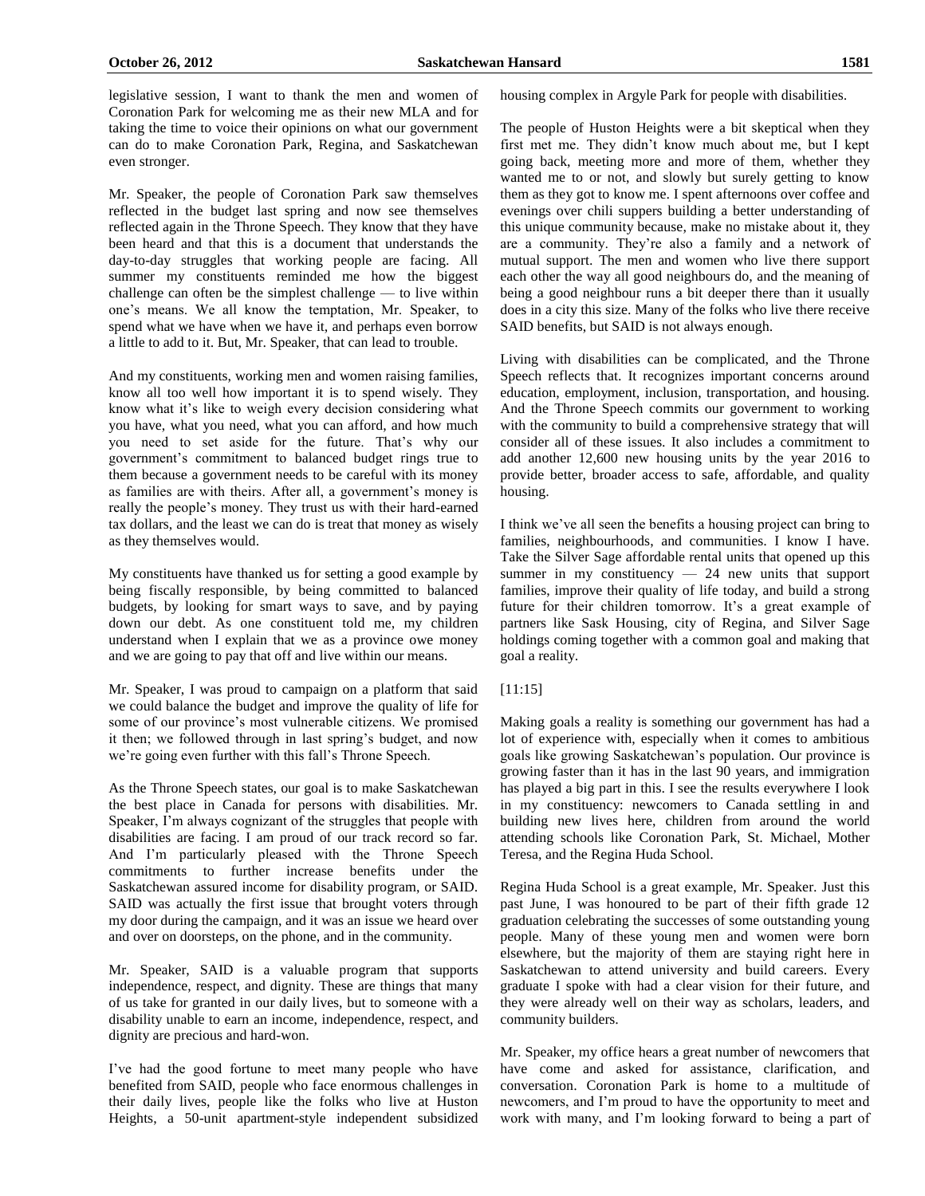legislative session, I want to thank the men and women of Coronation Park for welcoming me as their new MLA and for taking the time to voice their opinions on what our government can do to make Coronation Park, Regina, and Saskatchewan even stronger.

Mr. Speaker, the people of Coronation Park saw themselves reflected in the budget last spring and now see themselves reflected again in the Throne Speech. They know that they have been heard and that this is a document that understands the day-to-day struggles that working people are facing. All summer my constituents reminded me how the biggest challenge can often be the simplest challenge — to live within one's means. We all know the temptation, Mr. Speaker, to spend what we have when we have it, and perhaps even borrow a little to add to it. But, Mr. Speaker, that can lead to trouble.

And my constituents, working men and women raising families, know all too well how important it is to spend wisely. They know what it's like to weigh every decision considering what you have, what you need, what you can afford, and how much you need to set aside for the future. That's why our government's commitment to balanced budget rings true to them because a government needs to be careful with its money as families are with theirs. After all, a government's money is really the people's money. They trust us with their hard-earned tax dollars, and the least we can do is treat that money as wisely as they themselves would.

My constituents have thanked us for setting a good example by being fiscally responsible, by being committed to balanced budgets, by looking for smart ways to save, and by paying down our debt. As one constituent told me, my children understand when I explain that we as a province owe money and we are going to pay that off and live within our means.

Mr. Speaker, I was proud to campaign on a platform that said we could balance the budget and improve the quality of life for some of our province's most vulnerable citizens. We promised it then; we followed through in last spring's budget, and now we're going even further with this fall's Throne Speech.

As the Throne Speech states, our goal is to make Saskatchewan the best place in Canada for persons with disabilities. Mr. Speaker, I'm always cognizant of the struggles that people with disabilities are facing. I am proud of our track record so far. And I'm particularly pleased with the Throne Speech commitments to further increase benefits under the Saskatchewan assured income for disability program, or SAID. SAID was actually the first issue that brought voters through my door during the campaign, and it was an issue we heard over and over on doorsteps, on the phone, and in the community.

Mr. Speaker, SAID is a valuable program that supports independence, respect, and dignity. These are things that many of us take for granted in our daily lives, but to someone with a disability unable to earn an income, independence, respect, and dignity are precious and hard-won.

I've had the good fortune to meet many people who have benefited from SAID, people who face enormous challenges in their daily lives, people like the folks who live at Huston Heights, a 50-unit apartment-style independent subsidized housing complex in Argyle Park for people with disabilities.

The people of Huston Heights were a bit skeptical when they first met me. They didn't know much about me, but I kept going back, meeting more and more of them, whether they wanted me to or not, and slowly but surely getting to know them as they got to know me. I spent afternoons over coffee and evenings over chili suppers building a better understanding of this unique community because, make no mistake about it, they are a community. They're also a family and a network of mutual support. The men and women who live there support each other the way all good neighbours do, and the meaning of being a good neighbour runs a bit deeper there than it usually does in a city this size. Many of the folks who live there receive SAID benefits, but SAID is not always enough.

Living with disabilities can be complicated, and the Throne Speech reflects that. It recognizes important concerns around education, employment, inclusion, transportation, and housing. And the Throne Speech commits our government to working with the community to build a comprehensive strategy that will consider all of these issues. It also includes a commitment to add another 12,600 new housing units by the year 2016 to provide better, broader access to safe, affordable, and quality housing.

I think we've all seen the benefits a housing project can bring to families, neighbourhoods, and communities. I know I have. Take the Silver Sage affordable rental units that opened up this summer in my constituency — 24 new units that support families, improve their quality of life today, and build a strong future for their children tomorrow. It's a great example of partners like Sask Housing, city of Regina, and Silver Sage holdings coming together with a common goal and making that goal a reality.

[11:15]

Making goals a reality is something our government has had a lot of experience with, especially when it comes to ambitious goals like growing Saskatchewan's population. Our province is growing faster than it has in the last 90 years, and immigration has played a big part in this. I see the results everywhere I look in my constituency: newcomers to Canada settling in and building new lives here, children from around the world attending schools like Coronation Park, St. Michael, Mother Teresa, and the Regina Huda School.

Regina Huda School is a great example, Mr. Speaker. Just this past June, I was honoured to be part of their fifth grade 12 graduation celebrating the successes of some outstanding young people. Many of these young men and women were born elsewhere, but the majority of them are staying right here in Saskatchewan to attend university and build careers. Every graduate I spoke with had a clear vision for their future, and they were already well on their way as scholars, leaders, and community builders.

Mr. Speaker, my office hears a great number of newcomers that have come and asked for assistance, clarification, and conversation. Coronation Park is home to a multitude of newcomers, and I'm proud to have the opportunity to meet and work with many, and I'm looking forward to being a part of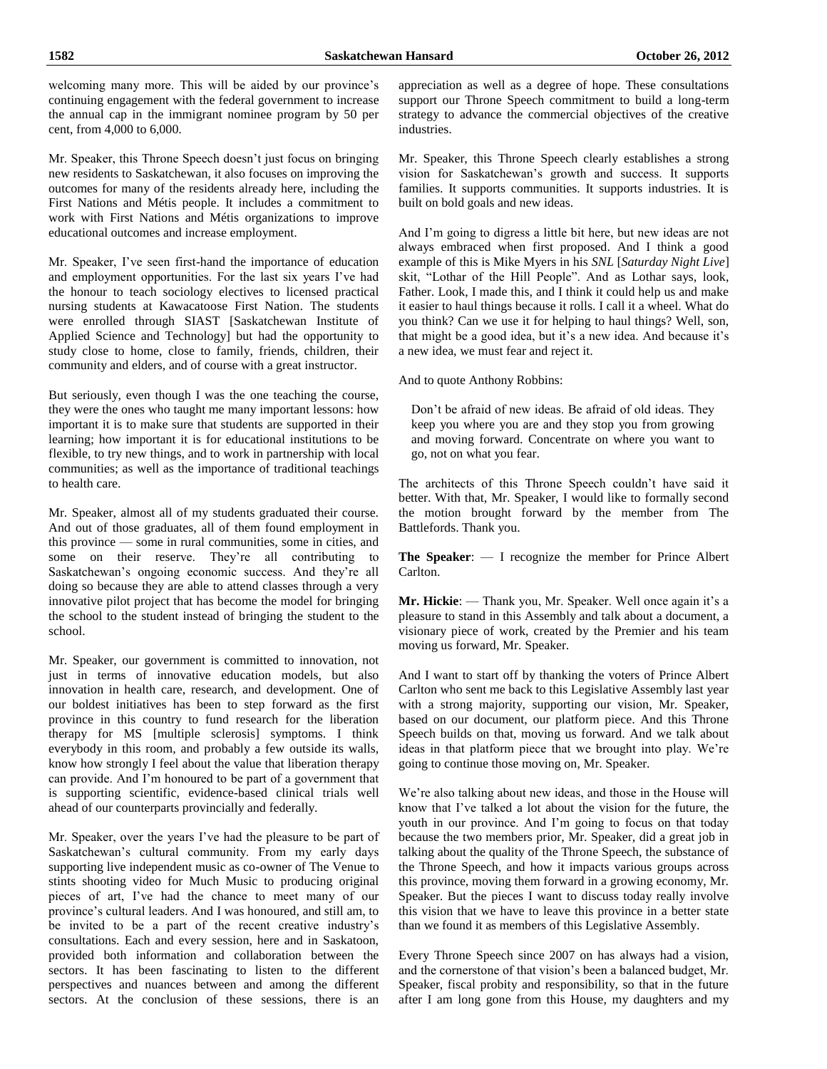welcoming many more. This will be aided by our province's continuing engagement with the federal government to increase the annual cap in the immigrant nominee program by 50 per cent, from 4,000 to 6,000.

Mr. Speaker, this Throne Speech doesn't just focus on bringing new residents to Saskatchewan, it also focuses on improving the outcomes for many of the residents already here, including the First Nations and Métis people. It includes a commitment to work with First Nations and Métis organizations to improve educational outcomes and increase employment.

Mr. Speaker, I've seen first-hand the importance of education and employment opportunities. For the last six years I've had the honour to teach sociology electives to licensed practical nursing students at Kawacatoose First Nation. The students were enrolled through SIAST [Saskatchewan Institute of Applied Science and Technology] but had the opportunity to study close to home, close to family, friends, children, their community and elders, and of course with a great instructor.

But seriously, even though I was the one teaching the course, they were the ones who taught me many important lessons: how important it is to make sure that students are supported in their learning; how important it is for educational institutions to be flexible, to try new things, and to work in partnership with local communities; as well as the importance of traditional teachings to health care.

Mr. Speaker, almost all of my students graduated their course. And out of those graduates, all of them found employment in this province — some in rural communities, some in cities, and some on their reserve. They're all contributing to Saskatchewan's ongoing economic success. And they're all doing so because they are able to attend classes through a very innovative pilot project that has become the model for bringing the school to the student instead of bringing the student to the school.

Mr. Speaker, our government is committed to innovation, not just in terms of innovative education models, but also innovation in health care, research, and development. One of our boldest initiatives has been to step forward as the first province in this country to fund research for the liberation therapy for MS [multiple sclerosis] symptoms. I think everybody in this room, and probably a few outside its walls, know how strongly I feel about the value that liberation therapy can provide. And I'm honoured to be part of a government that is supporting scientific, evidence-based clinical trials well ahead of our counterparts provincially and federally.

Mr. Speaker, over the years I've had the pleasure to be part of Saskatchewan's cultural community. From my early days supporting live independent music as co-owner of The Venue to stints shooting video for Much Music to producing original pieces of art, I've had the chance to meet many of our province's cultural leaders. And I was honoured, and still am, to be invited to be a part of the recent creative industry's consultations. Each and every session, here and in Saskatoon, provided both information and collaboration between the sectors. It has been fascinating to listen to the different perspectives and nuances between and among the different sectors. At the conclusion of these sessions, there is an appreciation as well as a degree of hope. These consultations support our Throne Speech commitment to build a long-term strategy to advance the commercial objectives of the creative industries.

Mr. Speaker, this Throne Speech clearly establishes a strong vision for Saskatchewan's growth and success. It supports families. It supports communities. It supports industries. It is built on bold goals and new ideas.

And I'm going to digress a little bit here, but new ideas are not always embraced when first proposed. And I think a good example of this is Mike Myers in his *SNL* [*Saturday Night Live*] skit, "Lothar of the Hill People". And as Lothar says, look, Father. Look, I made this, and I think it could help us and make it easier to haul things because it rolls. I call it a wheel. What do you think? Can we use it for helping to haul things? Well, son, that might be a good idea, but it's a new idea. And because it's a new idea, we must fear and reject it.

And to quote Anthony Robbins:

> Don't be afraid of new ideas. Be afraid of old ideas. They keep you where you are and they stop you from growing and moving forward. Concentrate on where you want to go, not on what you fear.

The architects of this Throne Speech couldn't have said it better. With that, Mr. Speaker, I would like to formally second the motion brought forward by the member from The Battlefords. Thank you.

**The Speaker**: — I recognize the member for Prince Albert Carlton.

**Mr. Hickie**: — Thank you, Mr. Speaker. Well once again it's a pleasure to stand in this Assembly and talk about a document, a visionary piece of work, created by the Premier and his team moving us forward, Mr. Speaker.

And I want to start off by thanking the voters of Prince Albert Carlton who sent me back to this Legislative Assembly last year with a strong majority, supporting our vision, Mr. Speaker, based on our document, our platform piece. And this Throne Speech builds on that, moving us forward. And we talk about ideas in that platform piece that we brought into play. We're going to continue those moving on, Mr. Speaker.

We're also talking about new ideas, and those in the House will know that I've talked a lot about the vision for the future, the youth in our province. And I'm going to focus on that today because the two members prior, Mr. Speaker, did a great job in talking about the quality of the Throne Speech, the substance of the Throne Speech, and how it impacts various groups across this province, moving them forward in a growing economy, Mr. Speaker. But the pieces I want to discuss today really involve this vision that we have to leave this province in a better state than we found it as members of this Legislative Assembly.

Every Throne Speech since 2007 on has always had a vision, and the cornerstone of that vision's been a balanced budget, Mr. Speaker, fiscal probity and responsibility, so that in the future after I am long gone from this House, my daughters and my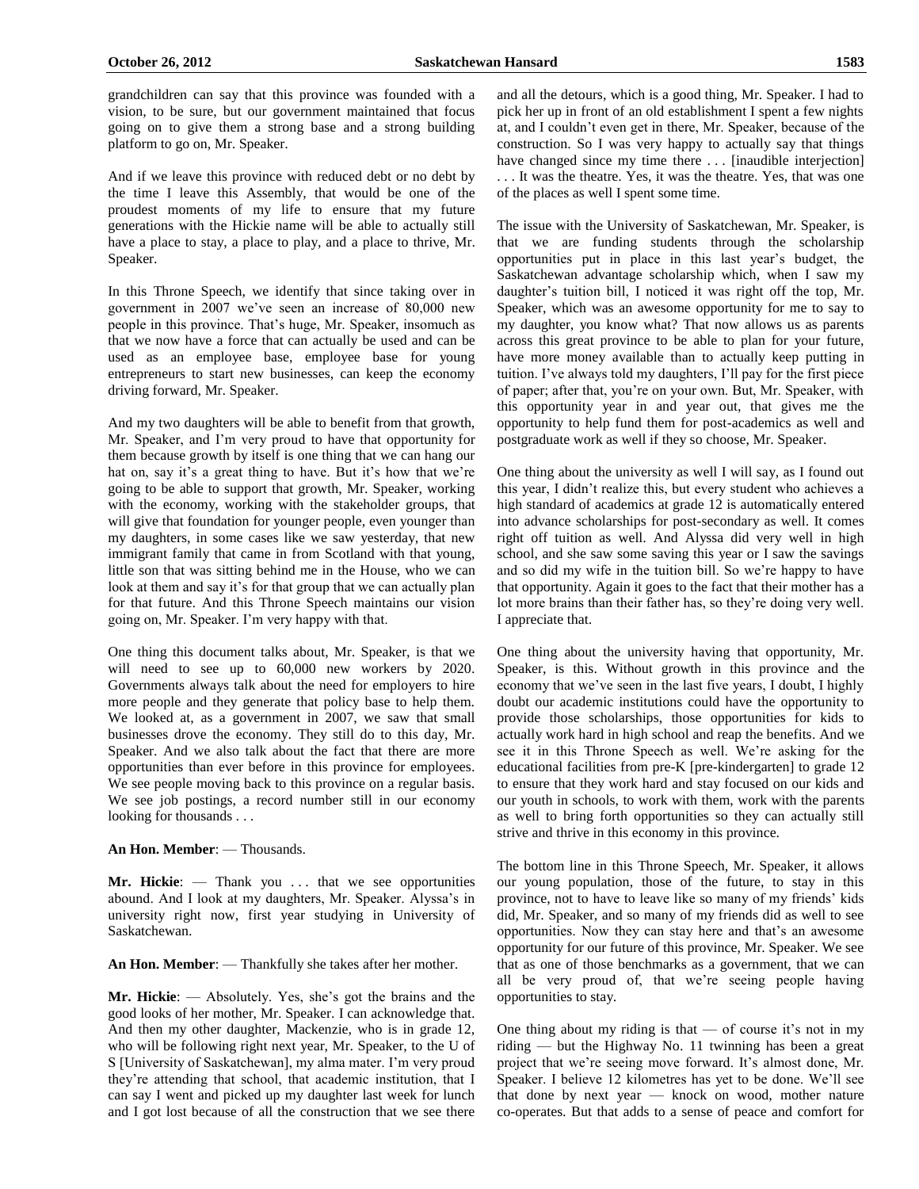grandchildren can say that this province was founded with a vision, to be sure, but our government maintained that focus going on to give them a strong base and a strong building platform to go on, Mr. Speaker.

And if we leave this province with reduced debt or no debt by the time I leave this Assembly, that would be one of the proudest moments of my life to ensure that my future generations with the Hickie name will be able to actually still have a place to stay, a place to play, and a place to thrive, Mr. Speaker.

In this Throne Speech, we identify that since taking over in government in 2007 we've seen an increase of 80,000 new people in this province. That's huge, Mr. Speaker, insomuch as that we now have a force that can actually be used and can be used as an employee base, employee base for young entrepreneurs to start new businesses, can keep the economy driving forward, Mr. Speaker.

And my two daughters will be able to benefit from that growth, Mr. Speaker, and I'm very proud to have that opportunity for them because growth by itself is one thing that we can hang our hat on, say it's a great thing to have. But it's how that we're going to be able to support that growth, Mr. Speaker, working with the economy, working with the stakeholder groups, that will give that foundation for younger people, even younger than my daughters, in some cases like we saw yesterday, that new immigrant family that came in from Scotland with that young, little son that was sitting behind me in the House, who we can look at them and say it's for that group that we can actually plan for that future. And this Throne Speech maintains our vision going on, Mr. Speaker. I'm very happy with that.

One thing this document talks about, Mr. Speaker, is that we will need to see up to 60,000 new workers by 2020. Governments always talk about the need for employers to hire more people and they generate that policy base to help them. We looked at, as a government in 2007, we saw that small businesses drove the economy. They still do to this day, Mr. Speaker. And we also talk about the fact that there are more opportunities than ever before in this province for employees. We see people moving back to this province on a regular basis. We see job postings, a record number still in our economy looking for thousands . . .

**An Hon. Member**: — Thousands.

**Mr. Hickie**: — Thank you . . . that we see opportunities abound. And I look at my daughters, Mr. Speaker. Alyssa's in university right now, first year studying in University of Saskatchewan.

**An Hon. Member**: — Thankfully she takes after her mother.

**Mr. Hickie**: — Absolutely. Yes, she's got the brains and the good looks of her mother, Mr. Speaker. I can acknowledge that. And then my other daughter, Mackenzie, who is in grade 12, who will be following right next year, Mr. Speaker, to the U of S [University of Saskatchewan], my alma mater. I'm very proud they're attending that school, that academic institution, that I can say I went and picked up my daughter last week for lunch and I got lost because of all the construction that we see there and all the detours, which is a good thing, Mr. Speaker. I had to pick her up in front of an old establishment I spent a few nights at, and I couldn't even get in there, Mr. Speaker, because of the construction. So I was very happy to actually say that things have changed since my time there . . . [inaudible interjection] . . . It was the theatre. Yes, it was the theatre. Yes, that was one of the places as well I spent some time.

The issue with the University of Saskatchewan, Mr. Speaker, is that we are funding students through the scholarship opportunities put in place in this last year's budget, the Saskatchewan advantage scholarship which, when I saw my daughter's tuition bill, I noticed it was right off the top, Mr. Speaker, which was an awesome opportunity for me to say to my daughter, you know what? That now allows us as parents across this great province to be able to plan for your future, have more money available than to actually keep putting in tuition. I've always told my daughters, I'll pay for the first piece of paper; after that, you're on your own. But, Mr. Speaker, with this opportunity year in and year out, that gives me the opportunity to help fund them for post-academics as well and postgraduate work as well if they so choose, Mr. Speaker.

One thing about the university as well I will say, as I found out this year, I didn't realize this, but every student who achieves a high standard of academics at grade 12 is automatically entered into advance scholarships for post-secondary as well. It comes right off tuition as well. And Alyssa did very well in high school, and she saw some saving this year or I saw the savings and so did my wife in the tuition bill. So we're happy to have that opportunity. Again it goes to the fact that their mother has a lot more brains than their father has, so they're doing very well. I appreciate that.

One thing about the university having that opportunity, Mr. Speaker, is this. Without growth in this province and the economy that we've seen in the last five years, I doubt, I highly doubt our academic institutions could have the opportunity to provide those scholarships, those opportunities for kids to actually work hard in high school and reap the benefits. And we see it in this Throne Speech as well. We're asking for the educational facilities from pre-K [pre-kindergarten] to grade 12 to ensure that they work hard and stay focused on our kids and our youth in schools, to work with them, work with the parents as well to bring forth opportunities so they can actually still strive and thrive in this economy in this province.

The bottom line in this Throne Speech, Mr. Speaker, it allows our young population, those of the future, to stay in this province, not to have to leave like so many of my friends' kids did, Mr. Speaker, and so many of my friends did as well to see opportunities. Now they can stay here and that's an awesome opportunity for our future of this province, Mr. Speaker. We see that as one of those benchmarks as a government, that we can all be very proud of, that we're seeing people having opportunities to stay.

One thing about my riding is that — of course it's not in my riding — but the Highway No. 11 twinning has been a great project that we're seeing move forward. It's almost done, Mr. Speaker. I believe 12 kilometres has yet to be done. We'll see that done by next year — knock on wood, mother nature co-operates. But that adds to a sense of peace and comfort for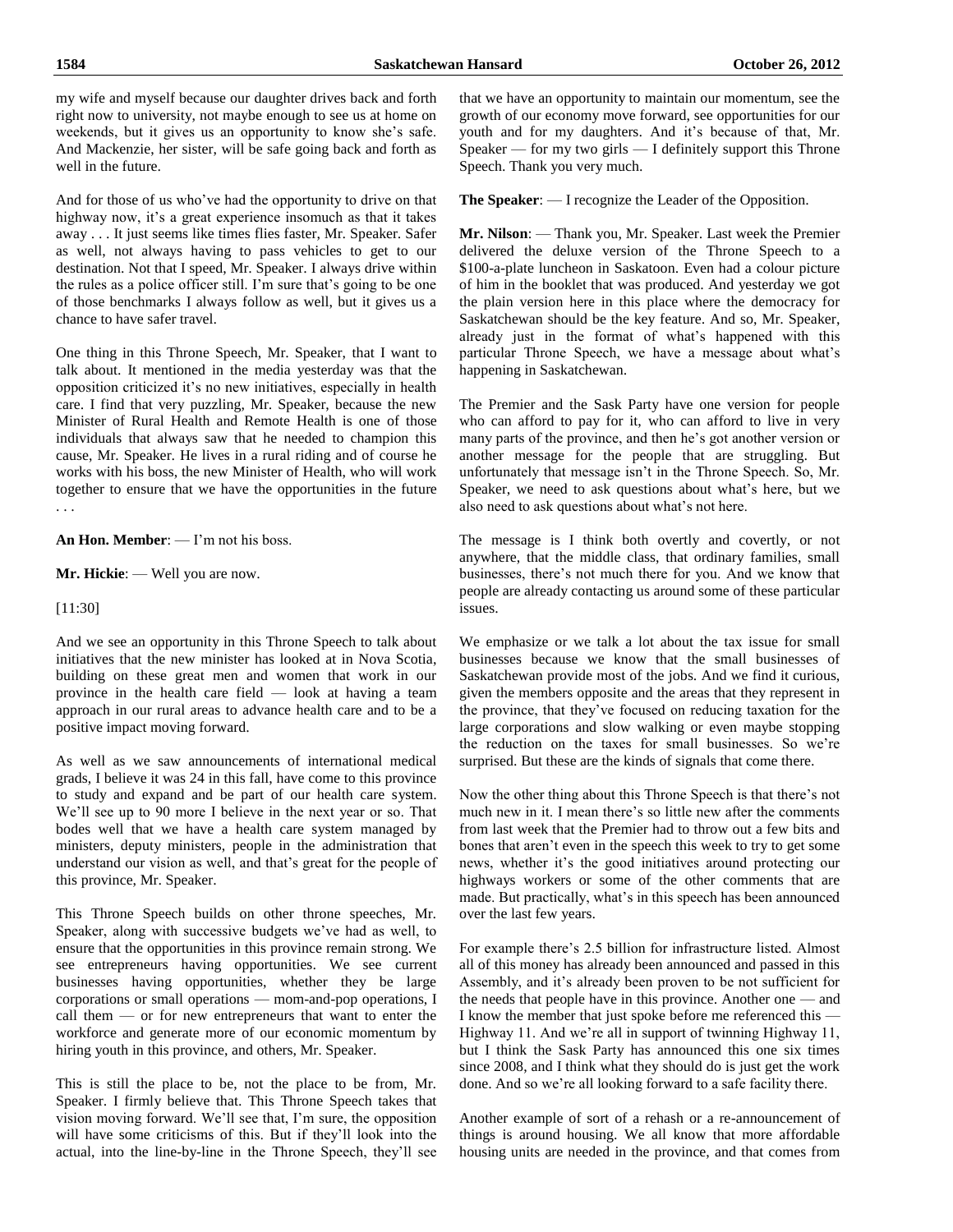my wife and myself because our daughter drives back and forth right now to university, not maybe enough to see us at home on weekends, but it gives us an opportunity to know she's safe. And Mackenzie, her sister, will be safe going back and forth as well in the future.

And for those of us who've had the opportunity to drive on that highway now, it's a great experience insomuch as that it takes away . . . It just seems like times flies faster, Mr. Speaker. Safer as well, not always having to pass vehicles to get to our destination. Not that I speed, Mr. Speaker. I always drive within the rules as a police officer still. I'm sure that's going to be one of those benchmarks I always follow as well, but it gives us a chance to have safer travel.

One thing in this Throne Speech, Mr. Speaker, that I want to talk about. It mentioned in the media yesterday was that the opposition criticized it's no new initiatives, especially in health care. I find that very puzzling, Mr. Speaker, because the new Minister of Rural Health and Remote Health is one of those individuals that always saw that he needed to champion this cause, Mr. Speaker. He lives in a rural riding and of course he works with his boss, the new Minister of Health, who will work together to ensure that we have the opportunities in the future . . .

**An Hon. Member**: — I'm not his boss.

**Mr. Hickie**: — Well you are now.

[11:30]

And we see an opportunity in this Throne Speech to talk about initiatives that the new minister has looked at in Nova Scotia, building on these great men and women that work in our province in the health care field — look at having a team approach in our rural areas to advance health care and to be a positive impact moving forward.

As well as we saw announcements of international medical grads, I believe it was 24 in this fall, have come to this province to study and expand and be part of our health care system. We'll see up to 90 more I believe in the next year or so. That bodes well that we have a health care system managed by ministers, deputy ministers, people in the administration that understand our vision as well, and that's great for the people of this province, Mr. Speaker.

This Throne Speech builds on other throne speeches, Mr. Speaker, along with successive budgets we've had as well, to ensure that the opportunities in this province remain strong. We see entrepreneurs having opportunities. We see current businesses having opportunities, whether they be large corporations or small operations — mom-and-pop operations, I call them — or for new entrepreneurs that want to enter the workforce and generate more of our economic momentum by hiring youth in this province, and others, Mr. Speaker.

This is still the place to be, not the place to be from, Mr. Speaker. I firmly believe that. This Throne Speech takes that vision moving forward. We'll see that, I'm sure, the opposition will have some criticisms of this. But if they'll look into the actual, into the line-by-line in the Throne Speech, they'll see that we have an opportunity to maintain our momentum, see the growth of our economy move forward, see opportunities for our youth and for my daughters. And it's because of that, Mr. Speaker — for my two girls — I definitely support this Throne Speech. Thank you very much.

**The Speaker**: — I recognize the Leader of the Opposition.

**Mr. Nilson**: — Thank you, Mr. Speaker. Last week the Premier delivered the deluxe version of the Throne Speech to a $100-a-plate luncheon in Saskatoon. Even had a colour picture of him in the booklet that was produced. And yesterday we got the plain version here in this place where the democracy for Saskatchewan should be the key feature. And so, Mr. Speaker, already just in the format of what's happened with this particular Throne Speech, we have a message about what's happening in Saskatchewan.

The Premier and the Sask Party have one version for people who can afford to pay for it, who can afford to live in very many parts of the province, and then he's got another version or another message for the people that are struggling. But unfortunately that message isn't in the Throne Speech. So, Mr. Speaker, we need to ask questions about what's here, but we also need to ask questions about what's not here.

The message is I think both overtly and covertly, or not anywhere, that the middle class, that ordinary families, small businesses, there's not much there for you. And we know that people are already contacting us around some of these particular issues.

We emphasize or we talk a lot about the tax issue for small businesses because we know that the small businesses of Saskatchewan provide most of the jobs. And we find it curious, given the members opposite and the areas that they represent in the province, that they've focused on reducing taxation for the large corporations and slow walking or even maybe stopping the reduction on the taxes for small businesses. So we're surprised. But these are the kinds of signals that come there.

Now the other thing about this Throne Speech is that there's not much new in it. I mean there's so little new after the comments from last week that the Premier had to throw out a few bits and bones that aren't even in the speech this week to try to get some news, whether it's the good initiatives around protecting our highways workers or some of the other comments that are made. But practically, what's in this speech has been announced over the last few years.

For example there's 2.5 billion for infrastructure listed. Almost all of this money has already been announced and passed in this Assembly, and it's already been proven to be not sufficient for the needs that people have in this province. Another one — and I know the member that just spoke before me referenced this — Highway 11. And we're all in support of twinning Highway 11, but I think the Sask Party has announced this one six times since 2008, and I think what they should do is just get the work done. And so we're all looking forward to a safe facility there.

Another example of sort of a rehash or a re-announcement of things is around housing. We all know that more affordable housing units are needed in the province, and that comes from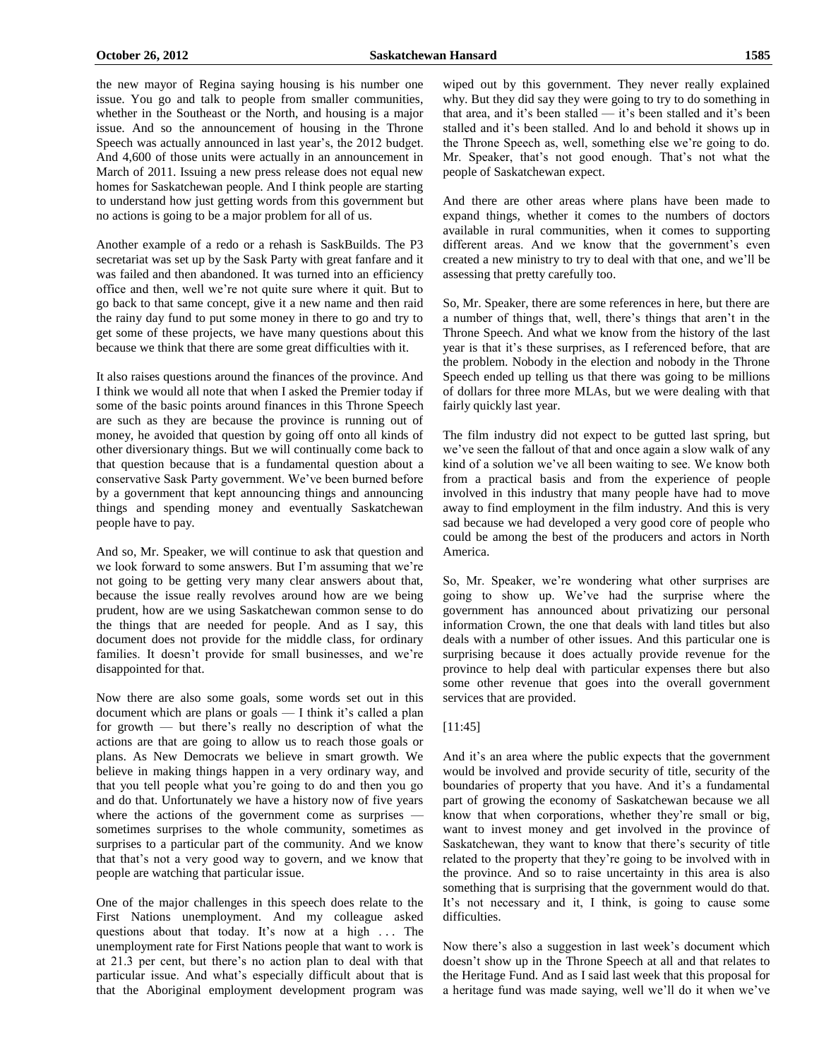the new mayor of Regina saying housing is his number one issue. You go and talk to people from smaller communities, whether in the Southeast or the North, and housing is a major issue. And so the announcement of housing in the Throne Speech was actually announced in last year's, the 2012 budget. And 4,600 of those units were actually in an announcement in March of 2011. Issuing a new press release does not equal new homes for Saskatchewan people. And I think people are starting to understand how just getting words from this government but no actions is going to be a major problem for all of us.

Another example of a redo or a rehash is SaskBuilds. The P3 secretariat was set up by the Sask Party with great fanfare and it was failed and then abandoned. It was turned into an efficiency office and then, well we're not quite sure where it quit. But to go back to that same concept, give it a new name and then raid the rainy day fund to put some money in there to go and try to get some of these projects, we have many questions about this because we think that there are some great difficulties with it.

It also raises questions around the finances of the province. And I think we would all note that when I asked the Premier today if some of the basic points around finances in this Throne Speech are such as they are because the province is running out of money, he avoided that question by going off onto all kinds of other diversionary things. But we will continually come back to that question because that is a fundamental question about a conservative Sask Party government. We've been burned before by a government that kept announcing things and announcing things and spending money and eventually Saskatchewan people have to pay.

And so, Mr. Speaker, we will continue to ask that question and we look forward to some answers. But I'm assuming that we're not going to be getting very many clear answers about that, because the issue really revolves around how are we being prudent, how are we using Saskatchewan common sense to do the things that are needed for people. And as I say, this document does not provide for the middle class, for ordinary families. It doesn't provide for small businesses, and we're disappointed for that.

Now there are also some goals, some words set out in this document which are plans or goals — I think it's called a plan for growth — but there's really no description of what the actions are that are going to allow us to reach those goals or plans. As New Democrats we believe in smart growth. We believe in making things happen in a very ordinary way, and that you tell people what you're going to do and then you go and do that. Unfortunately we have a history now of five years where the actions of the government come as surprises — sometimes surprises to the whole community, sometimes as surprises to a particular part of the community. And we know that that's not a very good way to govern, and we know that people are watching that particular issue.

One of the major challenges in this speech does relate to the First Nations unemployment. And my colleague asked questions about that today. It's now at a high . . . The unemployment rate for First Nations people that want to work is at 21.3 per cent, but there's no action plan to deal with that particular issue. And what's especially difficult about that is that the Aboriginal employment development program was wiped out by this government. They never really explained why. But they did say they were going to try to do something in that area, and it's been stalled — it's been stalled and it's been stalled and it's been stalled. And lo and behold it shows up in the Throne Speech as, well, something else we're going to do. Mr. Speaker, that's not good enough. That's not what the people of Saskatchewan expect.

And there are other areas where plans have been made to expand things, whether it comes to the numbers of doctors available in rural communities, when it comes to supporting different areas. And we know that the government's even created a new ministry to try to deal with that one, and we'll be assessing that pretty carefully too.

So, Mr. Speaker, there are some references in here, but there are a number of things that, well, there's things that aren't in the Throne Speech. And what we know from the history of the last year is that it's these surprises, as I referenced before, that are the problem. Nobody in the election and nobody in the Throne Speech ended up telling us that there was going to be millions of dollars for three more MLAs, but we were dealing with that fairly quickly last year.

The film industry did not expect to be gutted last spring, but we've seen the fallout of that and once again a slow walk of any kind of a solution we've all been waiting to see. We know both from a practical basis and from the experience of people involved in this industry that many people have had to move away to find employment in the film industry. And this is very sad because we had developed a very good core of people who could be among the best of the producers and actors in North America.

So, Mr. Speaker, we're wondering what other surprises are going to show up. We've had the surprise where the government has announced about privatizing our personal information Crown, the one that deals with land titles but also deals with a number of other issues. And this particular one is surprising because it does actually provide revenue for the province to help deal with particular expenses there but also some other revenue that goes into the overall government services that are provided.

[11:45]

And it's an area where the public expects that the government would be involved and provide security of title, security of the boundaries of property that you have. And it's a fundamental part of growing the economy of Saskatchewan because we all know that when corporations, whether they're small or big, want to invest money and get involved in the province of Saskatchewan, they want to know that there's security of title related to the property that they're going to be involved with in the province. And so to raise uncertainty in this area is also something that is surprising that the government would do that. It's not necessary and it, I think, is going to cause some difficulties.

Now there's also a suggestion in last week's document which doesn't show up in the Throne Speech at all and that relates to the Heritage Fund. And as I said last week that this proposal for a heritage fund was made saying, well we'll do it when we've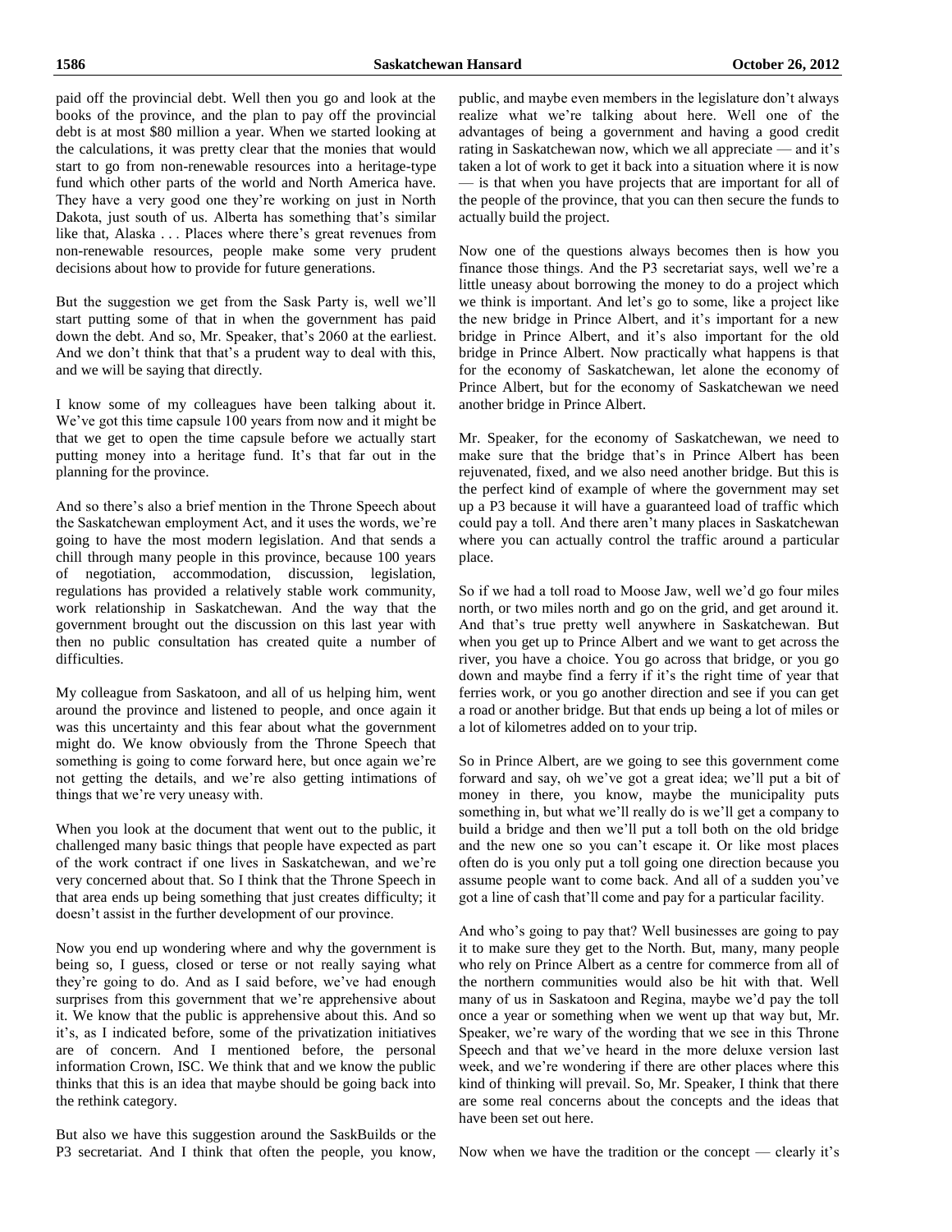paid off the provincial debt. Well then you go and look at the books of the province, and the plan to pay off the provincial debt is at most $80 million a year. When we started looking at the calculations, it was pretty clear that the monies that would start to go from non-renewable resources into a heritage-type fund which other parts of the world and North America have. They have a very good one they're working on just in North Dakota, just south of us. Alberta has something that's similar like that, Alaska . . . Places where there's great revenues from non-renewable resources, people make some very prudent decisions about how to provide for future generations.

But the suggestion we get from the Sask Party is, well we'll start putting some of that in when the government has paid down the debt. And so, Mr. Speaker, that's 2060 at the earliest. And we don't think that that's a prudent way to deal with this, and we will be saying that directly.

I know some of my colleagues have been talking about it. We've got this time capsule 100 years from now and it might be that we get to open the time capsule before we actually start putting money into a heritage fund. It's that far out in the planning for the province.

And so there's also a brief mention in the Throne Speech about the Saskatchewan employment Act, and it uses the words, we're going to have the most modern legislation. And that sends a chill through many people in this province, because 100 years of negotiation, accommodation, discussion, legislation, regulations has provided a relatively stable work community, work relationship in Saskatchewan. And the way that the government brought out the discussion on this last year with then no public consultation has created quite a number of difficulties.

My colleague from Saskatoon, and all of us helping him, went around the province and listened to people, and once again it was this uncertainty and this fear about what the government might do. We know obviously from the Throne Speech that something is going to come forward here, but once again we're not getting the details, and we're also getting intimations of things that we're very uneasy with.

When you look at the document that went out to the public, it challenged many basic things that people have expected as part of the work contract if one lives in Saskatchewan, and we're very concerned about that. So I think that the Throne Speech in that area ends up being something that just creates difficulty; it doesn't assist in the further development of our province.

Now you end up wondering where and why the government is being so, I guess, closed or terse or not really saying what they're going to do. And as I said before, we've had enough surprises from this government that we're apprehensive about it. We know that the public is apprehensive about this. And so it's, as I indicated before, some of the privatization initiatives are of concern. And I mentioned before, the personal information Crown, ISC. We think that and we know the public thinks that this is an idea that maybe should be going back into the rethink category.

But also we have this suggestion around the SaskBuilds or the P3 secretariat. And I think that often the people, you know, public, and maybe even members in the legislature don't always realize what we're talking about here. Well one of the advantages of being a government and having a good credit rating in Saskatchewan now, which we all appreciate — and it's taken a lot of work to get it back into a situation where it is now — is that when you have projects that are important for all of the people of the province, that you can then secure the funds to actually build the project.

Now one of the questions always becomes then is how you finance those things. And the P3 secretariat says, well we're a little uneasy about borrowing the money to do a project which we think is important. And let's go to some, like a project like the new bridge in Prince Albert, and it's important for a new bridge in Prince Albert, and it's also important for the old bridge in Prince Albert. Now practically what happens is that for the economy of Saskatchewan, let alone the economy of Prince Albert, but for the economy of Saskatchewan we need another bridge in Prince Albert.

Mr. Speaker, for the economy of Saskatchewan, we need to make sure that the bridge that's in Prince Albert has been rejuvenated, fixed, and we also need another bridge. But this is the perfect kind of example of where the government may set up a P3 because it will have a guaranteed load of traffic which could pay a toll. And there aren't many places in Saskatchewan where you can actually control the traffic around a particular place.

So if we had a toll road to Moose Jaw, well we'd go four miles north, or two miles north and go on the grid, and get around it. And that's true pretty well anywhere in Saskatchewan. But when you get up to Prince Albert and we want to get across the river, you have a choice. You go across that bridge, or you go down and maybe find a ferry if it's the right time of year that ferries work, or you go another direction and see if you can get a road or another bridge. But that ends up being a lot of miles or a lot of kilometres added on to your trip.

So in Prince Albert, are we going to see this government come forward and say, oh we've got a great idea; we'll put a bit of money in there, you know, maybe the municipality puts something in, but what we'll really do is we'll get a company to build a bridge and then we'll put a toll both on the old bridge and the new one so you can't escape it. Or like most places often do is you only put a toll going one direction because you assume people want to come back. And all of a sudden you've got a line of cash that'll come and pay for a particular facility.

And who's going to pay that? Well businesses are going to pay it to make sure they get to the North. But, many, many people who rely on Prince Albert as a centre for commerce from all of the northern communities would also be hit with that. Well many of us in Saskatoon and Regina, maybe we'd pay the toll once a year or something when we went up that way but, Mr. Speaker, we're wary of the wording that we see in this Throne Speech and that we've heard in the more deluxe version last week, and we're wondering if there are other places where this kind of thinking will prevail. So, Mr. Speaker, I think that there are some real concerns about the concepts and the ideas that have been set out here.

Now when we have the tradition or the concept — clearly it's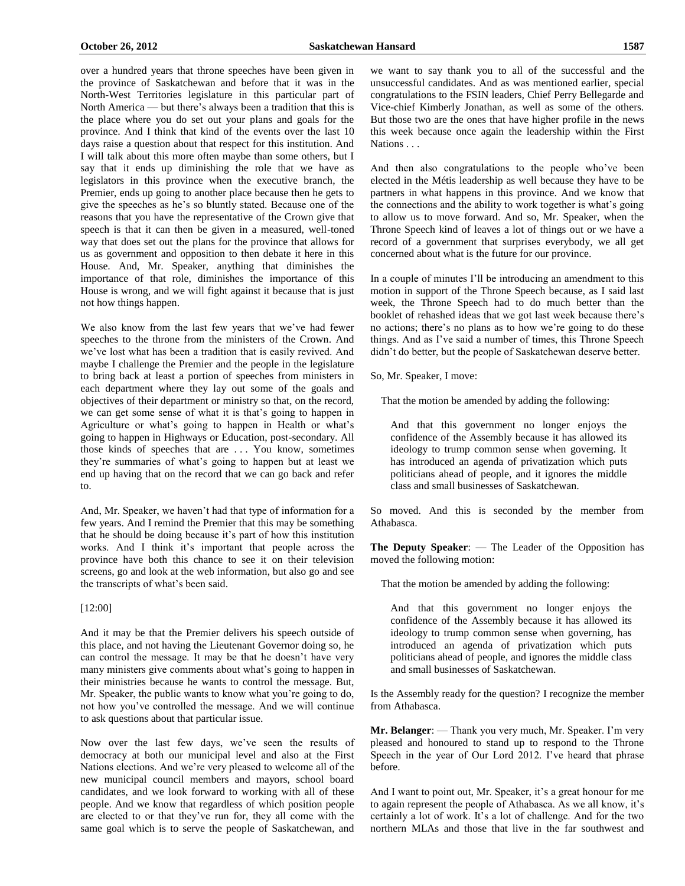over a hundred years that throne speeches have been given in the province of Saskatchewan and before that it was in the North-West Territories legislature in this particular part of North America — but there's always been a tradition that this is the place where you do set out your plans and goals for the province. And I think that kind of the events over the last 10 days raise a question about that respect for this institution. And I will talk about this more often maybe than some others, but I say that it ends up diminishing the role that we have as legislators in this province when the executive branch, the Premier, ends up going to another place because then he gets to give the speeches as he's so bluntly stated. Because one of the reasons that you have the representative of the Crown give that speech is that it can then be given in a measured, well-toned way that does set out the plans for the province that allows for us as government and opposition to then debate it here in this House. And, Mr. Speaker, anything that diminishes the importance of that role, diminishes the importance of this House is wrong, and we will fight against it because that is just not how things happen.

We also know from the last few years that we've had fewer speeches to the throne from the ministers of the Crown. And we've lost what has been a tradition that is easily revived. And maybe I challenge the Premier and the people in the legislature to bring back at least a portion of speeches from ministers in each department where they lay out some of the goals and objectives of their department or ministry so that, on the record, we can get some sense of what it is that's going to happen in Agriculture or what's going to happen in Health or what's going to happen in Highways or Education, post-secondary. All those kinds of speeches that are . . . You know, sometimes they're summaries of what's going to happen but at least we end up having that on the record that we can go back and refer to.

And, Mr. Speaker, we haven't had that type of information for a few years. And I remind the Premier that this may be something that he should be doing because it's part of how this institution works. And I think it's important that people across the province have both this chance to see it on their television screens, go and look at the web information, but also go and see the transcripts of what's been said.

[12:00]

And it may be that the Premier delivers his speech outside of this place, and not having the Lieutenant Governor doing so, he can control the message. It may be that he doesn't have very many ministers give comments about what's going to happen in their ministries because he wants to control the message. But, Mr. Speaker, the public wants to know what you're going to do, not how you've controlled the message. And we will continue to ask questions about that particular issue.

Now over the last few days, we've seen the results of democracy at both our municipal level and also at the First Nations elections. And we're very pleased to welcome all of the new municipal council members and mayors, school board candidates, and we look forward to working with all of these people. And we know that regardless of which position people are elected to or that they've run for, they all come with the same goal which is to serve the people of Saskatchewan, and we want to say thank you to all of the successful and the unsuccessful candidates. And as was mentioned earlier, special congratulations to the FSIN leaders, Chief Perry Bellegarde and Vice-chief Kimberly Jonathan, as well as some of the others. But those two are the ones that have higher profile in the news this week because once again the leadership within the First Nations . . .

And then also congratulations to the people who've been elected in the Métis leadership as well because they have to be partners in what happens in this province. And we know that the connections and the ability to work together is what's going to allow us to move forward. And so, Mr. Speaker, when the Throne Speech kind of leaves a lot of things out or we have a record of a government that surprises everybody, we all get concerned about what is the future for our province.

In a couple of minutes I'll be introducing an amendment to this motion in support of the Throne Speech because, as I said last week, the Throne Speech had to do much better than the booklet of rehashed ideas that we got last week because there's no actions; there's no plans as to how we're going to do these things. And as I've said a number of times, this Throne Speech didn't do better, but the people of Saskatchewan deserve better.

So, Mr. Speaker, I move:

> That the motion be amended by adding the following:
>
> > And that this government no longer enjoys the confidence of the Assembly because it has allowed its ideology to trump common sense when governing. It has introduced an agenda of privatization which puts politicians ahead of people, and it ignores the middle class and small businesses of Saskatchewan.

So moved. And this is seconded by the member from Athabasca.

**The Deputy Speaker**: — The Leader of the Opposition has moved the following motion:

> That the motion be amended by adding the following:
>
> > And that this government no longer enjoys the confidence of the Assembly because it has allowed its ideology to trump common sense when governing, has introduced an agenda of privatization which puts politicians ahead of people, and ignores the middle class and small businesses of Saskatchewan.

Is the Assembly ready for the question? I recognize the member from Athabasca.

**Mr. Belanger**: — Thank you very much, Mr. Speaker. I'm very pleased and honoured to stand up to respond to the Throne Speech in the year of Our Lord 2012. I've heard that phrase before.

And I want to point out, Mr. Speaker, it's a great honour for me to again represent the people of Athabasca. As we all know, it's certainly a lot of work. It's a lot of challenge. And for the two northern MLAs and those that live in the far southwest and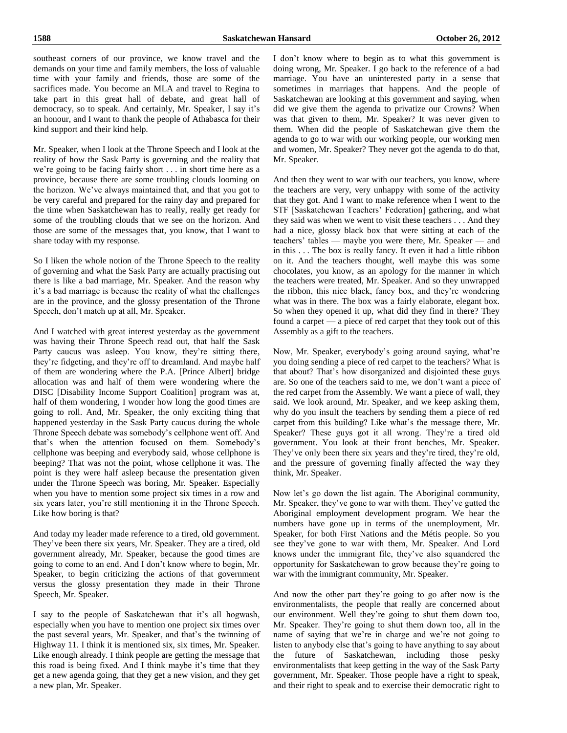southeast corners of our province, we know travel and the demands on your time and family members, the loss of valuable time with your family and friends, those are some of the sacrifices made. You become an MLA and travel to Regina to take part in this great hall of debate, and great hall of democracy, so to speak. And certainly, Mr. Speaker, I say it's an honour, and I want to thank the people of Athabasca for their kind support and their kind help.

Mr. Speaker, when I look at the Throne Speech and I look at the reality of how the Sask Party is governing and the reality that we're going to be facing fairly short . . . in short time here as a province, because there are some troubling clouds looming on the horizon. We've always maintained that, and that you got to be very careful and prepared for the rainy day and prepared for the time when Saskatchewan has to really, really get ready for some of the troubling clouds that we see on the horizon. And those are some of the messages that, you know, that I want to share today with my response.

So I liken the whole notion of the Throne Speech to the reality of governing and what the Sask Party are actually practising out there is like a bad marriage, Mr. Speaker. And the reason why it's a bad marriage is because the reality of what the challenges are in the province, and the glossy presentation of the Throne Speech, don't match up at all, Mr. Speaker.

And I watched with great interest yesterday as the government was having their Throne Speech read out, that half the Sask Party caucus was asleep. You know, they're sitting there, they're fidgeting, and they're off to dreamland. And maybe half of them are wondering where the P.A. [Prince Albert] bridge allocation was and half of them were wondering where the DISC [Disability Income Support Coalition] program was at, half of them wondering, I wonder how long the good times are going to roll. And, Mr. Speaker, the only exciting thing that happened yesterday in the Sask Party caucus during the whole Throne Speech debate was somebody's cellphone went off. And that's when the attention focused on them. Somebody's cellphone was beeping and everybody said, whose cellphone is beeping? That was not the point, whose cellphone it was. The point is they were half asleep because the presentation given under the Throne Speech was boring, Mr. Speaker. Especially when you have to mention some project six times in a row and six years later, you're still mentioning it in the Throne Speech. Like how boring is that?

And today my leader made reference to a tired, old government. They've been there six years, Mr. Speaker. They are a tired, old government already, Mr. Speaker, because the good times are going to come to an end. And I don't know where to begin, Mr. Speaker, to begin criticizing the actions of that government versus the glossy presentation they made in their Throne Speech, Mr. Speaker.

I say to the people of Saskatchewan that it's all hogwash, especially when you have to mention one project six times over the past several years, Mr. Speaker, and that's the twinning of Highway 11. I think it is mentioned six, six times, Mr. Speaker. Like enough already. I think people are getting the message that this road is being fixed. And I think maybe it's time that they get a new agenda going, that they get a new vision, and they get a new plan, Mr. Speaker.

I don't know where to begin as to what this government is doing wrong, Mr. Speaker. I go back to the reference of a bad marriage. You have an uninterested party in a sense that sometimes in marriages that happens. And the people of Saskatchewan are looking at this government and saying, when did we give them the agenda to privatize our Crowns? When was that given to them, Mr. Speaker? It was never given to them. When did the people of Saskatchewan give them the agenda to go to war with our working people, our working men and women, Mr. Speaker? They never got the agenda to do that, Mr. Speaker.

And then they went to war with our teachers, you know, where the teachers are very, very unhappy with some of the activity that they got. And I want to make reference when I went to the STF [Saskatchewan Teachers' Federation] gathering, and what they said was when we went to visit these teachers . . . And they had a nice, glossy black box that were sitting at each of the teachers' tables — maybe you were there, Mr. Speaker — and in this . . . The box is really fancy. It even it had a little ribbon on it. And the teachers thought, well maybe this was some chocolates, you know, as an apology for the manner in which the teachers were treated, Mr. Speaker. And so they unwrapped the ribbon, this nice black, fancy box, and they're wondering what was in there. The box was a fairly elaborate, elegant box. So when they opened it up, what did they find in there? They found a carpet — a piece of red carpet that they took out of this Assembly as a gift to the teachers.

Now, Mr. Speaker, everybody's going around saying, what're you doing sending a piece of red carpet to the teachers? What is that about? That's how disorganized and disjointed these guys are. So one of the teachers said to me, we don't want a piece of the red carpet from the Assembly. We want a piece of wall, they said. We look around, Mr. Speaker, and we keep asking them, why do you insult the teachers by sending them a piece of red carpet from this building? Like what's the message there, Mr. Speaker? These guys got it all wrong. They're a tired old government. You look at their front benches, Mr. Speaker. They've only been there six years and they're tired, they're old, and the pressure of governing finally affected the way they think, Mr. Speaker.

Now let's go down the list again. The Aboriginal community, Mr. Speaker, they've gone to war with them. They've gutted the Aboriginal employment development program. We hear the numbers have gone up in terms of the unemployment, Mr. Speaker, for both First Nations and the Métis people. So you see they've gone to war with them, Mr. Speaker. And Lord knows under the immigrant file, they've also squandered the opportunity for Saskatchewan to grow because they're going to war with the immigrant community, Mr. Speaker.

And now the other part they're going to go after now is the environmentalists, the people that really are concerned about our environment. Well they're going to shut them down too, Mr. Speaker. They're going to shut them down too, all in the name of saying that we're in charge and we're not going to listen to anybody else that's going to have anything to say about the future of Saskatchewan, including those pesky environmentalists that keep getting in the way of the Sask Party government, Mr. Speaker. Those people have a right to speak, and their right to speak and to exercise their democratic right to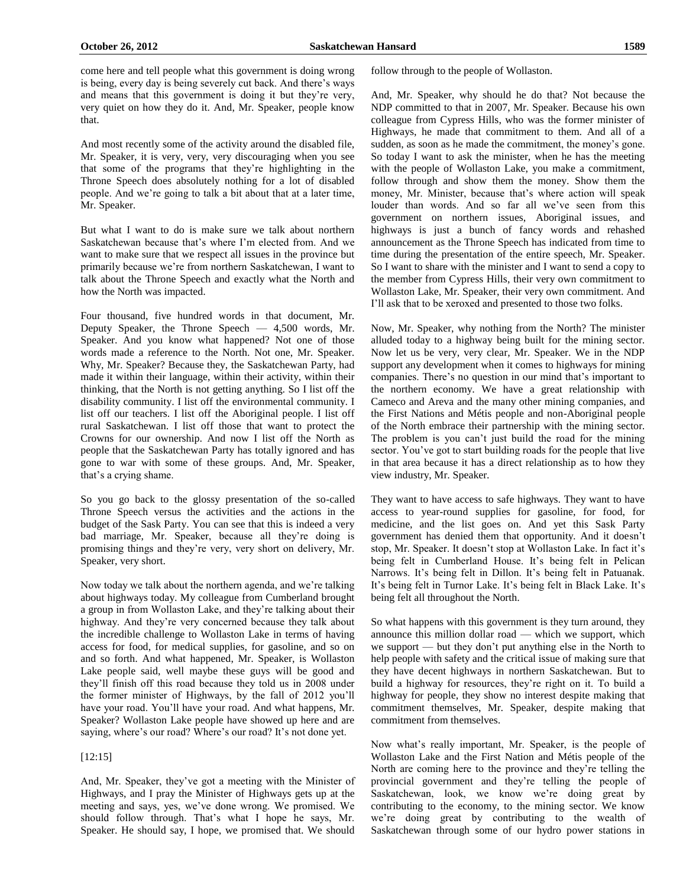come here and tell people what this government is doing wrong is being, every day is being severely cut back. And there's ways and means that this government is doing it but they're very, very quiet on how they do it. And, Mr. Speaker, people know that.

And most recently some of the activity around the disabled file, Mr. Speaker, it is very, very, very discouraging when you see that some of the programs that they're highlighting in the Throne Speech does absolutely nothing for a lot of disabled people. And we're going to talk a bit about that at a later time, Mr. Speaker.

But what I want to do is make sure we talk about northern Saskatchewan because that's where I'm elected from. And we want to make sure that we respect all issues in the province but primarily because we're from northern Saskatchewan, I want to talk about the Throne Speech and exactly what the North and how the North was impacted.

Four thousand, five hundred words in that document, Mr. Deputy Speaker, the Throne Speech — 4,500 words, Mr. Speaker. And you know what happened? Not one of those words made a reference to the North. Not one, Mr. Speaker. Why, Mr. Speaker? Because they, the Saskatchewan Party, had made it within their language, within their activity, within their thinking, that the North is not getting anything. So I list off the disability community. I list off the environmental community. I list off our teachers. I list off the Aboriginal people. I list off rural Saskatchewan. I list off those that want to protect the Crowns for our ownership. And now I list off the North as people that the Saskatchewan Party has totally ignored and has gone to war with some of these groups. And, Mr. Speaker, that's a crying shame.

So you go back to the glossy presentation of the so-called Throne Speech versus the activities and the actions in the budget of the Sask Party. You can see that this is indeed a very bad marriage, Mr. Speaker, because all they're doing is promising things and they're very, very short on delivery, Mr. Speaker, very short.

Now today we talk about the northern agenda, and we're talking about highways today. My colleague from Cumberland brought a group in from Wollaston Lake, and they're talking about their highway. And they're very concerned because they talk about the incredible challenge to Wollaston Lake in terms of having access for food, for medical supplies, for gasoline, and so on and so forth. And what happened, Mr. Speaker, is Wollaston Lake people said, well maybe these guys will be good and they'll finish off this road because they told us in 2008 under the former minister of Highways, by the fall of 2012 you'll have your road. You'll have your road. And what happens, Mr. Speaker? Wollaston Lake people have showed up here and are saying, where's our road? Where's our road? It's not done yet.

[12:15]

And, Mr. Speaker, they've got a meeting with the Minister of Highways, and I pray the Minister of Highways gets up at the meeting and says, yes, we've done wrong. We promised. We should follow through. That's what I hope he says, Mr. Speaker. He should say, I hope, we promised that. We should follow through to the people of Wollaston.

And, Mr. Speaker, why should he do that? Not because the NDP committed to that in 2007, Mr. Speaker. Because his own colleague from Cypress Hills, who was the former minister of Highways, he made that commitment to them. And all of a sudden, as soon as he made the commitment, the money's gone. So today I want to ask the minister, when he has the meeting with the people of Wollaston Lake, you make a commitment, follow through and show them the money. Show them the money, Mr. Minister, because that's where action will speak louder than words. And so far all we've seen from this government on northern issues, Aboriginal issues, and highways is just a bunch of fancy words and rehashed announcement as the Throne Speech has indicated from time to time during the presentation of the entire speech, Mr. Speaker. So I want to share with the minister and I want to send a copy to the member from Cypress Hills, their very own commitment to Wollaston Lake, Mr. Speaker, their very own commitment. And I'll ask that to be xeroxed and presented to those two folks.

Now, Mr. Speaker, why nothing from the North? The minister alluded today to a highway being built for the mining sector. Now let us be very, very clear, Mr. Speaker. We in the NDP support any development when it comes to highways for mining companies. There's no question in our mind that's important to the northern economy. We have a great relationship with Cameco and Areva and the many other mining companies, and the First Nations and Métis people and non-Aboriginal people of the North embrace their partnership with the mining sector. The problem is you can't just build the road for the mining sector. You've got to start building roads for the people that live in that area because it has a direct relationship as to how they view industry, Mr. Speaker.

They want to have access to safe highways. They want to have access to year-round supplies for gasoline, for food, for medicine, and the list goes on. And yet this Sask Party government has denied them that opportunity. And it doesn't stop, Mr. Speaker. It doesn't stop at Wollaston Lake. In fact it's being felt in Cumberland House. It's being felt in Pelican Narrows. It's being felt in Dillon. It's being felt in Patuanak. It's being felt in Turnor Lake. It's being felt in Black Lake. It's being felt all throughout the North.

So what happens with this government is they turn around, they announce this million dollar road — which we support, which we support — but they don't put anything else in the North to help people with safety and the critical issue of making sure that they have decent highways in northern Saskatchewan. But to build a highway for resources, they're right on it. To build a highway for people, they show no interest despite making that commitment themselves, Mr. Speaker, despite making that commitment from themselves.

Now what's really important, Mr. Speaker, is the people of Wollaston Lake and the First Nation and Métis people of the North are coming here to the province and they're telling the provincial government and they're telling the people of Saskatchewan, look, we know we're doing great by contributing to the economy, to the mining sector. We know we're doing great by contributing to the wealth of Saskatchewan through some of our hydro power stations in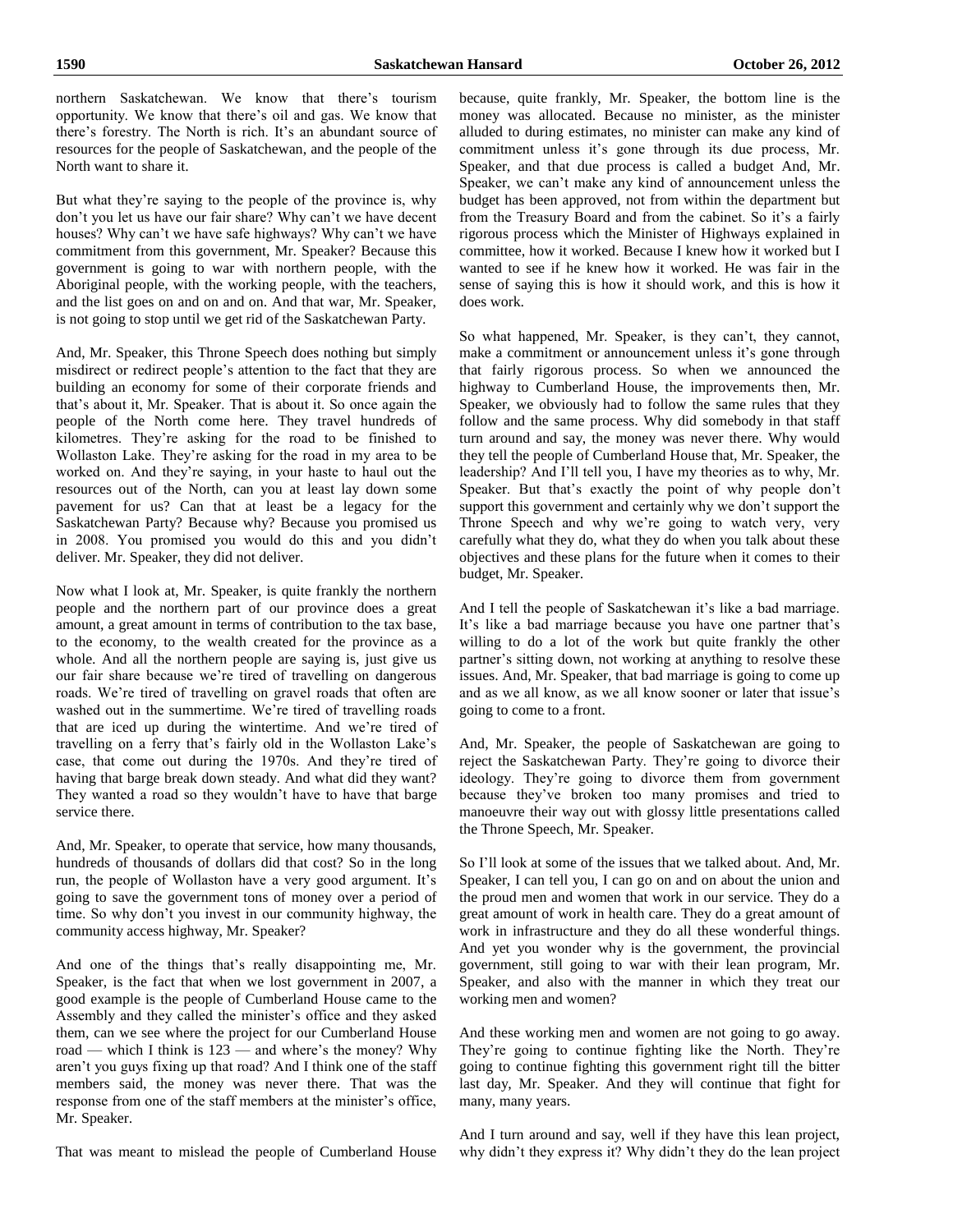northern Saskatchewan. We know that there's tourism opportunity. We know that there's oil and gas. We know that there's forestry. The North is rich. It's an abundant source of resources for the people of Saskatchewan, and the people of the North want to share it.

But what they're saying to the people of the province is, why don't you let us have our fair share? Why can't we have decent houses? Why can't we have safe highways? Why can't we have commitment from this government, Mr. Speaker? Because this government is going to war with northern people, with the Aboriginal people, with the working people, with the teachers, and the list goes on and on and on. And that war, Mr. Speaker, is not going to stop until we get rid of the Saskatchewan Party.

And, Mr. Speaker, this Throne Speech does nothing but simply misdirect or redirect people's attention to the fact that they are building an economy for some of their corporate friends and that's about it, Mr. Speaker. That is about it. So once again the people of the North come here. They travel hundreds of kilometres. They're asking for the road to be finished to Wollaston Lake. They're asking for the road in my area to be worked on. And they're saying, in your haste to haul out the resources out of the North, can you at least lay down some pavement for us? Can that at least be a legacy for the Saskatchewan Party? Because why? Because you promised us in 2008. You promised you would do this and you didn't deliver. Mr. Speaker, they did not deliver.

Now what I look at, Mr. Speaker, is quite frankly the northern people and the northern part of our province does a great amount, a great amount in terms of contribution to the tax base, to the economy, to the wealth created for the province as a whole. And all the northern people are saying is, just give us our fair share because we're tired of travelling on dangerous roads. We're tired of travelling on gravel roads that often are washed out in the summertime. We're tired of travelling roads that are iced up during the wintertime. And we're tired of travelling on a ferry that's fairly old in the Wollaston Lake's case, that come out during the 1970s. And they're tired of having that barge break down steady. And what did they want? They wanted a road so they wouldn't have to have that barge service there.

And, Mr. Speaker, to operate that service, how many thousands, hundreds of thousands of dollars did that cost? So in the long run, the people of Wollaston have a very good argument. It's going to save the government tons of money over a period of time. So why don't you invest in our community highway, the community access highway, Mr. Speaker?

And one of the things that's really disappointing me, Mr. Speaker, is the fact that when we lost government in 2007, a good example is the people of Cumberland House came to the Assembly and they called the minister's office and they asked them, can we see where the project for our Cumberland House road — which I think is 123 — and where's the money? Why aren't you guys fixing up that road? And I think one of the staff members said, the money was never there. That was the response from one of the staff members at the minister's office, Mr. Speaker.

That was meant to mislead the people of Cumberland House because, quite frankly, Mr. Speaker, the bottom line is the money was allocated. Because no minister, as the minister alluded to during estimates, no minister can make any kind of commitment unless it's gone through its due process, Mr. Speaker, and that due process is called a budget And, Mr. Speaker, we can't make any kind of announcement unless the budget has been approved, not from within the department but from the Treasury Board and from the cabinet. So it's a fairly rigorous process which the Minister of Highways explained in committee, how it worked. Because I knew how it worked but I wanted to see if he knew how it worked. He was fair in the sense of saying this is how it should work, and this is how it does work.

So what happened, Mr. Speaker, is they can't, they cannot, make a commitment or announcement unless it's gone through that fairly rigorous process. So when we announced the highway to Cumberland House, the improvements then, Mr. Speaker, we obviously had to follow the same rules that they follow and the same process. Why did somebody in that staff turn around and say, the money was never there. Why would they tell the people of Cumberland House that, Mr. Speaker, the leadership? And I'll tell you, I have my theories as to why, Mr. Speaker. But that's exactly the point of why people don't support this government and certainly why we don't support the Throne Speech and why we're going to watch very, very carefully what they do, what they do when you talk about these objectives and these plans for the future when it comes to their budget, Mr. Speaker.

And I tell the people of Saskatchewan it's like a bad marriage. It's like a bad marriage because you have one partner that's willing to do a lot of the work but quite frankly the other partner's sitting down, not working at anything to resolve these issues. And, Mr. Speaker, that bad marriage is going to come up and as we all know, as we all know sooner or later that issue's going to come to a front.

And, Mr. Speaker, the people of Saskatchewan are going to reject the Saskatchewan Party. They're going to divorce their ideology. They're going to divorce them from government because they've broken too many promises and tried to manoeuvre their way out with glossy little presentations called the Throne Speech, Mr. Speaker.

So I'll look at some of the issues that we talked about. And, Mr. Speaker, I can tell you, I can go on and on about the union and the proud men and women that work in our service. They do a great amount of work in health care. They do a great amount of work in infrastructure and they do all these wonderful things. And yet you wonder why is the government, the provincial government, still going to war with their lean program, Mr. Speaker, and also with the manner in which they treat our working men and women?

And these working men and women are not going to go away. They're going to continue fighting like the North. They're going to continue fighting this government right till the bitter last day, Mr. Speaker. And they will continue that fight for many, many years.

And I turn around and say, well if they have this lean project, why didn't they express it? Why didn't they do the lean project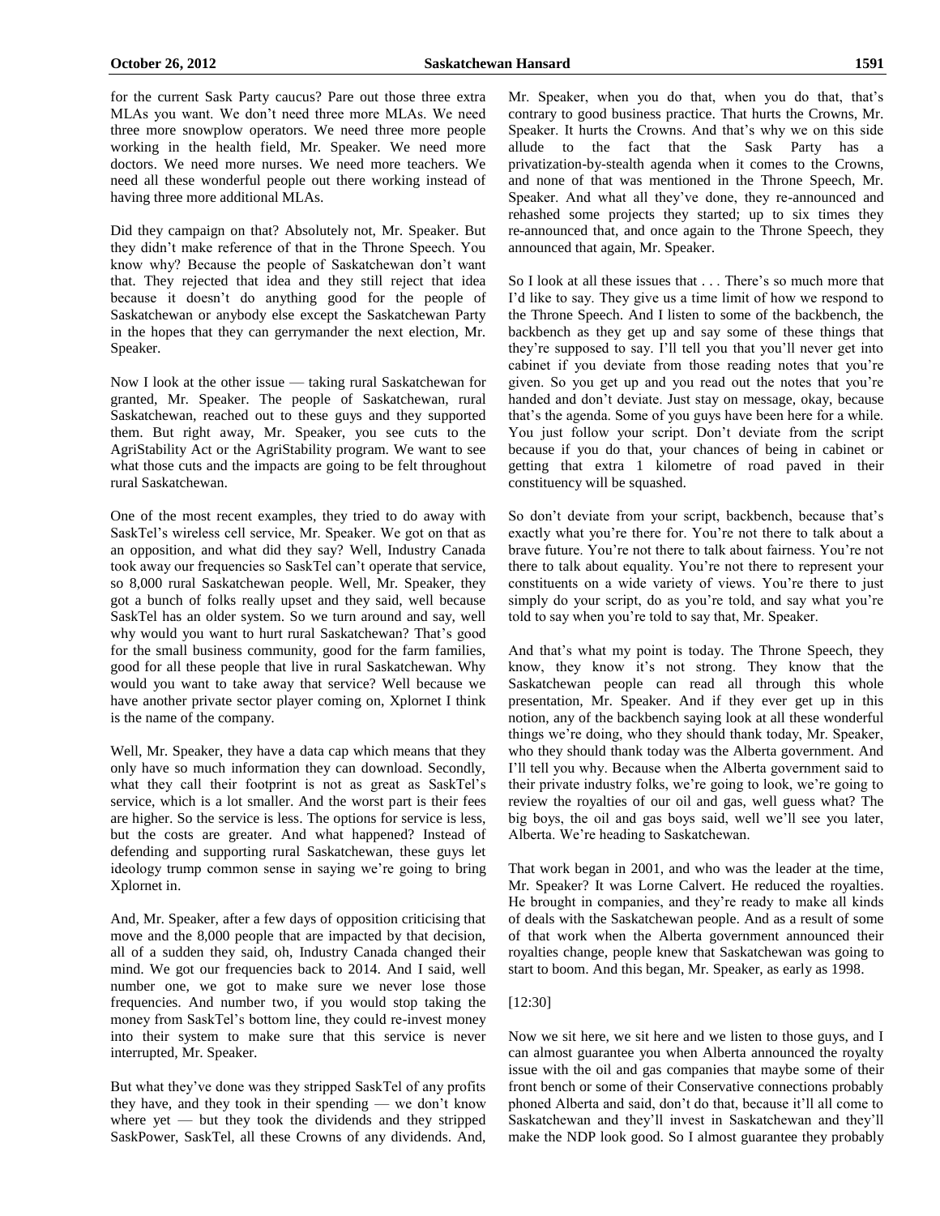for the current Sask Party caucus? Pare out those three extra MLAs you want. We don't need three more MLAs. We need three more snowplow operators. We need three more people working in the health field, Mr. Speaker. We need more doctors. We need more nurses. We need more teachers. We need all these wonderful people out there working instead of having three more additional MLAs.

Did they campaign on that? Absolutely not, Mr. Speaker. But they didn't make reference of that in the Throne Speech. You know why? Because the people of Saskatchewan don't want that. They rejected that idea and they still reject that idea because it doesn't do anything good for the people of Saskatchewan or anybody else except the Saskatchewan Party in the hopes that they can gerrymander the next election, Mr. Speaker.

Now I look at the other issue — taking rural Saskatchewan for granted, Mr. Speaker. The people of Saskatchewan, rural Saskatchewan, reached out to these guys and they supported them. But right away, Mr. Speaker, you see cuts to the AgriStability Act or the AgriStability program. We want to see what those cuts and the impacts are going to be felt throughout rural Saskatchewan.

One of the most recent examples, they tried to do away with SaskTel's wireless cell service, Mr. Speaker. We got on that as an opposition, and what did they say? Well, Industry Canada took away our frequencies so SaskTel can't operate that service, so 8,000 rural Saskatchewan people. Well, Mr. Speaker, they got a bunch of folks really upset and they said, well because SaskTel has an older system. So we turn around and say, well why would you want to hurt rural Saskatchewan? That's good for the small business community, good for the farm families, good for all these people that live in rural Saskatchewan. Why would you want to take away that service? Well because we have another private sector player coming on, Xplornet I think is the name of the company.

Well, Mr. Speaker, they have a data cap which means that they only have so much information they can download. Secondly, what they call their footprint is not as great as SaskTel's service, which is a lot smaller. And the worst part is their fees are higher. So the service is less. The options for service is less, but the costs are greater. And what happened? Instead of defending and supporting rural Saskatchewan, these guys let ideology trump common sense in saying we're going to bring Xplornet in.

And, Mr. Speaker, after a few days of opposition criticising that move and the 8,000 people that are impacted by that decision, all of a sudden they said, oh, Industry Canada changed their mind. We got our frequencies back to 2014. And I said, well number one, we got to make sure we never lose those frequencies. And number two, if you would stop taking the money from SaskTel's bottom line, they could re-invest money into their system to make sure that this service is never interrupted, Mr. Speaker.

But what they've done was they stripped SaskTel of any profits they have, and they took in their spending — we don't know where yet — but they took the dividends and they stripped SaskPower, SaskTel, all these Crowns of any dividends. And, Mr. Speaker, when you do that, when you do that, that's contrary to good business practice. That hurts the Crowns, Mr. Speaker. It hurts the Crowns. And that's why we on this side allude to the fact that the Sask Party has a privatization-by-stealth agenda when it comes to the Crowns, and none of that was mentioned in the Throne Speech, Mr. Speaker. And what all they've done, they re-announced and rehashed some projects they started; up to six times they re-announced that, and once again to the Throne Speech, they announced that again, Mr. Speaker.

So I look at all these issues that . . . There's so much more that I'd like to say. They give us a time limit of how we respond to the Throne Speech. And I listen to some of the backbench, the backbench as they get up and say some of these things that they're supposed to say. I'll tell you that you'll never get into cabinet if you deviate from those reading notes that you're given. So you get up and you read out the notes that you're handed and don't deviate. Just stay on message, okay, because that's the agenda. Some of you guys have been here for a while. You just follow your script. Don't deviate from the script because if you do that, your chances of being in cabinet or getting that extra 1 kilometre of road paved in their constituency will be squashed.

So don't deviate from your script, backbench, because that's exactly what you're there for. You're not there to talk about a brave future. You're not there to talk about fairness. You're not there to talk about equality. You're not there to represent your constituents on a wide variety of views. You're there to just simply do your script, do as you're told, and say what you're told to say when you're told to say that, Mr. Speaker.

And that's what my point is today. The Throne Speech, they know, they know it's not strong. They know that the Saskatchewan people can read all through this whole presentation, Mr. Speaker. And if they ever get up in this notion, any of the backbench saying look at all these wonderful things we're doing, who they should thank today, Mr. Speaker, who they should thank today was the Alberta government. And I'll tell you why. Because when the Alberta government said to their private industry folks, we're going to look, we're going to review the royalties of our oil and gas, well guess what? The big boys, the oil and gas boys said, well we'll see you later, Alberta. We're heading to Saskatchewan.

That work began in 2001, and who was the leader at the time, Mr. Speaker? It was Lorne Calvert. He reduced the royalties. He brought in companies, and they're ready to make all kinds of deals with the Saskatchewan people. And as a result of some of that work when the Alberta government announced their royalties change, people knew that Saskatchewan was going to start to boom. And this began, Mr. Speaker, as early as 1998.

[12:30]

Now we sit here, we sit here and we listen to those guys, and I can almost guarantee you when Alberta announced the royalty issue with the oil and gas companies that maybe some of their front bench or some of their Conservative connections probably phoned Alberta and said, don't do that, because it'll all come to Saskatchewan and they'll invest in Saskatchewan and they'll make the NDP look good. So I almost guarantee they probably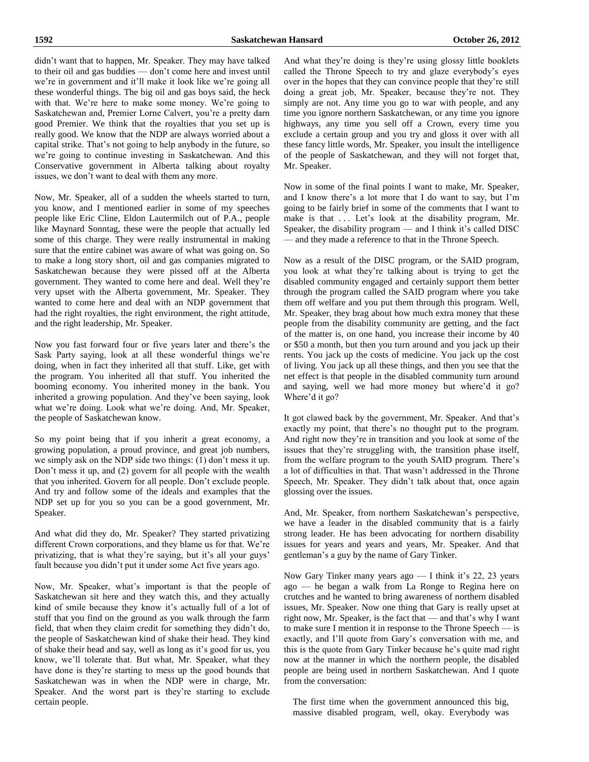didn't want that to happen, Mr. Speaker. They may have talked to their oil and gas buddies — don't come here and invest until we're in government and it'll make it look like we're going all these wonderful things. The big oil and gas boys said, the heck with that. We're here to make some money. We're going to Saskatchewan and, Premier Lorne Calvert, you're a pretty darn good Premier. We think that the royalties that you set up is really good. We know that the NDP are always worried about a capital strike. That's not going to help anybody in the future, so we're going to continue investing in Saskatchewan. And this Conservative government in Alberta talking about royalty issues, we don't want to deal with them any more.

Now, Mr. Speaker, all of a sudden the wheels started to turn, you know, and I mentioned earlier in some of my speeches people like Eric Cline, Eldon Lautermilch out of P.A., people like Maynard Sonntag, these were the people that actually led some of this charge. They were really instrumental in making sure that the entire cabinet was aware of what was going on. So to make a long story short, oil and gas companies migrated to Saskatchewan because they were pissed off at the Alberta government. They wanted to come here and deal. Well they're very upset with the Alberta government, Mr. Speaker. They wanted to come here and deal with an NDP government that had the right royalties, the right environment, the right attitude, and the right leadership, Mr. Speaker.

Now you fast forward four or five years later and there's the Sask Party saying, look at all these wonderful things we're doing, when in fact they inherited all that stuff. Like, get with the program. You inherited all that stuff. You inherited the booming economy. You inherited money in the bank. You inherited a growing population. And they've been saying, look what we're doing. Look what we're doing. And, Mr. Speaker, the people of Saskatchewan know.

So my point being that if you inherit a great economy, a growing population, a proud province, and great job numbers, we simply ask on the NDP side two things: (1) don't mess it up. Don't mess it up, and (2) govern for all people with the wealth that you inherited. Govern for all people. Don't exclude people. And try and follow some of the ideals and examples that the NDP set up for you so you can be a good government, Mr. Speaker.

And what did they do, Mr. Speaker? They started privatizing different Crown corporations, and they blame us for that. We're privatizing, that is what they're saying, but it's all your guys' fault because you didn't put it under some Act five years ago.

Now, Mr. Speaker, what's important is that the people of Saskatchewan sit here and they watch this, and they actually kind of smile because they know it's actually full of a lot of stuff that you find on the ground as you walk through the farm field, that when they claim credit for something they didn't do, the people of Saskatchewan kind of shake their head. They kind of shake their head and say, well as long as it's good for us, you know, we'll tolerate that. But what, Mr. Speaker, what they have done is they're starting to mess up the good bounds that Saskatchewan was in when the NDP were in charge, Mr. Speaker. And the worst part is they're starting to exclude certain people.

And what they're doing is they're using glossy little booklets called the Throne Speech to try and glaze everybody's eyes over in the hopes that they can convince people that they're still doing a great job, Mr. Speaker, because they're not. They simply are not. Any time you go to war with people, and any time you ignore northern Saskatchewan, or any time you ignore highways, any time you sell off a Crown, every time you exclude a certain group and you try and gloss it over with all these fancy little words, Mr. Speaker, you insult the intelligence of the people of Saskatchewan, and they will not forget that, Mr. Speaker.

Now in some of the final points I want to make, Mr. Speaker, and I know there's a lot more that I do want to say, but I'm going to be fairly brief in some of the comments that I want to make is that . . . Let's look at the disability program, Mr. Speaker, the disability program — and I think it's called DISC — and they made a reference to that in the Throne Speech.

Now as a result of the DISC program, or the SAID program, you look at what they're talking about is trying to get the disabled community engaged and certainly support them better through the program called the SAID program where you take them off welfare and you put them through this program. Well, Mr. Speaker, they brag about how much extra money that these people from the disability community are getting, and the fact of the matter is, on one hand, you increase their income by 40 or $50 a month, but then you turn around and you jack up their rents. You jack up the costs of medicine. You jack up the cost of living. You jack up all these things, and then you see that the net effect is that people in the disabled community turn around and saying, well we had more money but where'd it go? Where'd it go?

It got clawed back by the government, Mr. Speaker. And that's exactly my point, that there's no thought put to the program. And right now they're in transition and you look at some of the issues that they're struggling with, the transition phase itself, from the welfare program to the youth SAID program. There's a lot of difficulties in that. That wasn't addressed in the Throne Speech, Mr. Speaker. They didn't talk about that, once again glossing over the issues.

And, Mr. Speaker, from northern Saskatchewan's perspective, we have a leader in the disabled community that is a fairly strong leader. He has been advocating for northern disability issues for years and years and years, Mr. Speaker. And that gentleman's a guy by the name of Gary Tinker.

Now Gary Tinker many years ago — I think it's 22, 23 years ago — he began a walk from La Ronge to Regina here on crutches and he wanted to bring awareness of northern disabled issues, Mr. Speaker. Now one thing that Gary is really upset at right now, Mr. Speaker, is the fact that — and that's why I want to make sure I mention it in response to the Throne Speech — is exactly, and I'll quote from Gary's conversation with me, and this is the quote from Gary Tinker because he's quite mad right now at the manner in which the northern people, the disabled people are being used in northern Saskatchewan. And I quote from the conversation:

> The first time when the government announced this big, massive disabled program, well, okay. Everybody was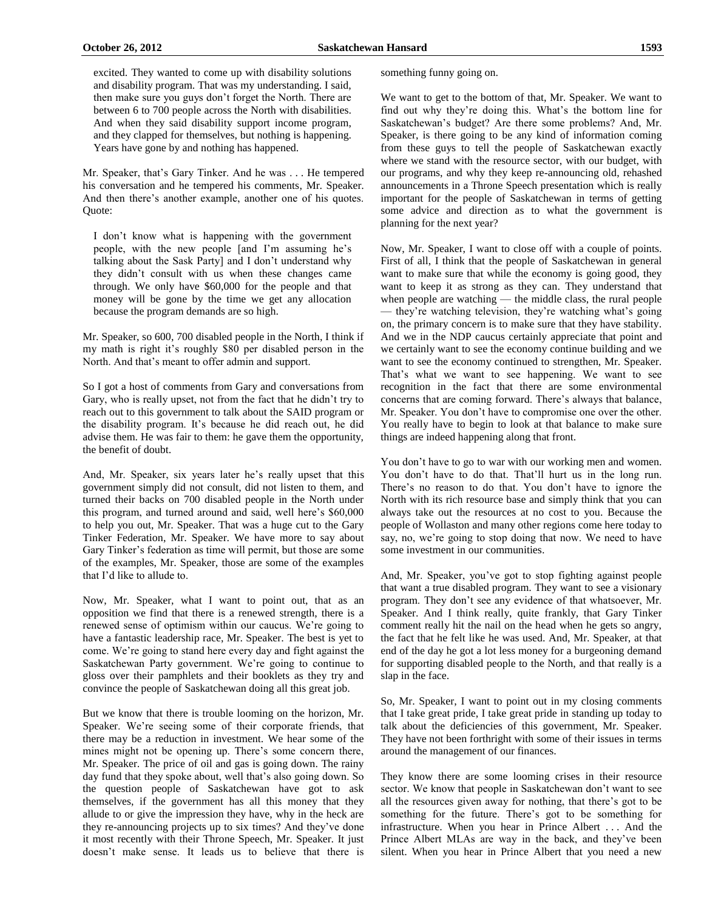> excited. They wanted to come up with disability solutions and disability program. That was my understanding. I said, then make sure you guys don't forget the North. There are between 6 to 700 people across the North with disabilities. And when they said disability support income program, and they clapped for themselves, but nothing is happening. Years have gone by and nothing has happened.

Mr. Speaker, that's Gary Tinker. And he was . . . He tempered his conversation and he tempered his comments, Mr. Speaker. And then there's another example, another one of his quotes. Quote:

> I don't know what is happening with the government people, with the new people [and I'm assuming he's talking about the Sask Party] and I don't understand why they didn't consult with us when these changes came through. We only have $60,000 for the people and that money will be gone by the time we get any allocation because the program demands are so high.

Mr. Speaker, so 600, 700 disabled people in the North, I think if my math is right it's roughly $80 per disabled person in the North. And that's meant to offer admin and support.

So I got a host of comments from Gary and conversations from Gary, who is really upset, not from the fact that he didn't try to reach out to this government to talk about the SAID program or the disability program. It's because he did reach out, he did advise them. He was fair to them: he gave them the opportunity, the benefit of doubt.

And, Mr. Speaker, six years later he's really upset that this government simply did not consult, did not listen to them, and turned their backs on 700 disabled people in the North under this program, and turned around and said, well here's $60,000 to help you out, Mr. Speaker. That was a huge cut to the Gary Tinker Federation, Mr. Speaker. We have more to say about Gary Tinker's federation as time will permit, but those are some of the examples, Mr. Speaker, those are some of the examples that I'd like to allude to.

Now, Mr. Speaker, what I want to point out, that as an opposition we find that there is a renewed strength, there is a renewed sense of optimism within our caucus. We're going to have a fantastic leadership race, Mr. Speaker. The best is yet to come. We're going to stand here every day and fight against the Saskatchewan Party government. We're going to continue to gloss over their pamphlets and their booklets as they try and convince the people of Saskatchewan doing all this great job.

But we know that there is trouble looming on the horizon, Mr. Speaker. We're seeing some of their corporate friends, that there may be a reduction in investment. We hear some of the mines might not be opening up. There's some concern there, Mr. Speaker. The price of oil and gas is going down. The rainy day fund that they spoke about, well that's also going down. So the question people of Saskatchewan have got to ask themselves, if the government has all this money that they allude to or give the impression they have, why in the heck are they re-announcing projects up to six times? And they've done it most recently with their Throne Speech, Mr. Speaker. It just doesn't make sense. It leads us to believe that there is something funny going on.

We want to get to the bottom of that, Mr. Speaker. We want to find out why they're doing this. What's the bottom line for Saskatchewan's budget? Are there some problems? And, Mr. Speaker, is there going to be any kind of information coming from these guys to tell the people of Saskatchewan exactly where we stand with the resource sector, with our budget, with our programs, and why they keep re-announcing old, rehashed announcements in a Throne Speech presentation which is really important for the people of Saskatchewan in terms of getting some advice and direction as to what the government is planning for the next year?

Now, Mr. Speaker, I want to close off with a couple of points. First of all, I think that the people of Saskatchewan in general want to make sure that while the economy is going good, they want to keep it as strong as they can. They understand that when people are watching — the middle class, the rural people — they're watching television, they're watching what's going on, the primary concern is to make sure that they have stability. And we in the NDP caucus certainly appreciate that point and we certainly want to see the economy continue building and we want to see the economy continued to strengthen, Mr. Speaker. That's what we want to see happening. We want to see recognition in the fact that there are some environmental concerns that are coming forward. There's always that balance, Mr. Speaker. You don't have to compromise one over the other. You really have to begin to look at that balance to make sure things are indeed happening along that front.

You don't have to go to war with our working men and women. You don't have to do that. That'll hurt us in the long run. There's no reason to do that. You don't have to ignore the North with its rich resource base and simply think that you can always take out the resources at no cost to you. Because the people of Wollaston and many other regions come here today to say, no, we're going to stop doing that now. We need to have some investment in our communities.

And, Mr. Speaker, you've got to stop fighting against people that want a true disabled program. They want to see a visionary program. They don't see any evidence of that whatsoever, Mr. Speaker. And I think really, quite frankly, that Gary Tinker comment really hit the nail on the head when he gets so angry, the fact that he felt like he was used. And, Mr. Speaker, at that end of the day he got a lot less money for a burgeoning demand for supporting disabled people to the North, and that really is a slap in the face.

So, Mr. Speaker, I want to point out in my closing comments that I take great pride, I take great pride in standing up today to talk about the deficiencies of this government, Mr. Speaker. They have not been forthright with some of their issues in terms around the management of our finances.

They know there are some looming crises in their resource sector. We know that people in Saskatchewan don't want to see all the resources given away for nothing, that there's got to be something for the future. There's got to be something for infrastructure. When you hear in Prince Albert . . . And the Prince Albert MLAs are way in the back, and they've been silent. When you hear in Prince Albert that you need a new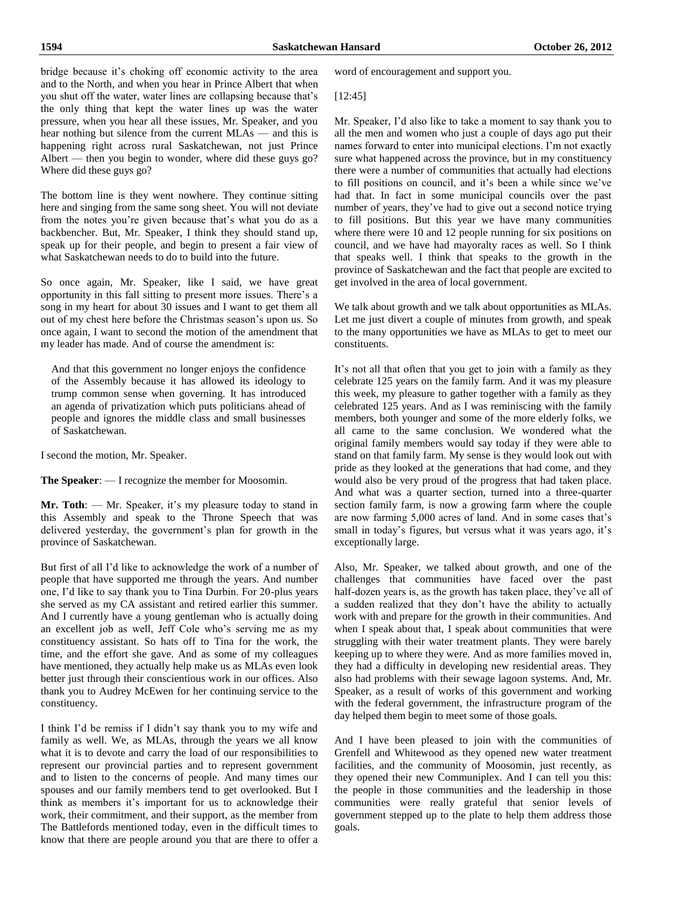bridge because it's choking off economic activity to the area and to the North, and when you hear in Prince Albert that when you shut off the water, water lines are collapsing because that's the only thing that kept the water lines up was the water pressure, when you hear all these issues, Mr. Speaker, and you hear nothing but silence from the current MLAs — and this is happening right across rural Saskatchewan, not just Prince Albert — then you begin to wonder, where did these guys go? Where did these guys go?

The bottom line is they went nowhere. They continue sitting here and singing from the same song sheet. You will not deviate from the notes you're given because that's what you do as a backbencher. But, Mr. Speaker, I think they should stand up, speak up for their people, and begin to present a fair view of what Saskatchewan needs to do to build into the future.

So once again, Mr. Speaker, like I said, we have great opportunity in this fall sitting to present more issues. There's a song in my heart for about 30 issues and I want to get them all out of my chest here before the Christmas season's upon us. So once again, I want to second the motion of the amendment that my leader has made. And of course the amendment is:

> And that this government no longer enjoys the confidence of the Assembly because it has allowed its ideology to trump common sense when governing. It has introduced an agenda of privatization which puts politicians ahead of people and ignores the middle class and small businesses of Saskatchewan.

I second the motion, Mr. Speaker.

**The Speaker**: — I recognize the member for Moosomin.

**Mr. Toth**: — Mr. Speaker, it's my pleasure today to stand in this Assembly and speak to the Throne Speech that was delivered yesterday, the government's plan for growth in the province of Saskatchewan.

But first of all I'd like to acknowledge the work of a number of people that have supported me through the years. And number one, I'd like to say thank you to Tina Durbin. For 20-plus years she served as my CA assistant and retired earlier this summer. And I currently have a young gentleman who is actually doing an excellent job as well, Jeff Cole who's serving me as my constituency assistant. So hats off to Tina for the work, the time, and the effort she gave. And as some of my colleagues have mentioned, they actually help make us as MLAs even look better just through their conscientious work in our offices. Also thank you to Audrey McEwen for her continuing service to the constituency.

I think I'd be remiss if I didn't say thank you to my wife and family as well. We, as MLAs, through the years we all know what it is to devote and carry the load of our responsibilities to represent our provincial parties and to represent government and to listen to the concerns of people. And many times our spouses and our family members tend to get overlooked. But I think as members it's important for us to acknowledge their work, their commitment, and their support, as the member from The Battlefords mentioned today, even in the difficult times to know that there are people around you that are there to offer a word of encouragement and support you.

[12:45]

Mr. Speaker, I'd also like to take a moment to say thank you to all the men and women who just a couple of days ago put their names forward to enter into municipal elections. I'm not exactly sure what happened across the province, but in my constituency there were a number of communities that actually had elections to fill positions on council, and it's been a while since we've had that. In fact in some municipal councils over the past number of years, they've had to give out a second notice trying to fill positions. But this year we have many communities where there were 10 and 12 people running for six positions on council, and we have had mayoralty races as well. So I think that speaks well. I think that speaks to the growth in the province of Saskatchewan and the fact that people are excited to get involved in the area of local government.

We talk about growth and we talk about opportunities as MLAs. Let me just divert a couple of minutes from growth, and speak to the many opportunities we have as MLAs to get to meet our constituents.

It's not all that often that you get to join with a family as they celebrate 125 years on the family farm. And it was my pleasure this week, my pleasure to gather together with a family as they celebrated 125 years. And as I was reminiscing with the family members, both younger and some of the more elderly folks, we all came to the same conclusion. We wondered what the original family members would say today if they were able to stand on that family farm. My sense is they would look out with pride as they looked at the generations that had come, and they would also be very proud of the progress that had taken place. And what was a quarter section, turned into a three-quarter section family farm, is now a growing farm where the couple are now farming 5,000 acres of land. And in some cases that's small in today's figures, but versus what it was years ago, it's exceptionally large.

Also, Mr. Speaker, we talked about growth, and one of the challenges that communities have faced over the past half-dozen years is, as the growth has taken place, they've all of a sudden realized that they don't have the ability to actually work with and prepare for the growth in their communities. And when I speak about that, I speak about communities that were struggling with their water treatment plants. They were barely keeping up to where they were. And as more families moved in, they had a difficulty in developing new residential areas. They also had problems with their sewage lagoon systems. And, Mr. Speaker, as a result of works of this government and working with the federal government, the infrastructure program of the day helped them begin to meet some of those goals.

And I have been pleased to join with the communities of Grenfell and Whitewood as they opened new water treatment facilities, and the community of Moosomin, just recently, as they opened their new Communiplex. And I can tell you this: the people in those communities and the leadership in those communities were really grateful that senior levels of government stepped up to the plate to help them address those goals.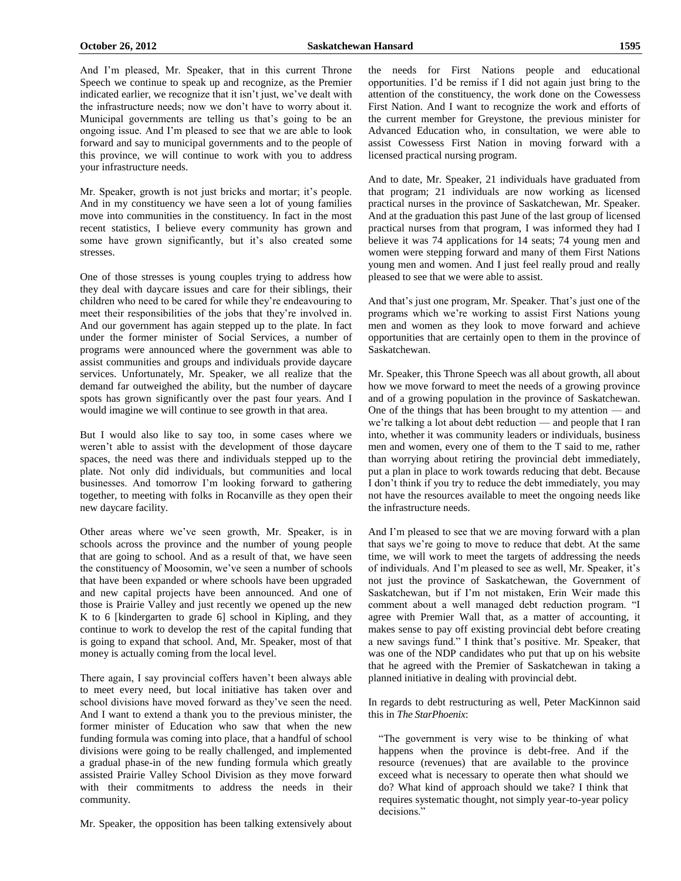And I'm pleased, Mr. Speaker, that in this current Throne Speech we continue to speak up and recognize, as the Premier indicated earlier, we recognize that it isn't just, we've dealt with the infrastructure needs; now we don't have to worry about it. Municipal governments are telling us that's going to be an ongoing issue. And I'm pleased to see that we are able to look forward and say to municipal governments and to the people of this province, we will continue to work with you to address your infrastructure needs.

Mr. Speaker, growth is not just bricks and mortar; it's people. And in my constituency we have seen a lot of young families move into communities in the constituency. In fact in the most recent statistics, I believe every community has grown and some have grown significantly, but it's also created some stresses.

One of those stresses is young couples trying to address how they deal with daycare issues and care for their siblings, their children who need to be cared for while they're endeavouring to meet their responsibilities of the jobs that they're involved in. And our government has again stepped up to the plate. In fact under the former minister of Social Services, a number of programs were announced where the government was able to assist communities and groups and individuals provide daycare services. Unfortunately, Mr. Speaker, we all realize that the demand far outweighed the ability, but the number of daycare spots has grown significantly over the past four years. And I would imagine we will continue to see growth in that area.

But I would also like to say too, in some cases where we weren't able to assist with the development of those daycare spaces, the need was there and individuals stepped up to the plate. Not only did individuals, but communities and local businesses. And tomorrow I'm looking forward to gathering together, to meeting with folks in Rocanville as they open their new daycare facility.

Other areas where we've seen growth, Mr. Speaker, is in schools across the province and the number of young people that are going to school. And as a result of that, we have seen the constituency of Moosomin, we've seen a number of schools that have been expanded or where schools have been upgraded and new capital projects have been announced. And one of those is Prairie Valley and just recently we opened up the new K to 6 [kindergarten to grade 6] school in Kipling, and they continue to work to develop the rest of the capital funding that is going to expand that school. And, Mr. Speaker, most of that money is actually coming from the local level.

There again, I say provincial coffers haven't been always able to meet every need, but local initiative has taken over and school divisions have moved forward as they've seen the need. And I want to extend a thank you to the previous minister, the former minister of Education who saw that when the new funding formula was coming into place, that a handful of school divisions were going to be really challenged, and implemented a gradual phase-in of the new funding formula which greatly assisted Prairie Valley School Division as they move forward with their commitments to address the needs in their community.

Mr. Speaker, the opposition has been talking extensively about the needs for First Nations people and educational opportunities. I'd be remiss if I did not again just bring to the attention of the constituency, the work done on the Cowessess First Nation. And I want to recognize the work and efforts of the current member for Greystone, the previous minister for Advanced Education who, in consultation, we were able to assist Cowessess First Nation in moving forward with a licensed practical nursing program.

And to date, Mr. Speaker, 21 individuals have graduated from that program; 21 individuals are now working as licensed practical nurses in the province of Saskatchewan, Mr. Speaker. And at the graduation this past June of the last group of licensed practical nurses from that program, I was informed they had I believe it was 74 applications for 14 seats; 74 young men and women were stepping forward and many of them First Nations young men and women. And I just feel really proud and really pleased to see that we were able to assist.

And that's just one program, Mr. Speaker. That's just one of the programs which we're working to assist First Nations young men and women as they look to move forward and achieve opportunities that are certainly open to them in the province of Saskatchewan.

Mr. Speaker, this Throne Speech was all about growth, all about how we move forward to meet the needs of a growing province and of a growing population in the province of Saskatchewan. One of the things that has been brought to my attention — and we're talking a lot about debt reduction — and people that I ran into, whether it was community leaders or individuals, business men and women, every one of them to the T said to me, rather than worrying about retiring the provincial debt immediately, put a plan in place to work towards reducing that debt. Because I don't think if you try to reduce the debt immediately, you may not have the resources available to meet the ongoing needs like the infrastructure needs.

And I'm pleased to see that we are moving forward with a plan that says we're going to move to reduce that debt. At the same time, we will work to meet the targets of addressing the needs of individuals. And I'm pleased to see as well, Mr. Speaker, it's not just the province of Saskatchewan, the Government of Saskatchewan, but if I'm not mistaken, Erin Weir made this comment about a well managed debt reduction program. "I agree with Premier Wall that, as a matter of accounting, it makes sense to pay off existing provincial debt before creating a new savings fund." I think that's positive. Mr. Speaker, that was one of the NDP candidates who put that up on his website that he agreed with the Premier of Saskatchewan in taking a planned initiative in dealing with provincial debt.

In regards to debt restructuring as well, Peter MacKinnon said this in *The StarPhoenix*:

> "The government is very wise to be thinking of what happens when the province is debt-free. And if the resource (revenues) that are available to the province exceed what is necessary to operate then what should we do? What kind of approach should we take? I think that requires systematic thought, not simply year-to-year policy decisions."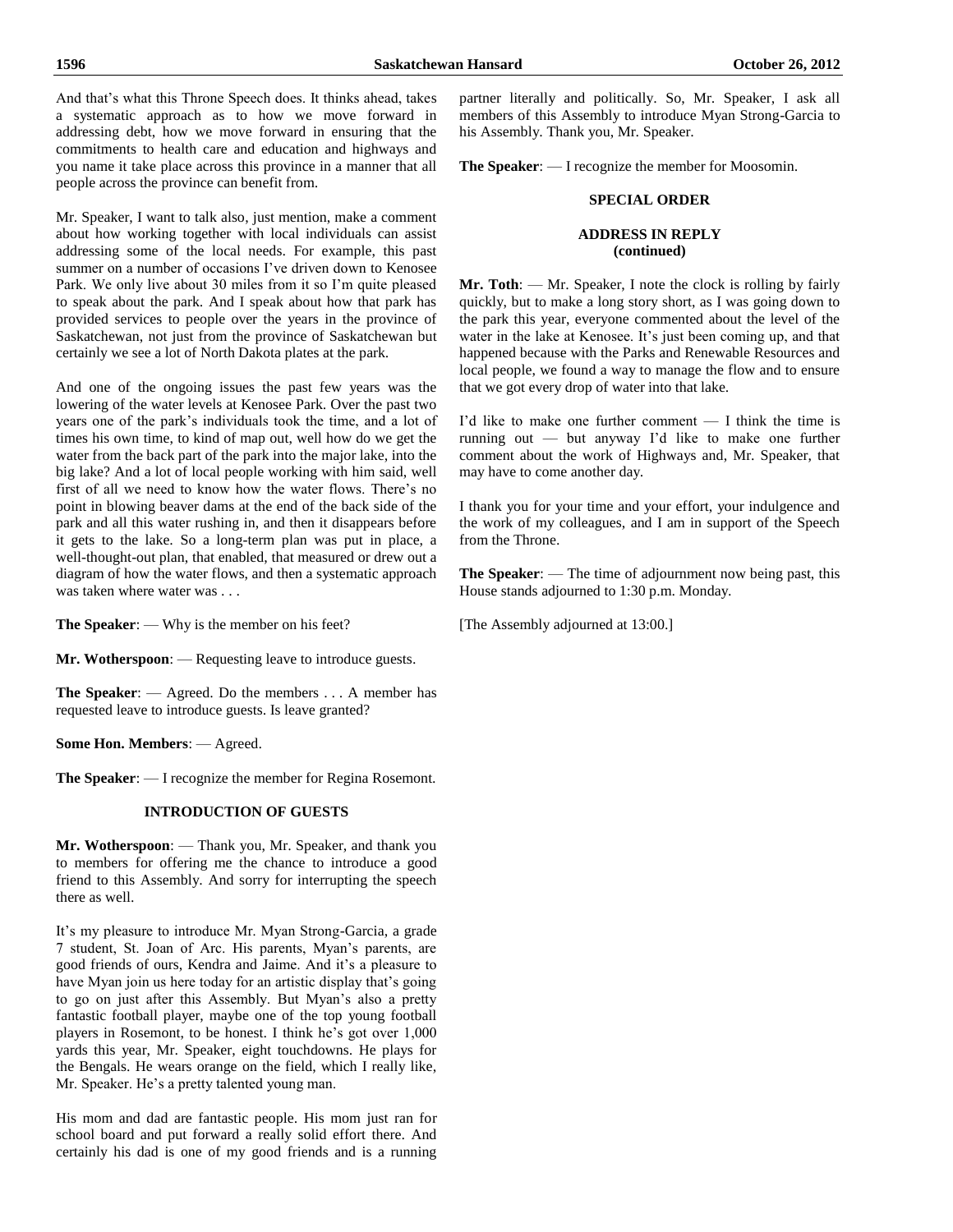And that's what this Throne Speech does. It thinks ahead, takes a systematic approach as to how we move forward in addressing debt, how we move forward in ensuring that the commitments to health care and education and highways and you name it take place across this province in a manner that all people across the province can benefit from.

Mr. Speaker, I want to talk also, just mention, make a comment about how working together with local individuals can assist addressing some of the local needs. For example, this past summer on a number of occasions I've driven down to Kenosee Park. We only live about 30 miles from it so I'm quite pleased to speak about the park. And I speak about how that park has provided services to people over the years in the province of Saskatchewan, not just from the province of Saskatchewan but certainly we see a lot of North Dakota plates at the park.

And one of the ongoing issues the past few years was the lowering of the water levels at Kenosee Park. Over the past two years one of the park's individuals took the time, and a lot of times his own time, to kind of map out, well how do we get the water from the back part of the park into the major lake, into the big lake? And a lot of local people working with him said, well first of all we need to know how the water flows. There's no point in blowing beaver dams at the end of the back side of the park and all this water rushing in, and then it disappears before it gets to the lake. So a long-term plan was put in place, a well-thought-out plan, that enabled, that measured or drew out a diagram of how the water flows, and then a systematic approach was taken where water was . . .

**The Speaker**: — Why is the member on his feet?

**Mr. Wotherspoon**: — Requesting leave to introduce guests.

**The Speaker**: — Agreed. Do the members . . . A member has requested leave to introduce guests. Is leave granted?

**Some Hon. Members**: — Agreed.

**The Speaker**: — I recognize the member for Regina Rosemont.

## INTRODUCTION OF GUESTS

**Mr. Wotherspoon**: — Thank you, Mr. Speaker, and thank you to members for offering me the chance to introduce a good friend to this Assembly. And sorry for interrupting the speech there as well.

It's my pleasure to introduce Mr. Myan Strong-Garcia, a grade 7 student, St. Joan of Arc. His parents, Myan's parents, are good friends of ours, Kendra and Jaime. And it's a pleasure to have Myan join us here today for an artistic display that's going to go on just after this Assembly. But Myan's also a pretty fantastic football player, maybe one of the top young football players in Rosemont, to be honest. I think he's got over 1,000 yards this year, Mr. Speaker, eight touchdowns. He plays for the Bengals. He wears orange on the field, which I really like, Mr. Speaker. He's a pretty talented young man.

His mom and dad are fantastic people. His mom just ran for school board and put forward a really solid effort there. And certainly his dad is one of my good friends and is a running partner literally and politically. So, Mr. Speaker, I ask all members of this Assembly to introduce Myan Strong-Garcia to his Assembly. Thank you, Mr. Speaker.

**The Speaker**: — I recognize the member for Moosomin.

## SPECIAL ORDER

### ADDRESS IN REPLY (continued)

**Mr. Toth**: — Mr. Speaker, I note the clock is rolling by fairly quickly, but to make a long story short, as I was going down to the park this year, everyone commented about the level of the water in the lake at Kenosee. It's just been coming up, and that happened because with the Parks and Renewable Resources and local people, we found a way to manage the flow and to ensure that we got every drop of water into that lake.

I'd like to make one further comment — I think the time is running out — but anyway I'd like to make one further comment about the work of Highways and, Mr. Speaker, that may have to come another day.

I thank you for your time and your effort, your indulgence and the work of my colleagues, and I am in support of the Speech from the Throne.

**The Speaker**: — The time of adjournment now being past, this House stands adjourned to 1:30 p.m. Monday.

[The Assembly adjourned at 13:00.]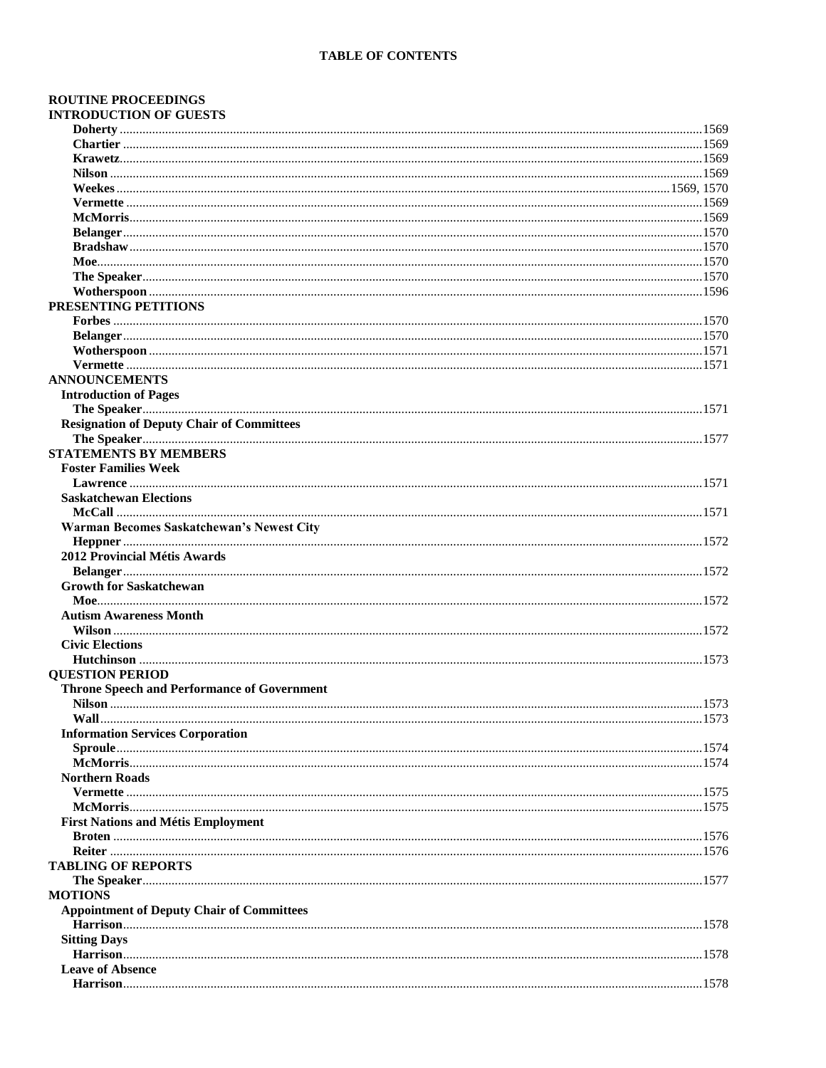## TABLE OF CONTENTS

**ROUTINE PROCEEDINGS**

**INTRODUCTION OF GUESTS**

- **Doherty** ... 1569
- **Chartier** ... 1569
- **Krawetz** ... 1569
- **Nilson** ... 1569
- **Weekes** ... 1569, 1570
- **Vermette** ... 1569
- **McMorris** ... 1569
- **Belanger** ... 1570
- **Bradshaw** ... 1570
- **Moe** ... 1570
- **The Speaker** ... 1570
- **Wotherspoon** ... 1596

**PRESENTING PETITIONS**

- **Forbes** ... 1570
- **Belanger** ... 1570
- **Wotherspoon** ... 1571
- **Vermette** ... 1571

**ANNOUNCEMENTS**

**Introduction of Pages**

- **The Speaker** ... 1571

**Resignation of Deputy Chair of Committees**

- **The Speaker** ... 1577

**STATEMENTS BY MEMBERS**

**Foster Families Week**

- **Lawrence** ... 1571

**Saskatchewan Elections**

- **McCall** ... 1571

**Warman Becomes Saskatchewan's Newest City**

- **Heppner** ... 1572

**2012 Provincial Métis Awards**

- **Belanger** ... 1572

**Growth for Saskatchewan**

- **Moe** ... 1572

**Autism Awareness Month**

- **Wilson** ... 1572

**Civic Elections**

- **Hutchinson** ... 1573

**QUESTION PERIOD**

**Throne Speech and Performance of Government**

- **Nilson** ... 1573
- **Wall** ... 1573

**Information Services Corporation**

- **Sproule** ... 1574
- **McMorris** ... 1574

**Northern Roads**

- **Vermette** ... 1575
- **McMorris** ... 1575

**First Nations and Métis Employment**

- **Broten** ... 1576
- **Reiter** ... 1576

**TABLING OF REPORTS**

- **The Speaker** ... 1577

**MOTIONS**

**Appointment of Deputy Chair of Committees**

- **Harrison** ... 1578

**Sitting Days**

- **Harrison** ... 1578

**Leave of Absence**

- **Harrison** ... 1578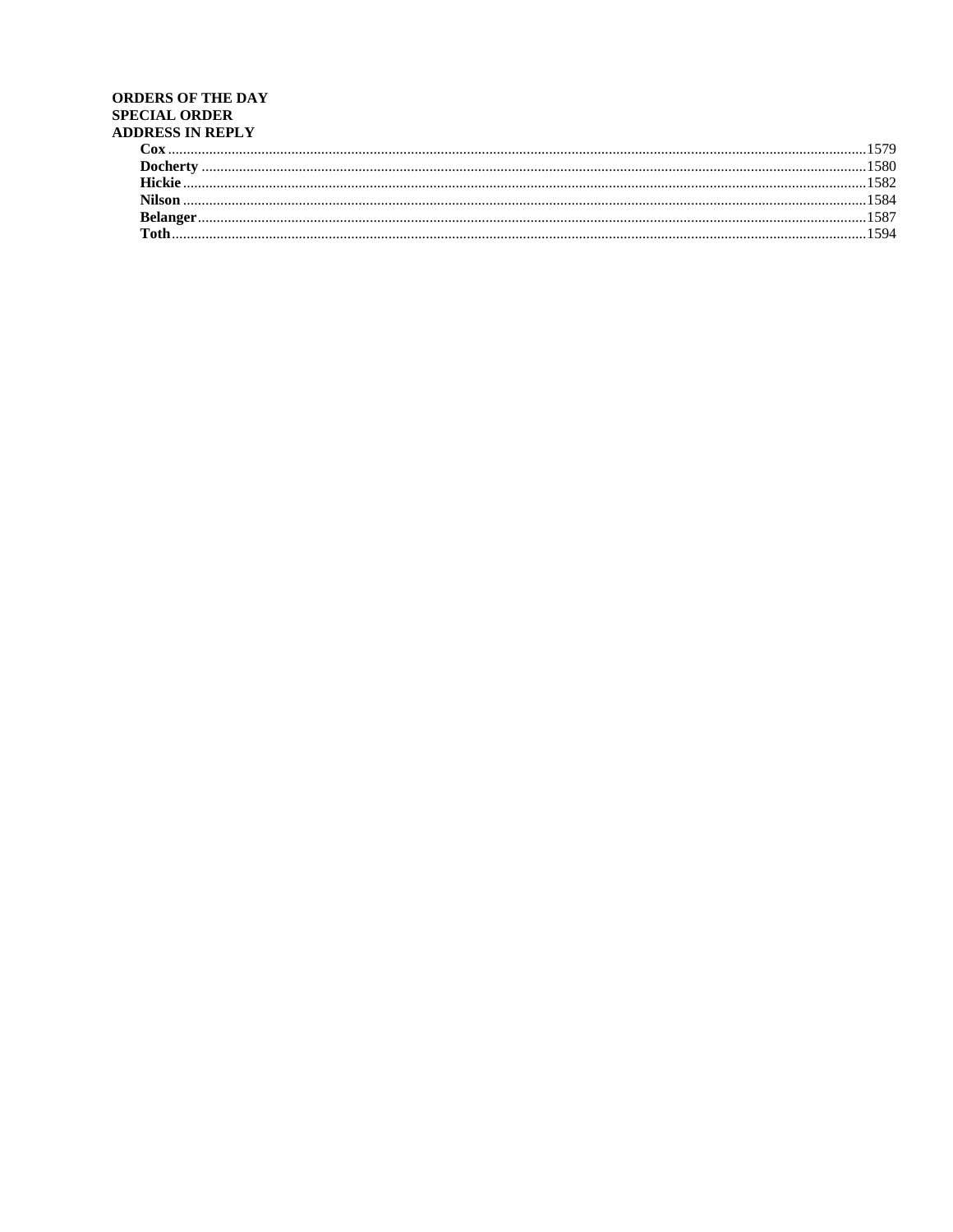**ORDERS OF THE DAY**
**SPECIAL ORDER**
**ADDRESS IN REPLY**

**Cox** ........................................................................................................ 1579
**Docherty** ................................................................................................ 1580
**Hickie** ..................................................................................................... 1582
**Nilson** .................................................................................................... 1584
**Belanger** ................................................................................................ 1587
**Toth** ........................................................................................................ 1594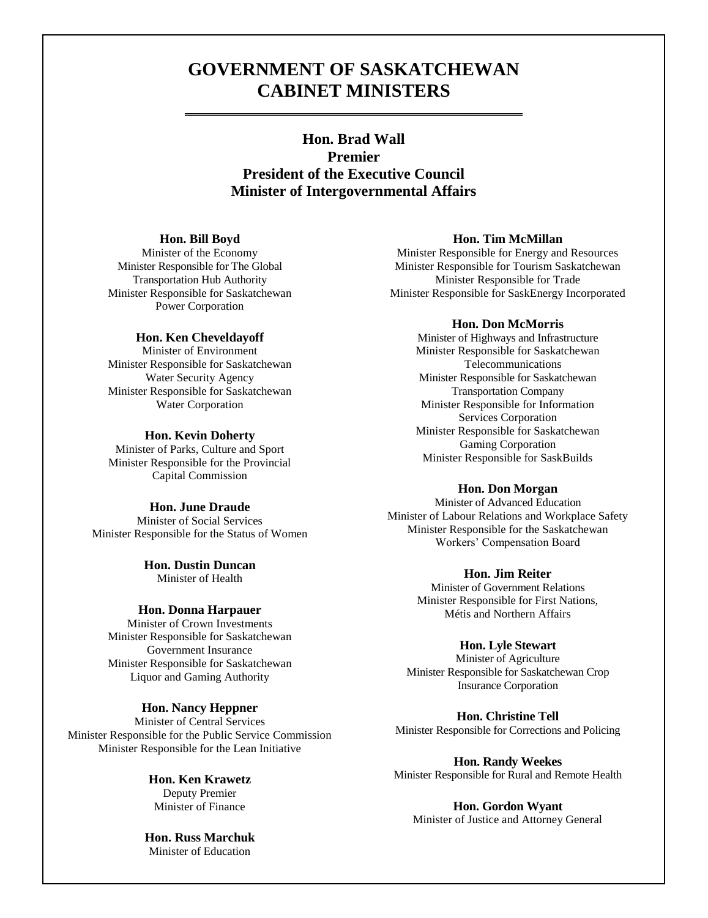# GOVERNMENT OF SASKATCHEWAN CABINET MINISTERS

**Hon. Brad Wall**
**Premier**
**President of the Executive Council**
**Minister of Intergovernmental Affairs**

**Hon. Bill Boyd**
Minister of the Economy
Minister Responsible for The Global Transportation Hub Authority
Minister Responsible for Saskatchewan Power Corporation

**Hon. Ken Cheveldayoff**
Minister of Environment
Minister Responsible for Saskatchewan Water Security Agency
Minister Responsible for Saskatchewan Water Corporation

**Hon. Kevin Doherty**
Minister of Parks, Culture and Sport
Minister Responsible for the Provincial Capital Commission

**Hon. June Draude**
Minister of Social Services
Minister Responsible for the Status of Women

**Hon. Dustin Duncan**
Minister of Health

**Hon. Donna Harpauer**
Minister of Crown Investments
Minister Responsible for Saskatchewan Government Insurance
Minister Responsible for Saskatchewan Liquor and Gaming Authority

**Hon. Nancy Heppner**
Minister of Central Services
Minister Responsible for the Public Service Commission
Minister Responsible for the Lean Initiative

**Hon. Ken Krawetz**
Deputy Premier
Minister of Finance

**Hon. Russ Marchuk**
Minister of Education

**Hon. Tim McMillan**
Minister Responsible for Energy and Resources
Minister Responsible for Tourism Saskatchewan
Minister Responsible for Trade
Minister Responsible for SaskEnergy Incorporated

**Hon. Don McMorris**
Minister of Highways and Infrastructure
Minister Responsible for Saskatchewan Telecommunications
Minister Responsible for Saskatchewan Transportation Company
Minister Responsible for Information Services Corporation
Minister Responsible for Saskatchewan Gaming Corporation
Minister Responsible for SaskBuilds

**Hon. Don Morgan**
Minister of Advanced Education
Minister of Labour Relations and Workplace Safety
Minister Responsible for the Saskatchewan Workers' Compensation Board

**Hon. Jim Reiter**
Minister of Government Relations
Minister Responsible for First Nations, Métis and Northern Affairs

**Hon. Lyle Stewart**
Minister of Agriculture
Minister Responsible for Saskatchewan Crop Insurance Corporation

**Hon. Christine Tell**
Minister Responsible for Corrections and Policing

**Hon. Randy Weekes**
Minister Responsible for Rural and Remote Health

**Hon. Gordon Wyant**
Minister of Justice and Attorney General